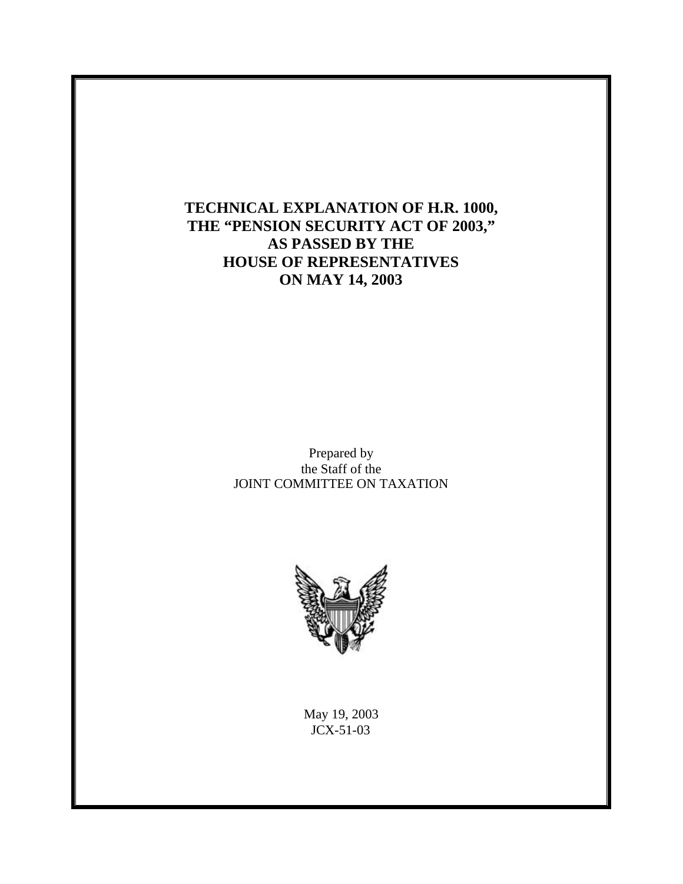# TECHNICAL EXPLANATION OF H.R. 1000, THE "PENSION SECURITY ACT OF 2003," AS PASSED BY THE HOUSE OF REPRESENTATIVES ON MAY 14, 2003

Prepared by
the Staff of the
JOINT COMMITTEE ON TAXATION

May 19, 2003
JCX-51-03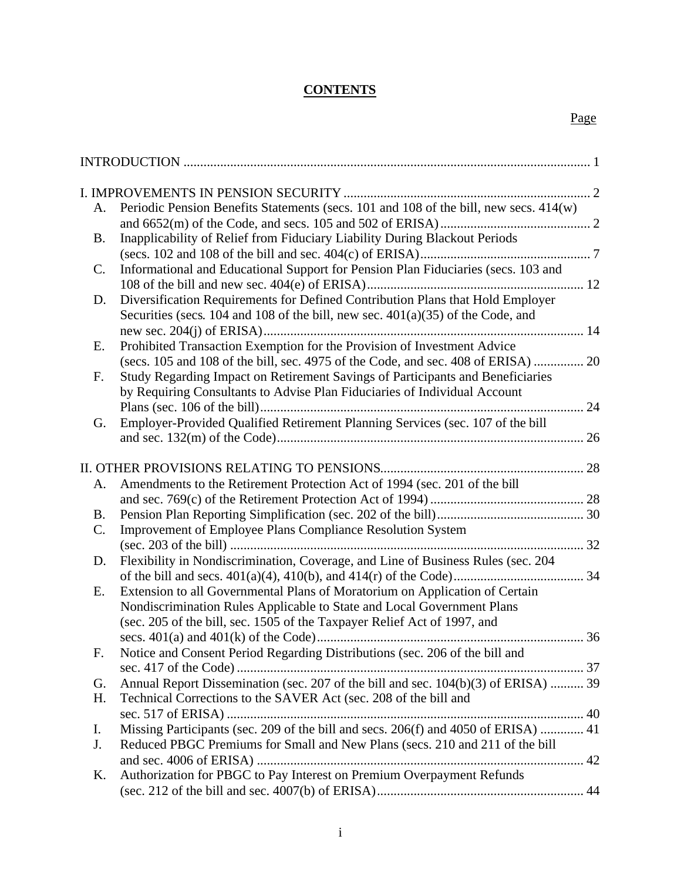# CONTENTS

| | Page |
|---|---|
| INTRODUCTION | 1 |
| I. IMPROVEMENTS IN PENSION SECURITY | 2 |
| A. Periodic Pension Benefits Statements (secs. 101 and 108 of the bill, new secs. 414(w) and 6652(m) of the Code, and secs. 105 and 502 of ERISA) | 2 |
| B. Inapplicability of Relief from Fiduciary Liability During Blackout Periods (secs. 102 and 108 of the bill and sec. 404(c) of ERISA) | 7 |
| C. Informational and Educational Support for Pension Plan Fiduciaries (secs. 103 and 108 of the bill and new sec. 404(e) of ERISA) | 12 |
| D. Diversification Requirements for Defined Contribution Plans that Hold Employer Securities (secs. 104 and 108 of the bill, new sec. 401(a)(35) of the Code, and new sec. 204(j) of ERISA) | 14 |
| E. Prohibited Transaction Exemption for the Provision of Investment Advice (secs. 105 and 108 of the bill, sec. 4975 of the Code, and sec. 408 of ERISA) | 20 |
| F. Study Regarding Impact on Retirement Savings of Participants and Beneficiaries by Requiring Consultants to Advise Plan Fiduciaries of Individual Account Plans (sec. 106 of the bill) | 24 |
| G. Employer-Provided Qualified Retirement Planning Services (sec. 107 of the bill and sec. 132(m) of the Code) | 26 |
| II. OTHER PROVISIONS RELATING TO PENSIONS | 28 |
| A. Amendments to the Retirement Protection Act of 1994 (sec. 201 of the bill and sec. 769(c) of the Retirement Protection Act of 1994) | 28 |
| B. Pension Plan Reporting Simplification (sec. 202 of the bill) | 30 |
| C. Improvement of Employee Plans Compliance Resolution System (sec. 203 of the bill) | 32 |
| D. Flexibility in Nondiscrimination, Coverage, and Line of Business Rules (sec. 204 of the bill and secs. 401(a)(4), 410(b), and 414(r) of the Code) | 34 |
| E. Extension to all Governmental Plans of Moratorium on Application of Certain Nondiscrimination Rules Applicable to State and Local Government Plans (sec. 205 of the bill, sec. 1505 of the Taxpayer Relief Act of 1997, and secs. 401(a) and 401(k) of the Code) | 36 |
| F. Notice and Consent Period Regarding Distributions (sec. 206 of the bill and sec. 417 of the Code) | 37 |
| G. Annual Report Dissemination (sec. 207 of the bill and sec. 104(b)(3) of ERISA) | 39 |
| H. Technical Corrections to the SAVER Act (sec. 208 of the bill and sec. 517 of ERISA) | 40 |
| I. Missing Participants (sec. 209 of the bill and secs. 206(f) and 4050 of ERISA) | 41 |
| J. Reduced PBGC Premiums for Small and New Plans (secs. 210 and 211 of the bill and sec. 4006 of ERISA) | 42 |
| K. Authorization for PBGC to Pay Interest on Premium Overpayment Refunds (sec. 212 of the bill and sec. 4007(b) of ERISA) | 44 |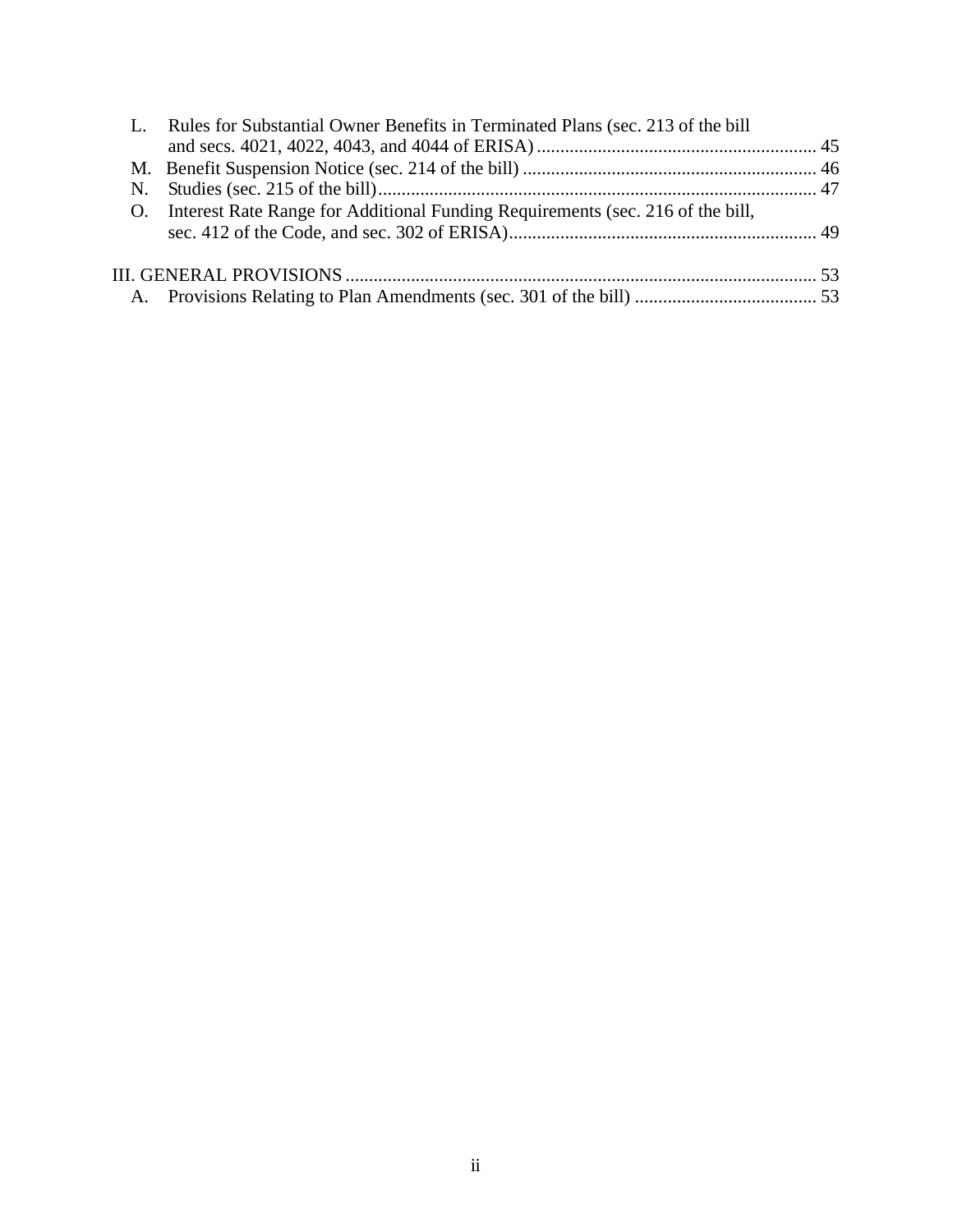L. Rules for Substantial Owner Benefits in Terminated Plans (sec. 213 of the bill and secs. 4021, 4022, 4043, and 4044 of ERISA) ........................................................... 45
M. Benefit Suspension Notice (sec. 214 of the bill) .............................................................. 46
N. Studies (sec. 215 of the bill)............................................................................................. 47
O. Interest Rate Range for Additional Funding Requirements (sec. 216 of the bill, sec. 412 of the Code, and sec. 302 of ERISA)................................................................. 49

III. GENERAL PROVISIONS .................................................................................................... 53
A. Provisions Relating to Plan Amendments (sec. 301 of the bill) ....................................... 53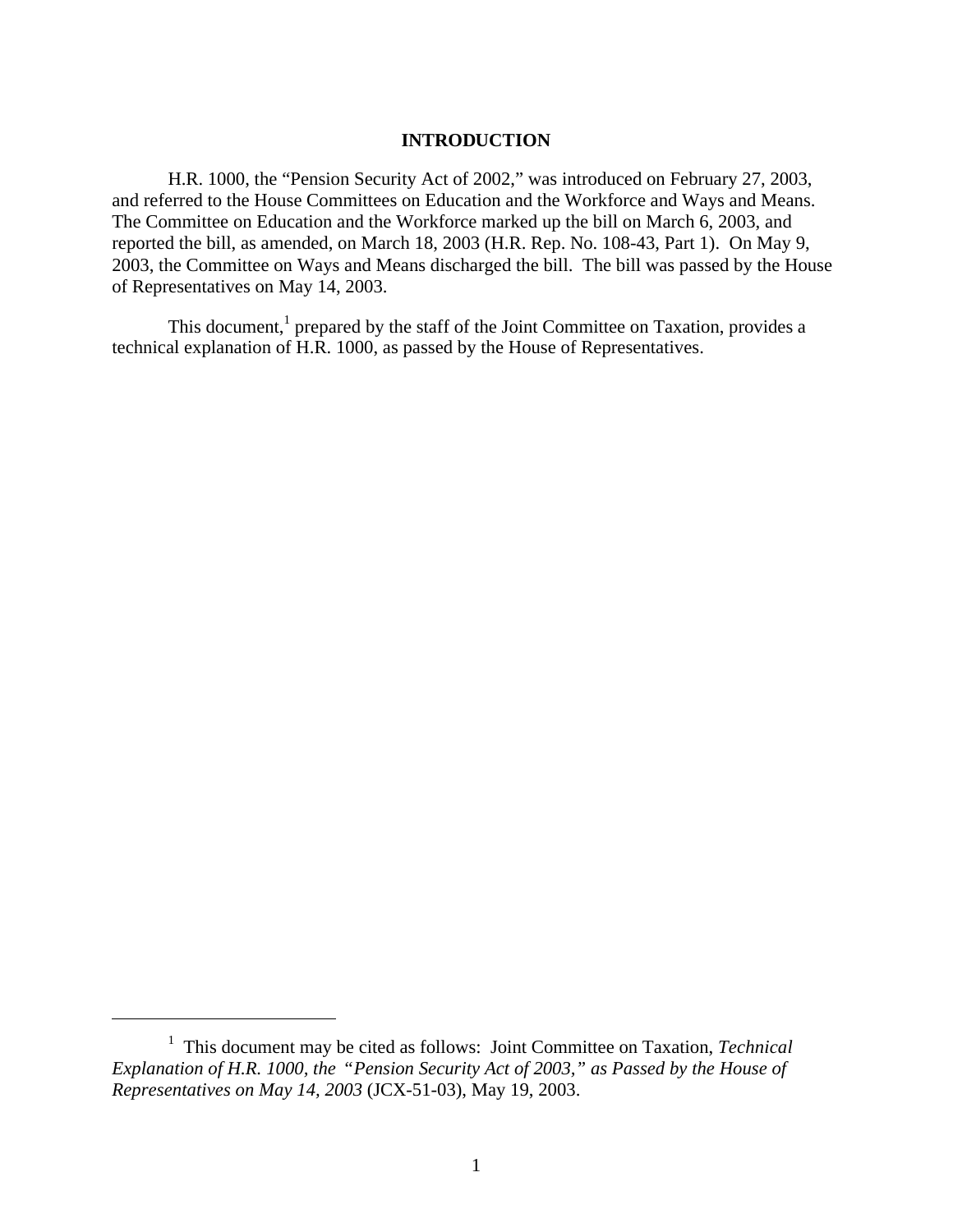# INTRODUCTION

H.R. 1000, the "Pension Security Act of 2002," was introduced on February 27, 2003, and referred to the House Committees on Education and the Workforce and Ways and Means. The Committee on Education and the Workforce marked up the bill on March 6, 2003, and reported the bill, as amended, on March 18, 2003 (H.R. Rep. No. 108-43, Part 1). On May 9, 2003, the Committee on Ways and Means discharged the bill. The bill was passed by the House of Representatives on May 14, 2003.

This document,[1] prepared by the staff of the Joint Committee on Taxation, provides a technical explanation of H.R. 1000, as passed by the House of Representatives.

---

[1] This document may be cited as follows: Joint Committee on Taxation, *Technical Explanation of H.R. 1000, the "Pension Security Act of 2003," as Passed by the House of Representatives on May 14, 2003* (JCX-51-03), May 19, 2003.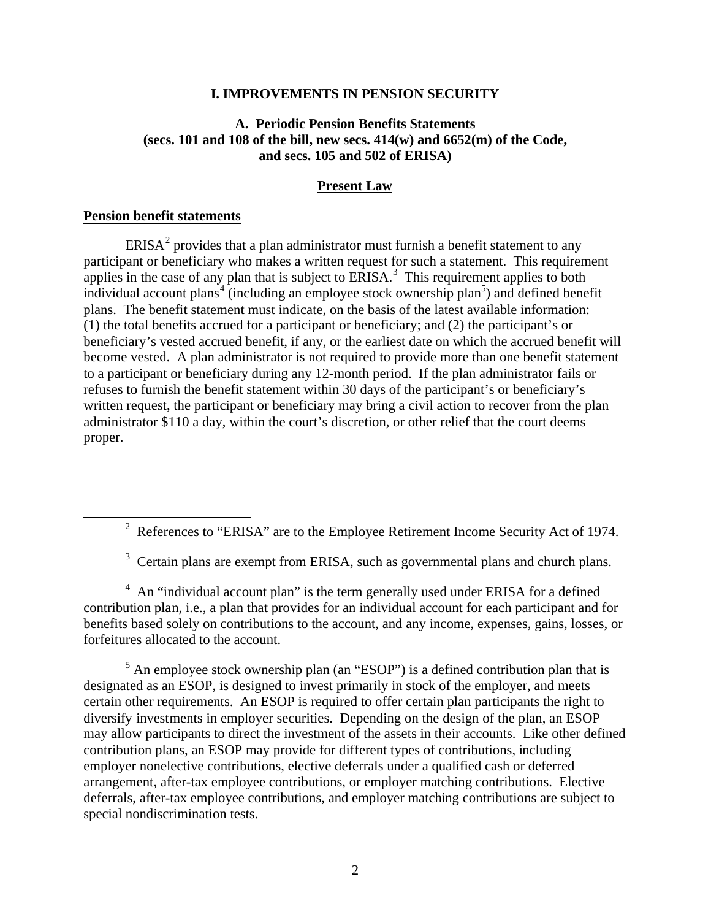# I. IMPROVEMENTS IN PENSION SECURITY

## A. Periodic Pension Benefits Statements (secs. 101 and 108 of the bill, new secs. 414(w) and 6652(m) of the Code, and secs. 105 and 502 of ERISA)

### Present Law

#### Pension benefit statements

ERISA[2] provides that a plan administrator must furnish a benefit statement to any participant or beneficiary who makes a written request for such a statement. This requirement applies in the case of any plan that is subject to ERISA.[3] This requirement applies to both individual account plans[4] (including an employee stock ownership plan[5]) and defined benefit plans. The benefit statement must indicate, on the basis of the latest available information: (1) the total benefits accrued for a participant or beneficiary; and (2) the participant's or beneficiary's vested accrued benefit, if any, or the earliest date on which the accrued benefit will become vested. A plan administrator is not required to provide more than one benefit statement to a participant or beneficiary during any 12-month period. If the plan administrator fails or refuses to furnish the benefit statement within 30 days of the participant's or beneficiary's written request, the participant or beneficiary may bring a civil action to recover from the plan administrator $110 a day, within the court's discretion, or other relief that the court deems proper.

---

[2] References to "ERISA" are to the Employee Retirement Income Security Act of 1974.

[3] Certain plans are exempt from ERISA, such as governmental plans and church plans.

[4] An "individual account plan" is the term generally used under ERISA for a defined contribution plan, i.e., a plan that provides for an individual account for each participant and for benefits based solely on contributions to the account, and any income, expenses, gains, losses, or forfeitures allocated to the account.

[5] An employee stock ownership plan (an "ESOP") is a defined contribution plan that is designated as an ESOP, is designed to invest primarily in stock of the employer, and meets certain other requirements. An ESOP is required to offer certain plan participants the right to diversify investments in employer securities. Depending on the design of the plan, an ESOP may allow participants to direct the investment of the assets in their accounts. Like other defined contribution plans, an ESOP may provide for different types of contributions, including employer nonelective contributions, elective deferrals under a qualified cash or deferred arrangement, after-tax employee contributions, or employer matching contributions. Elective deferrals, after-tax employee contributions, and employer matching contributions are subject to special nondiscrimination tests.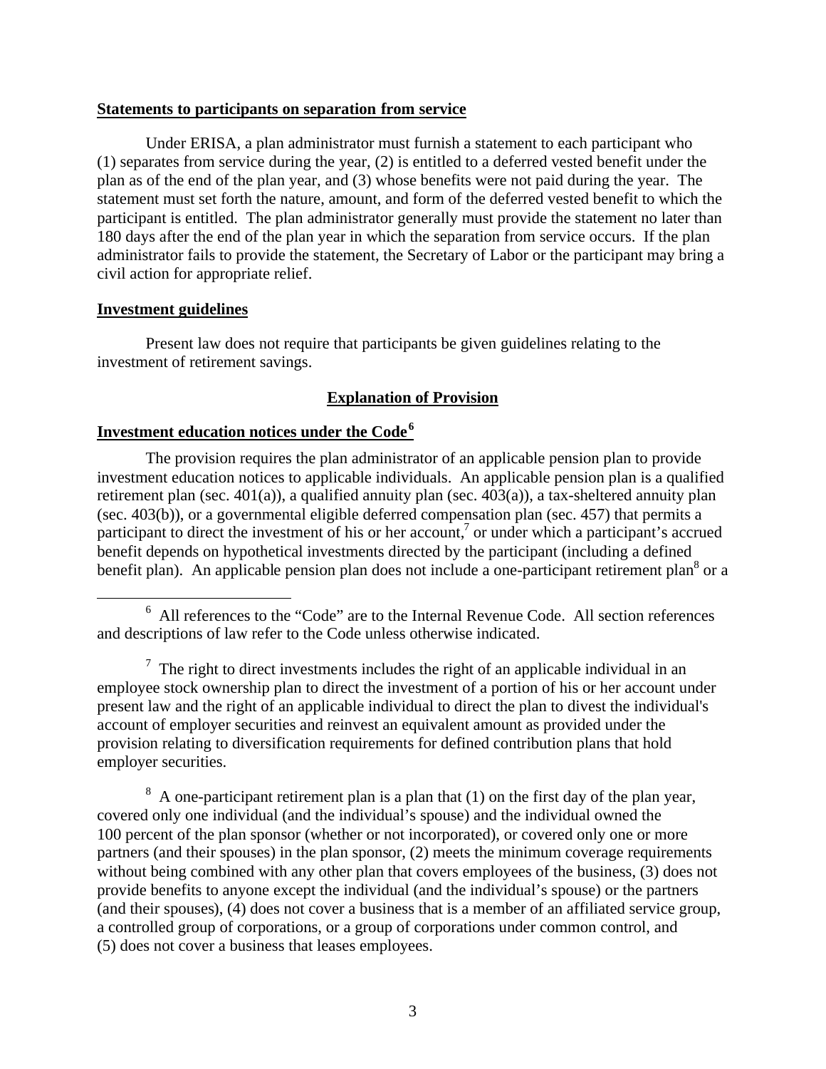**Statements to participants on separation from service**

Under ERISA, a plan administrator must furnish a statement to each participant who (1) separates from service during the year, (2) is entitled to a deferred vested benefit under the plan as of the end of the plan year, and (3) whose benefits were not paid during the year. The statement must set forth the nature, amount, and form of the deferred vested benefit to which the participant is entitled. The plan administrator generally must provide the statement no later than 180 days after the end of the plan year in which the separation from service occurs. If the plan administrator fails to provide the statement, the Secretary of Labor or the participant may bring a civil action for appropriate relief.

**Investment guidelines**

Present law does not require that participants be given guidelines relating to the investment of retirement savings.

## Explanation of Provision

**Investment education notices under the Code**[6]

The provision requires the plan administrator of an applicable pension plan to provide investment education notices to applicable individuals. An applicable pension plan is a qualified retirement plan (sec. 401(a)), a qualified annuity plan (sec. 403(a)), a tax-sheltered annuity plan (sec. 403(b)), or a governmental eligible deferred compensation plan (sec. 457) that permits a participant to direct the investment of his or her account,[7] or under which a participant's accrued benefit depends on hypothetical investments directed by the participant (including a defined benefit plan). An applicable pension plan does not include a one-participant retirement plan[8] or a

---

[6] All references to the "Code" are to the Internal Revenue Code. All section references and descriptions of law refer to the Code unless otherwise indicated.

[7] The right to direct investments includes the right of an applicable individual in an employee stock ownership plan to direct the investment of a portion of his or her account under present law and the right of an applicable individual to direct the plan to divest the individual's account of employer securities and reinvest an equivalent amount as provided under the provision relating to diversification requirements for defined contribution plans that hold employer securities.

[8] A one-participant retirement plan is a plan that (1) on the first day of the plan year, covered only one individual (and the individual's spouse) and the individual owned the 100 percent of the plan sponsor (whether or not incorporated), or covered only one or more partners (and their spouses) in the plan sponsor, (2) meets the minimum coverage requirements without being combined with any other plan that covers employees of the business, (3) does not provide benefits to anyone except the individual (and the individual's spouse) or the partners (and their spouses), (4) does not cover a business that is a member of an affiliated service group, a controlled group of corporations, or a group of corporations under common control, and (5) does not cover a business that leases employees.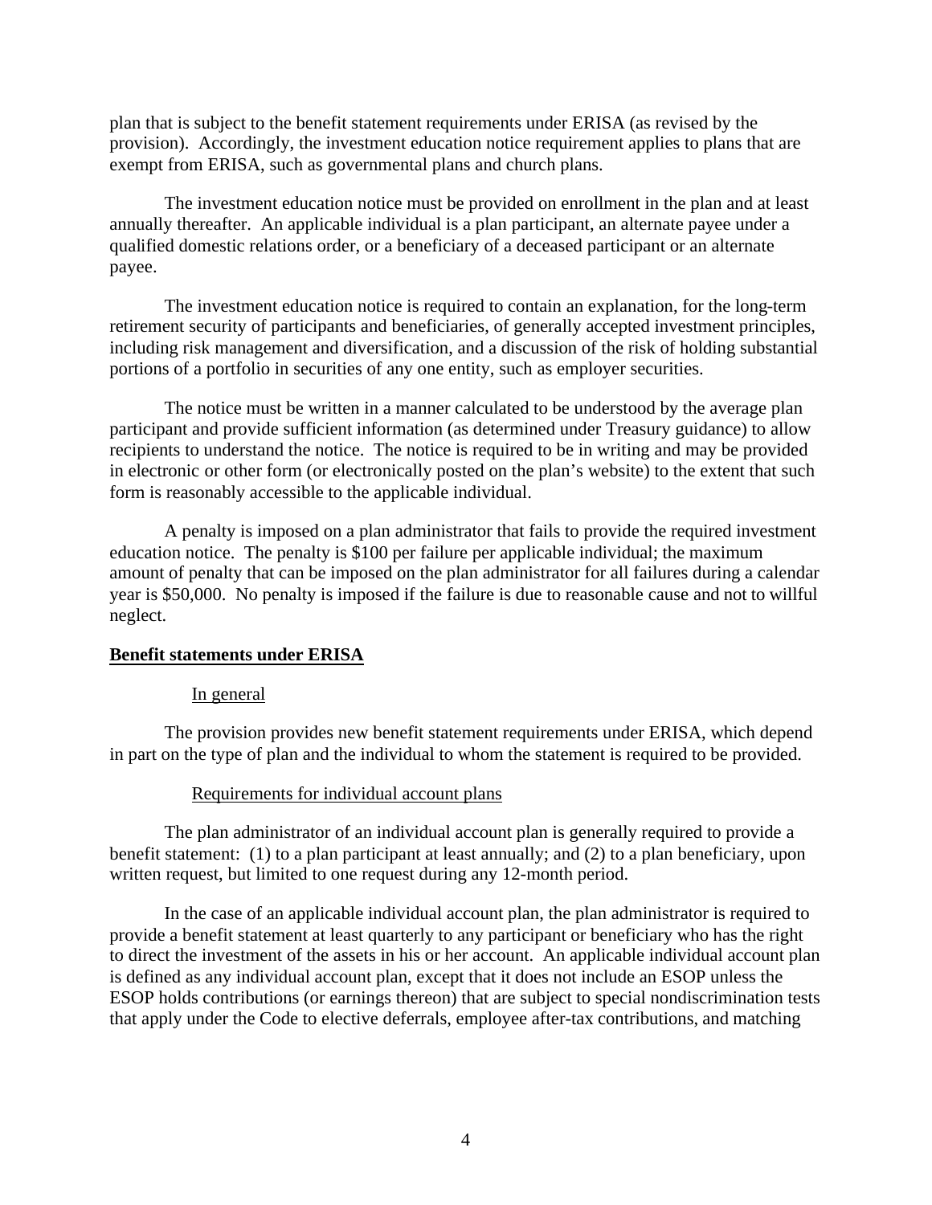plan that is subject to the benefit statement requirements under ERISA (as revised by the provision). Accordingly, the investment education notice requirement applies to plans that are exempt from ERISA, such as governmental plans and church plans.

The investment education notice must be provided on enrollment in the plan and at least annually thereafter. An applicable individual is a plan participant, an alternate payee under a qualified domestic relations order, or a beneficiary of a deceased participant or an alternate payee.

The investment education notice is required to contain an explanation, for the long-term retirement security of participants and beneficiaries, of generally accepted investment principles, including risk management and diversification, and a discussion of the risk of holding substantial portions of a portfolio in securities of any one entity, such as employer securities.

The notice must be written in a manner calculated to be understood by the average plan participant and provide sufficient information (as determined under Treasury guidance) to allow recipients to understand the notice. The notice is required to be in writing and may be provided in electronic or other form (or electronically posted on the plan's website) to the extent that such form is reasonably accessible to the applicable individual.

A penalty is imposed on a plan administrator that fails to provide the required investment education notice. The penalty is $100 per failure per applicable individual; the maximum amount of penalty that can be imposed on the plan administrator for all failures during a calendar year is $50,000. No penalty is imposed if the failure is due to reasonable cause and not to willful neglect.

## Benefit statements under ERISA

### In general

The provision provides new benefit statement requirements under ERISA, which depend in part on the type of plan and the individual to whom the statement is required to be provided.

### Requirements for individual account plans

The plan administrator of an individual account plan is generally required to provide a benefit statement: (1) to a plan participant at least annually; and (2) to a plan beneficiary, upon written request, but limited to one request during any 12-month period.

In the case of an applicable individual account plan, the plan administrator is required to provide a benefit statement at least quarterly to any participant or beneficiary who has the right to direct the investment of the assets in his or her account. An applicable individual account plan is defined as any individual account plan, except that it does not include an ESOP unless the ESOP holds contributions (or earnings thereon) that are subject to special nondiscrimination tests that apply under the Code to elective deferrals, employee after-tax contributions, and matching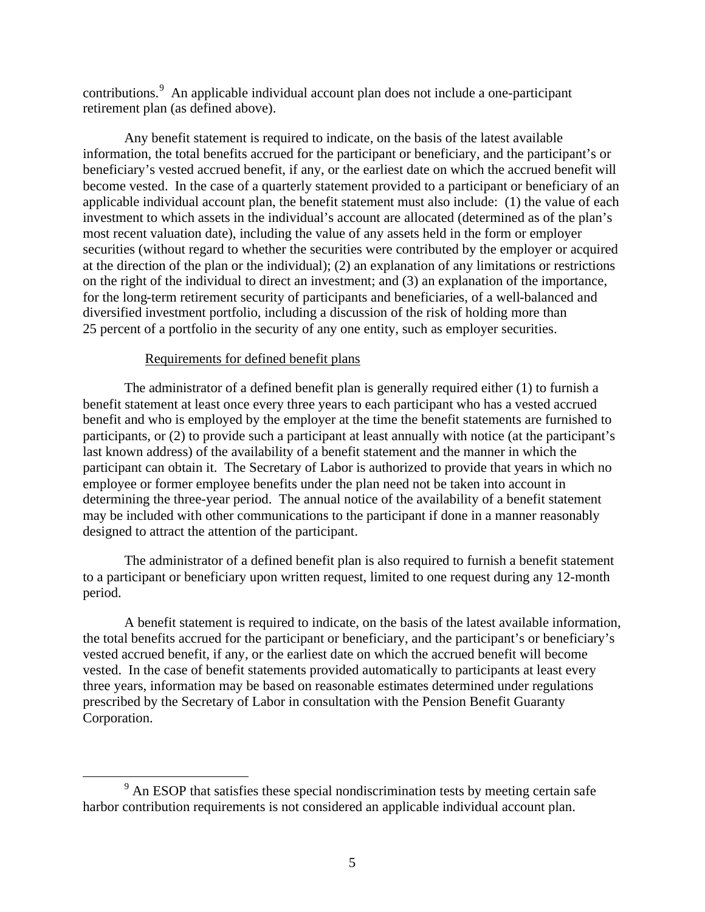contributions.[9] An applicable individual account plan does not include a one-participant retirement plan (as defined above).

Any benefit statement is required to indicate, on the basis of the latest available information, the total benefits accrued for the participant or beneficiary, and the participant's or beneficiary's vested accrued benefit, if any, or the earliest date on which the accrued benefit will become vested. In the case of a quarterly statement provided to a participant or beneficiary of an applicable individual account plan, the benefit statement must also include: (1) the value of each investment to which assets in the individual's account are allocated (determined as of the plan's most recent valuation date), including the value of any assets held in the form or employer securities (without regard to whether the securities were contributed by the employer or acquired at the direction of the plan or the individual); (2) an explanation of any limitations or restrictions on the right of the individual to direct an investment; and (3) an explanation of the importance, for the long-term retirement security of participants and beneficiaries, of a well-balanced and diversified investment portfolio, including a discussion of the risk of holding more than 25 percent of a portfolio in the security of any one entity, such as employer securities.

Requirements for defined benefit plans

The administrator of a defined benefit plan is generally required either (1) to furnish a benefit statement at least once every three years to each participant who has a vested accrued benefit and who is employed by the employer at the time the benefit statements are furnished to participants, or (2) to provide such a participant at least annually with notice (at the participant's last known address) of the availability of a benefit statement and the manner in which the participant can obtain it. The Secretary of Labor is authorized to provide that years in which no employee or former employee benefits under the plan need not be taken into account in determining the three-year period. The annual notice of the availability of a benefit statement may be included with other communications to the participant if done in a manner reasonably designed to attract the attention of the participant.

The administrator of a defined benefit plan is also required to furnish a benefit statement to a participant or beneficiary upon written request, limited to one request during any 12-month period.

A benefit statement is required to indicate, on the basis of the latest available information, the total benefits accrued for the participant or beneficiary, and the participant's or beneficiary's vested accrued benefit, if any, or the earliest date on which the accrued benefit will become vested. In the case of benefit statements provided automatically to participants at least every three years, information may be based on reasonable estimates determined under regulations prescribed by the Secretary of Labor in consultation with the Pension Benefit Guaranty Corporation.

---

[9] An ESOP that satisfies these special nondiscrimination tests by meeting certain safe harbor contribution requirements is not considered an applicable individual account plan.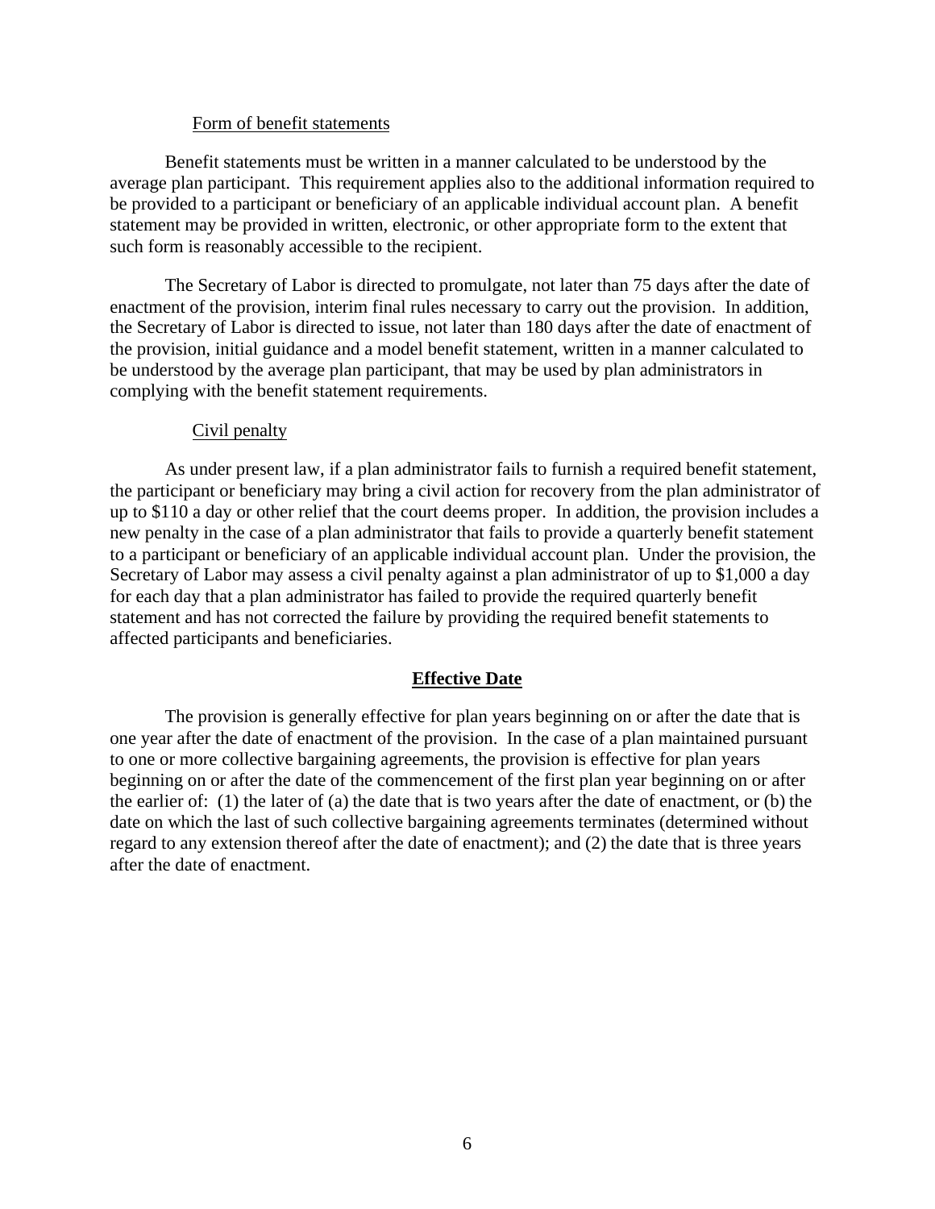#### Form of benefit statements

Benefit statements must be written in a manner calculated to be understood by the average plan participant. This requirement applies also to the additional information required to be provided to a participant or beneficiary of an applicable individual account plan. A benefit statement may be provided in written, electronic, or other appropriate form to the extent that such form is reasonably accessible to the recipient.

The Secretary of Labor is directed to promulgate, not later than 75 days after the date of enactment of the provision, interim final rules necessary to carry out the provision. In addition, the Secretary of Labor is directed to issue, not later than 180 days after the date of enactment of the provision, initial guidance and a model benefit statement, written in a manner calculated to be understood by the average plan participant, that may be used by plan administrators in complying with the benefit statement requirements.

#### Civil penalty

As under present law, if a plan administrator fails to furnish a required benefit statement, the participant or beneficiary may bring a civil action for recovery from the plan administrator of up to $110 a day or other relief that the court deems proper. In addition, the provision includes a new penalty in the case of a plan administrator that fails to provide a quarterly benefit statement to a participant or beneficiary of an applicable individual account plan. Under the provision, the Secretary of Labor may assess a civil penalty against a plan administrator of up to $1,000 a day for each day that a plan administrator has failed to provide the required quarterly benefit statement and has not corrected the failure by providing the required benefit statements to affected participants and beneficiaries.

## Effective Date

The provision is generally effective for plan years beginning on or after the date that is one year after the date of enactment of the provision. In the case of a plan maintained pursuant to one or more collective bargaining agreements, the provision is effective for plan years beginning on or after the date of the commencement of the first plan year beginning on or after the earlier of: (1) the later of (a) the date that is two years after the date of enactment, or (b) the date on which the last of such collective bargaining agreements terminates (determined without regard to any extension thereof after the date of enactment); and (2) the date that is three years after the date of enactment.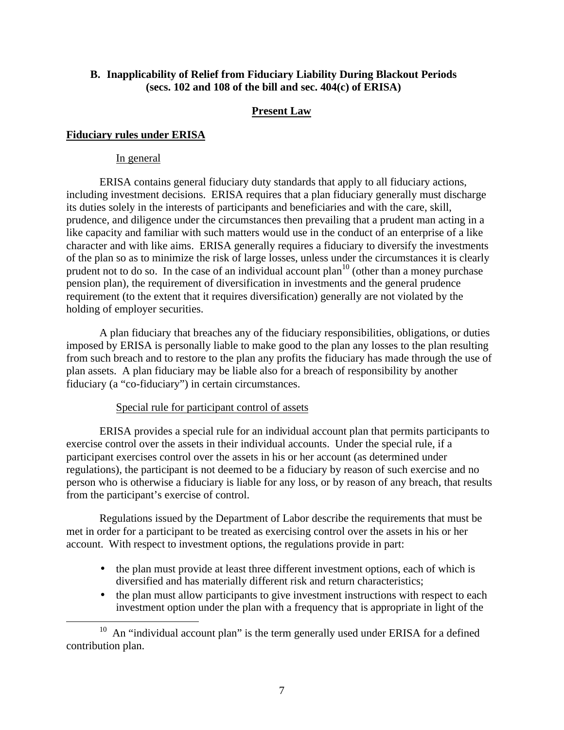## B. Inapplicability of Relief from Fiduciary Liability During Blackout Periods (secs. 102 and 108 of the bill and sec. 404(c) of ERISA)

### Present Law

**Fiduciary rules under ERISA**

In general

ERISA contains general fiduciary duty standards that apply to all fiduciary actions, including investment decisions. ERISA requires that a plan fiduciary generally must discharge its duties solely in the interests of participants and beneficiaries and with the care, skill, prudence, and diligence under the circumstances then prevailing that a prudent man acting in a like capacity and familiar with such matters would use in the conduct of an enterprise of a like character and with like aims. ERISA generally requires a fiduciary to diversify the investments of the plan so as to minimize the risk of large losses, unless under the circumstances it is clearly prudent not to do so. In the case of an individual account plan[10] (other than a money purchase pension plan), the requirement of diversification in investments and the general prudence requirement (to the extent that it requires diversification) generally are not violated by the holding of employer securities.

A plan fiduciary that breaches any of the fiduciary responsibilities, obligations, or duties imposed by ERISA is personally liable to make good to the plan any losses to the plan resulting from such breach and to restore to the plan any profits the fiduciary has made through the use of plan assets. A plan fiduciary may be liable also for a breach of responsibility by another fiduciary (a "co-fiduciary") in certain circumstances.

Special rule for participant control of assets

ERISA provides a special rule for an individual account plan that permits participants to exercise control over the assets in their individual accounts. Under the special rule, if a participant exercises control over the assets in his or her account (as determined under regulations), the participant is not deemed to be a fiduciary by reason of such exercise and no person who is otherwise a fiduciary is liable for any loss, or by reason of any breach, that results from the participant's exercise of control.

Regulations issued by the Department of Labor describe the requirements that must be met in order for a participant to be treated as exercising control over the assets in his or her account. With respect to investment options, the regulations provide in part:

- the plan must provide at least three different investment options, each of which is diversified and has materially different risk and return characteristics;
- the plan must allow participants to give investment instructions with respect to each investment option under the plan with a frequency that is appropriate in light of the

[10] An "individual account plan" is the term generally used under ERISA for a defined contribution plan.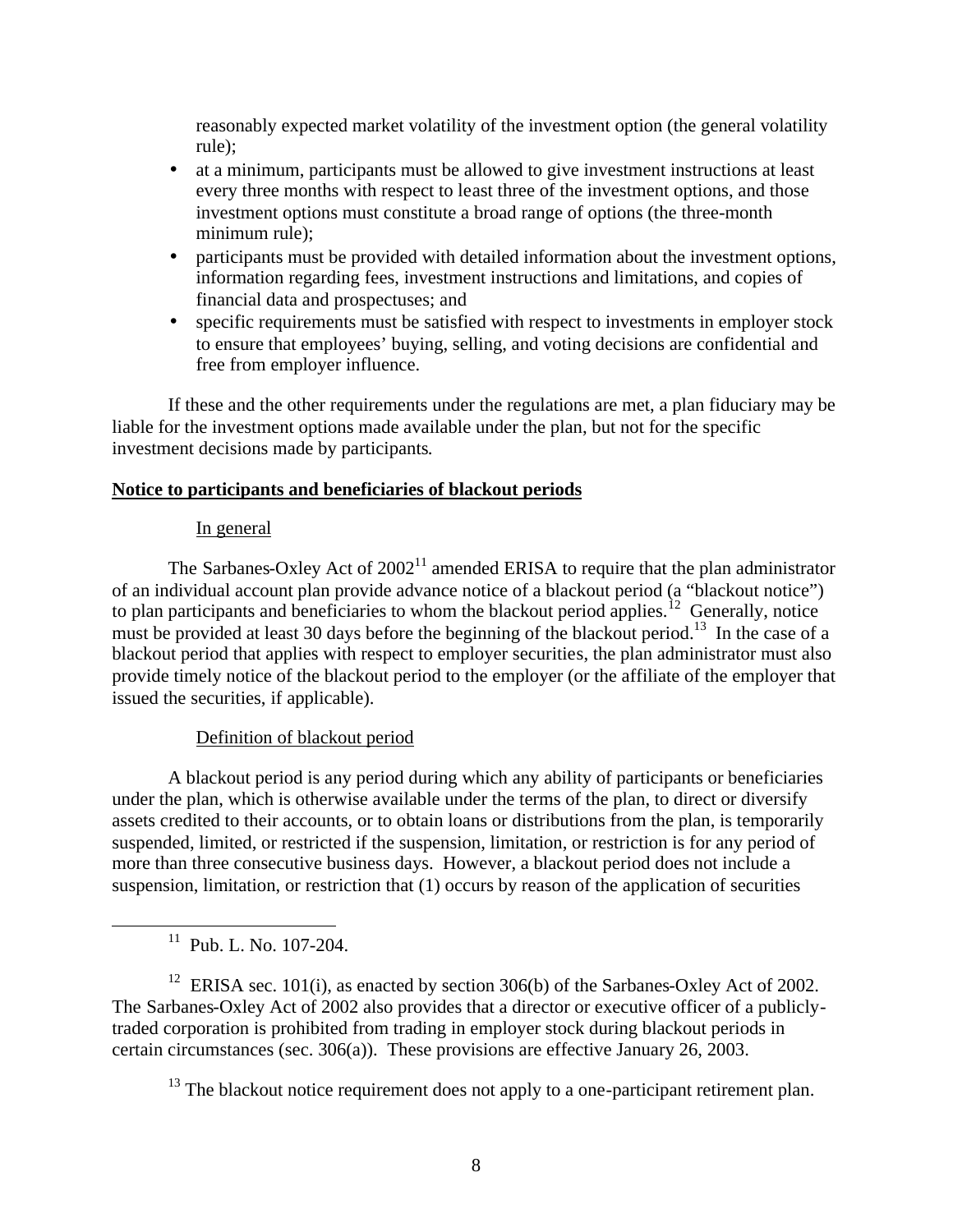reasonably expected market volatility of the investment option (the general volatility rule);

- at a minimum, participants must be allowed to give investment instructions at least every three months with respect to least three of the investment options, and those investment options must constitute a broad range of options (the three-month minimum rule);
- participants must be provided with detailed information about the investment options, information regarding fees, investment instructions and limitations, and copies of financial data and prospectuses; and
- specific requirements must be satisfied with respect to investments in employer stock to ensure that employees' buying, selling, and voting decisions are confidential and free from employer influence.

If these and the other requirements under the regulations are met, a plan fiduciary may be liable for the investment options made available under the plan, but not for the specific investment decisions made by participants.

**Notice to participants and beneficiaries of blackout periods**

In general

The Sarbanes-Oxley Act of 2002[11] amended ERISA to require that the plan administrator of an individual account plan provide advance notice of a blackout period (a "blackout notice") to plan participants and beneficiaries to whom the blackout period applies.[12] Generally, notice must be provided at least 30 days before the beginning of the blackout period.[13] In the case of a blackout period that applies with respect to employer securities, the plan administrator must also provide timely notice of the blackout period to the employer (or the affiliate of the employer that issued the securities, if applicable).

Definition of blackout period

A blackout period is any period during which any ability of participants or beneficiaries under the plan, which is otherwise available under the terms of the plan, to direct or diversify assets credited to their accounts, or to obtain loans or distributions from the plan, is temporarily suspended, limited, or restricted if the suspension, limitation, or restriction is for any period of more than three consecutive business days. However, a blackout period does not include a suspension, limitation, or restriction that (1) occurs by reason of the application of securities

---

[11] Pub. L. No. 107-204.

[12] ERISA sec. 101(i), as enacted by section 306(b) of the Sarbanes-Oxley Act of 2002. The Sarbanes-Oxley Act of 2002 also provides that a director or executive officer of a publicly-traded corporation is prohibited from trading in employer stock during blackout periods in certain circumstances (sec. 306(a)). These provisions are effective January 26, 2003.

[13] The blackout notice requirement does not apply to a one-participant retirement plan.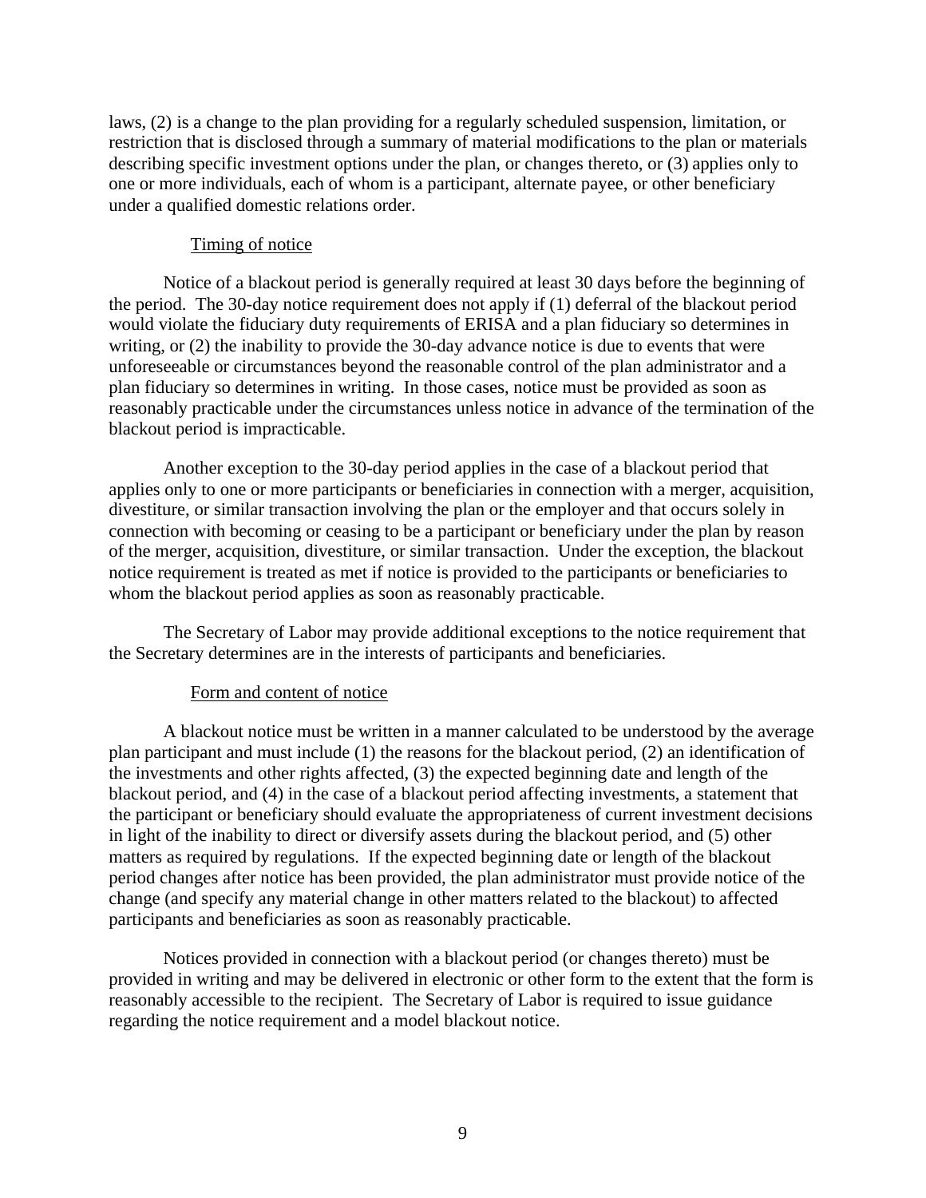laws, (2) is a change to the plan providing for a regularly scheduled suspension, limitation, or restriction that is disclosed through a summary of material modifications to the plan or materials describing specific investment options under the plan, or changes thereto, or (3) applies only to one or more individuals, each of whom is a participant, alternate payee, or other beneficiary under a qualified domestic relations order.

Timing of notice

Notice of a blackout period is generally required at least 30 days before the beginning of the period. The 30-day notice requirement does not apply if (1) deferral of the blackout period would violate the fiduciary duty requirements of ERISA and a plan fiduciary so determines in writing, or (2) the inability to provide the 30-day advance notice is due to events that were unforeseeable or circumstances beyond the reasonable control of the plan administrator and a plan fiduciary so determines in writing. In those cases, notice must be provided as soon as reasonably practicable under the circumstances unless notice in advance of the termination of the blackout period is impracticable.

Another exception to the 30-day period applies in the case of a blackout period that applies only to one or more participants or beneficiaries in connection with a merger, acquisition, divestiture, or similar transaction involving the plan or the employer and that occurs solely in connection with becoming or ceasing to be a participant or beneficiary under the plan by reason of the merger, acquisition, divestiture, or similar transaction. Under the exception, the blackout notice requirement is treated as met if notice is provided to the participants or beneficiaries to whom the blackout period applies as soon as reasonably practicable.

The Secretary of Labor may provide additional exceptions to the notice requirement that the Secretary determines are in the interests of participants and beneficiaries.

Form and content of notice

A blackout notice must be written in a manner calculated to be understood by the average plan participant and must include (1) the reasons for the blackout period, (2) an identification of the investments and other rights affected, (3) the expected beginning date and length of the blackout period, and (4) in the case of a blackout period affecting investments, a statement that the participant or beneficiary should evaluate the appropriateness of current investment decisions in light of the inability to direct or diversify assets during the blackout period, and (5) other matters as required by regulations. If the expected beginning date or length of the blackout period changes after notice has been provided, the plan administrator must provide notice of the change (and specify any material change in other matters related to the blackout) to affected participants and beneficiaries as soon as reasonably practicable.

Notices provided in connection with a blackout period (or changes thereto) must be provided in writing and may be delivered in electronic or other form to the extent that the form is reasonably accessible to the recipient. The Secretary of Labor is required to issue guidance regarding the notice requirement and a model blackout notice.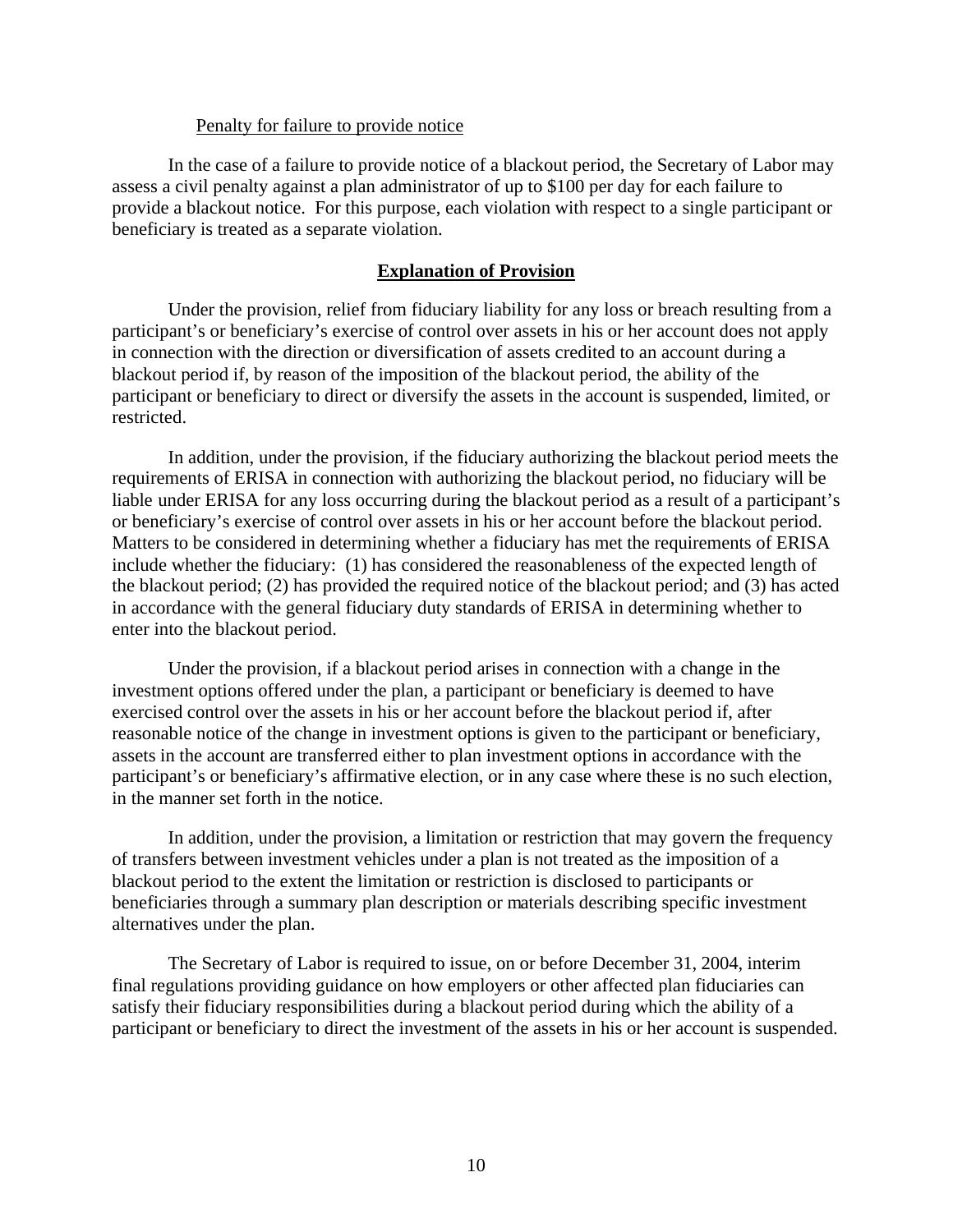Penalty for failure to provide notice

In the case of a failure to provide notice of a blackout period, the Secretary of Labor may assess a civil penalty against a plan administrator of up to $100 per day for each failure to provide a blackout notice. For this purpose, each violation with respect to a single participant or beneficiary is treated as a separate violation.

## **Explanation of Provision**

Under the provision, relief from fiduciary liability for any loss or breach resulting from a participant's or beneficiary's exercise of control over assets in his or her account does not apply in connection with the direction or diversification of assets credited to an account during a blackout period if, by reason of the imposition of the blackout period, the ability of the participant or beneficiary to direct or diversify the assets in the account is suspended, limited, or restricted.

In addition, under the provision, if the fiduciary authorizing the blackout period meets the requirements of ERISA in connection with authorizing the blackout period, no fiduciary will be liable under ERISA for any loss occurring during the blackout period as a result of a participant's or beneficiary's exercise of control over assets in his or her account before the blackout period. Matters to be considered in determining whether a fiduciary has met the requirements of ERISA include whether the fiduciary: (1) has considered the reasonableness of the expected length of the blackout period; (2) has provided the required notice of the blackout period; and (3) has acted in accordance with the general fiduciary duty standards of ERISA in determining whether to enter into the blackout period.

Under the provision, if a blackout period arises in connection with a change in the investment options offered under the plan, a participant or beneficiary is deemed to have exercised control over the assets in his or her account before the blackout period if, after reasonable notice of the change in investment options is given to the participant or beneficiary, assets in the account are transferred either to plan investment options in accordance with the participant's or beneficiary's affirmative election, or in any case where these is no such election, in the manner set forth in the notice.

In addition, under the provision, a limitation or restriction that may govern the frequency of transfers between investment vehicles under a plan is not treated as the imposition of a blackout period to the extent the limitation or restriction is disclosed to participants or beneficiaries through a summary plan description or materials describing specific investment alternatives under the plan.

The Secretary of Labor is required to issue, on or before December 31, 2004, interim final regulations providing guidance on how employers or other affected plan fiduciaries can satisfy their fiduciary responsibilities during a blackout period during which the ability of a participant or beneficiary to direct the investment of the assets in his or her account is suspended.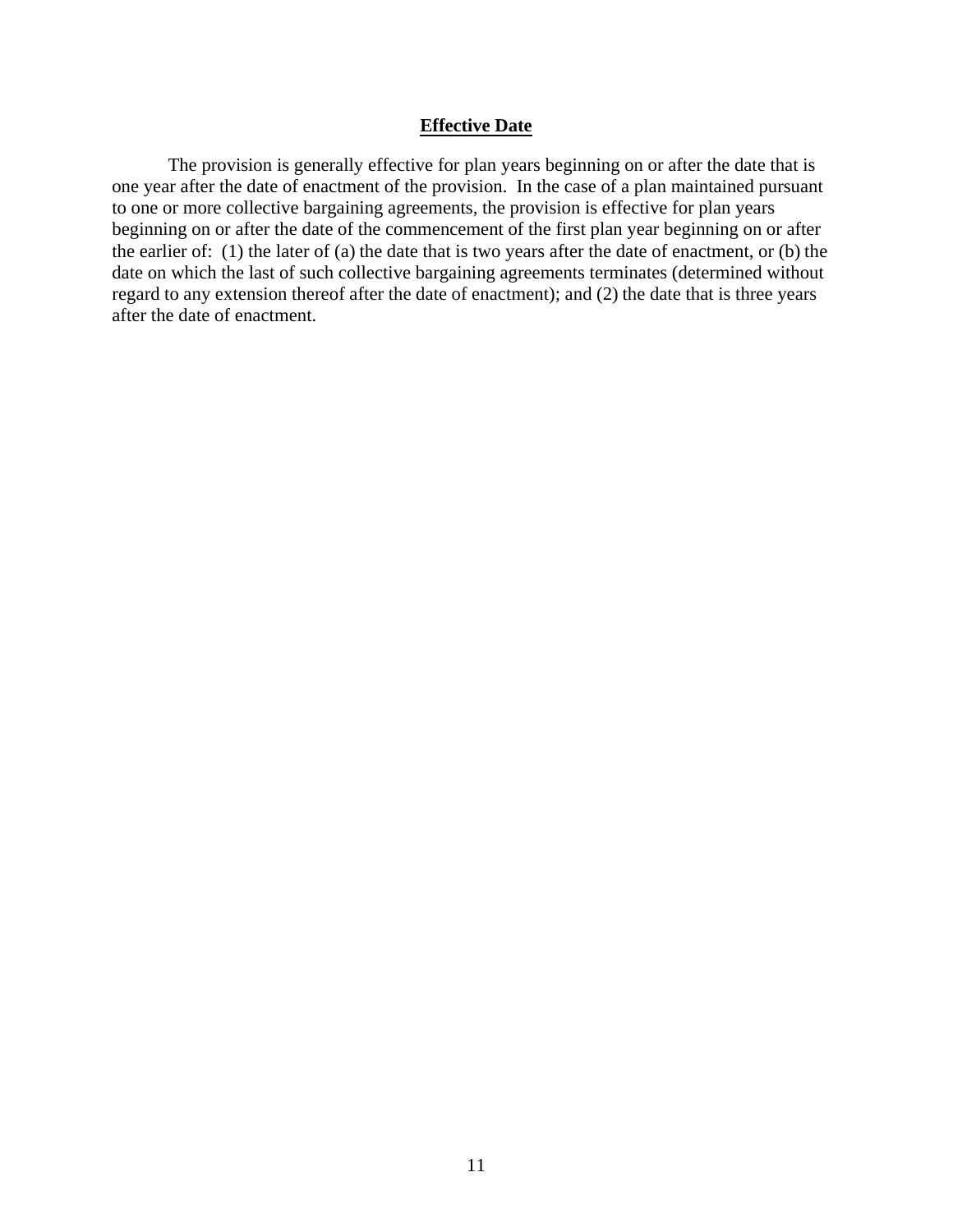## Effective Date

The provision is generally effective for plan years beginning on or after the date that is one year after the date of enactment of the provision. In the case of a plan maintained pursuant to one or more collective bargaining agreements, the provision is effective for plan years beginning on or after the date of the commencement of the first plan year beginning on or after the earlier of: (1) the later of (a) the date that is two years after the date of enactment, or (b) the date on which the last of such collective bargaining agreements terminates (determined without regard to any extension thereof after the date of enactment); and (2) the date that is three years after the date of enactment.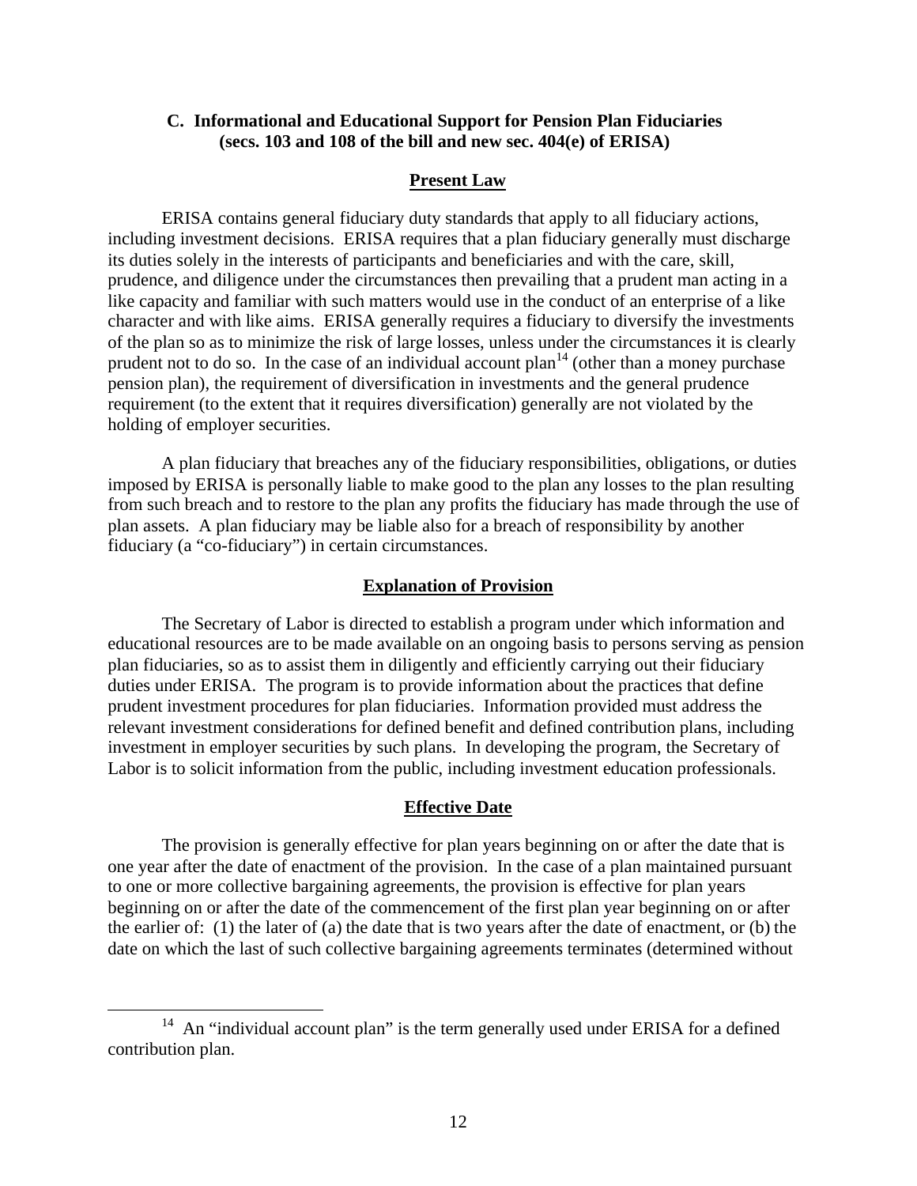### C. Informational and Educational Support for Pension Plan Fiduciaries (secs. 103 and 108 of the bill and new sec. 404(e) of ERISA)

#### Present Law

ERISA contains general fiduciary duty standards that apply to all fiduciary actions, including investment decisions. ERISA requires that a plan fiduciary generally must discharge its duties solely in the interests of participants and beneficiaries and with the care, skill, prudence, and diligence under the circumstances then prevailing that a prudent man acting in a like capacity and familiar with such matters would use in the conduct of an enterprise of a like character and with like aims. ERISA generally requires a fiduciary to diversify the investments of the plan so as to minimize the risk of large losses, unless under the circumstances it is clearly prudent not to do so. In the case of an individual account plan[14] (other than a money purchase pension plan), the requirement of diversification in investments and the general prudence requirement (to the extent that it requires diversification) generally are not violated by the holding of employer securities.

A plan fiduciary that breaches any of the fiduciary responsibilities, obligations, or duties imposed by ERISA is personally liable to make good to the plan any losses to the plan resulting from such breach and to restore to the plan any profits the fiduciary has made through the use of plan assets. A plan fiduciary may be liable also for a breach of responsibility by another fiduciary (a "co-fiduciary") in certain circumstances.

#### Explanation of Provision

The Secretary of Labor is directed to establish a program under which information and educational resources are to be made available on an ongoing basis to persons serving as pension plan fiduciaries, so as to assist them in diligently and efficiently carrying out their fiduciary duties under ERISA. The program is to provide information about the practices that define prudent investment procedures for plan fiduciaries. Information provided must address the relevant investment considerations for defined benefit and defined contribution plans, including investment in employer securities by such plans. In developing the program, the Secretary of Labor is to solicit information from the public, including investment education professionals.

#### Effective Date

The provision is generally effective for plan years beginning on or after the date that is one year after the date of enactment of the provision. In the case of a plan maintained pursuant to one or more collective bargaining agreements, the provision is effective for plan years beginning on or after the date of the commencement of the first plan year beginning on or after the earlier of: (1) the later of (a) the date that is two years after the date of enactment, or (b) the date on which the last of such collective bargaining agreements terminates (determined without

---

[14] An "individual account plan" is the term generally used under ERISA for a defined contribution plan.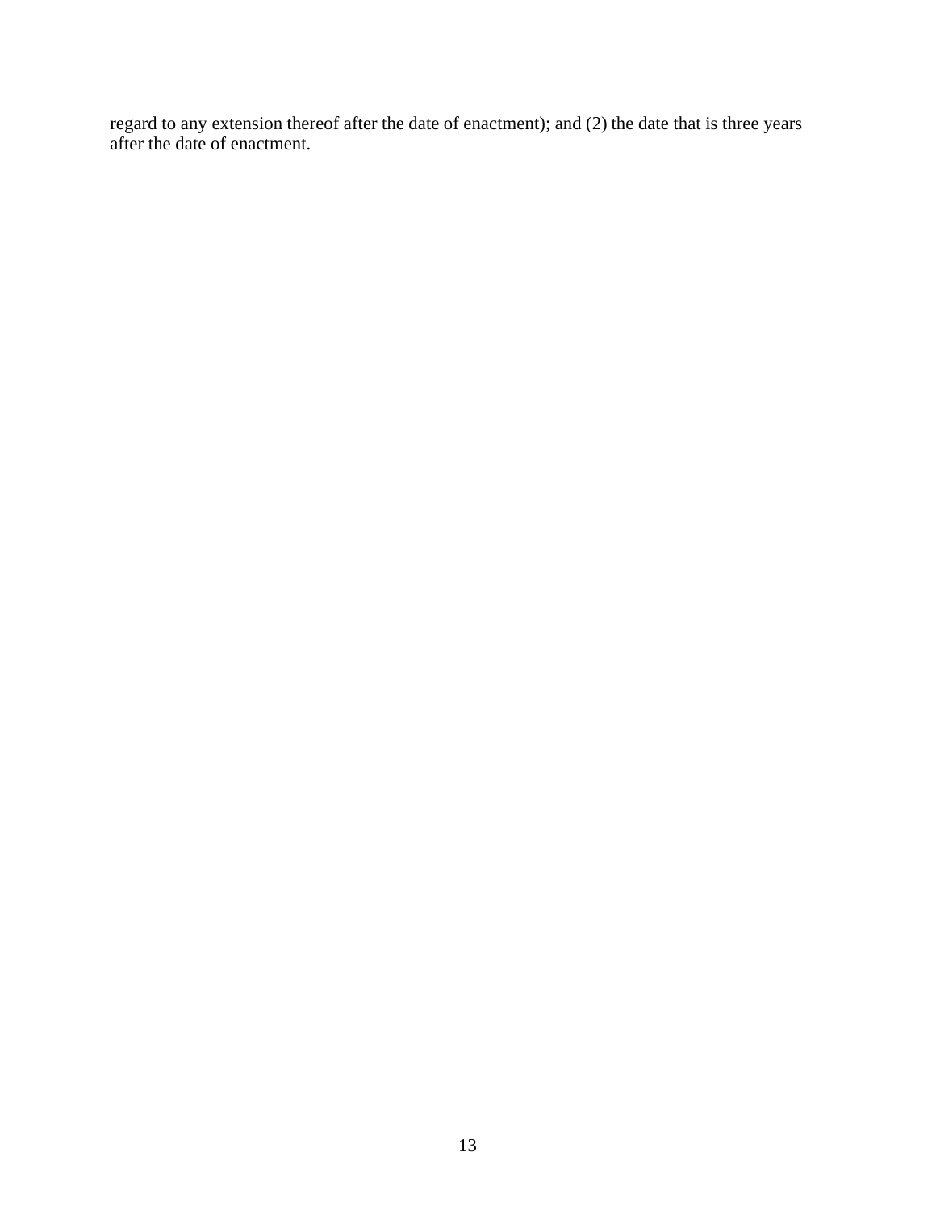regard to any extension thereof after the date of enactment); and (2) the date that is three years after the date of enactment.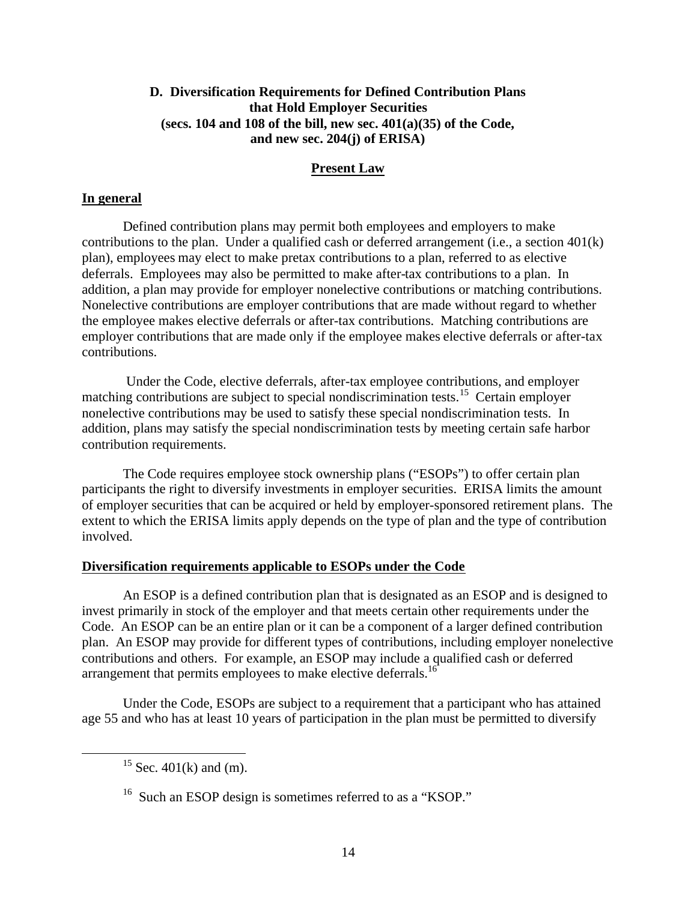### D. Diversification Requirements for Defined Contribution Plans that Hold Employer Securities (secs. 104 and 108 of the bill, new sec. 401(a)(35) of the Code, and new sec. 204(j) of ERISA)

#### Present Law

**In general**

Defined contribution plans may permit both employees and employers to make contributions to the plan. Under a qualified cash or deferred arrangement (i.e., a section 401(k) plan), employees may elect to make pretax contributions to a plan, referred to as elective deferrals. Employees may also be permitted to make after-tax contributions to a plan. In addition, a plan may provide for employer nonelective contributions or matching contributions. Nonelective contributions are employer contributions that are made without regard to whether the employee makes elective deferrals or after-tax contributions. Matching contributions are employer contributions that are made only if the employee makes elective deferrals or after-tax contributions.

Under the Code, elective deferrals, after-tax employee contributions, and employer matching contributions are subject to special nondiscrimination tests.[15] Certain employer nonelective contributions may be used to satisfy these special nondiscrimination tests. In addition, plans may satisfy the special nondiscrimination tests by meeting certain safe harbor contribution requirements.

The Code requires employee stock ownership plans ("ESOPs") to offer certain plan participants the right to diversify investments in employer securities. ERISA limits the amount of employer securities that can be acquired or held by employer-sponsored retirement plans. The extent to which the ERISA limits apply depends on the type of plan and the type of contribution involved.

**Diversification requirements applicable to ESOPs under the Code**

An ESOP is a defined contribution plan that is designated as an ESOP and is designed to invest primarily in stock of the employer and that meets certain other requirements under the Code. An ESOP can be an entire plan or it can be a component of a larger defined contribution plan. An ESOP may provide for different types of contributions, including employer nonelective contributions and others. For example, an ESOP may include a qualified cash or deferred arrangement that permits employees to make elective deferrals.[16]

Under the Code, ESOPs are subject to a requirement that a participant who has attained age 55 and who has at least 10 years of participation in the plan must be permitted to diversify

---

[15] Sec. 401(k) and (m).

[16] Such an ESOP design is sometimes referred to as a "KSOP."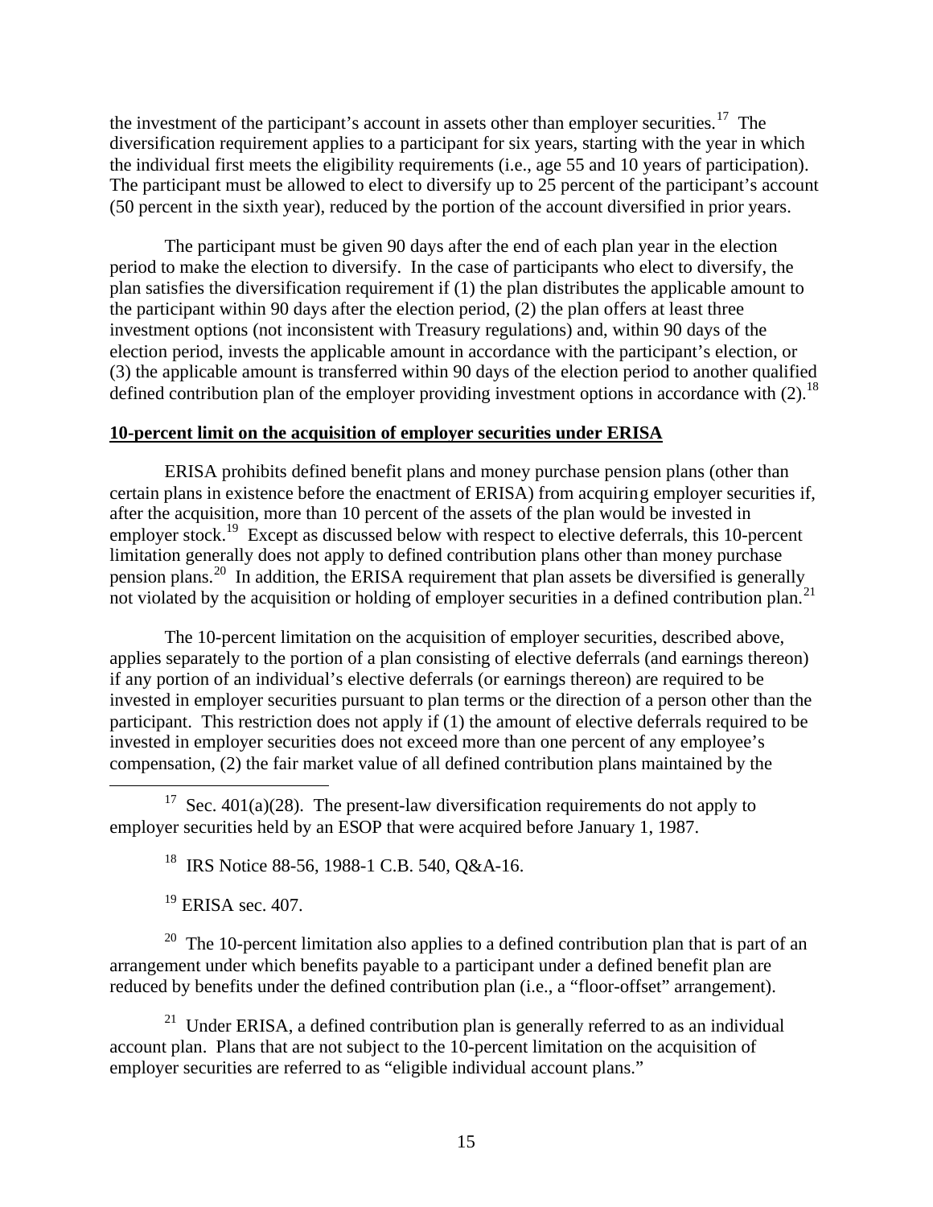the investment of the participant's account in assets other than employer securities.[17] The diversification requirement applies to a participant for six years, starting with the year in which the individual first meets the eligibility requirements (i.e., age 55 and 10 years of participation). The participant must be allowed to elect to diversify up to 25 percent of the participant's account (50 percent in the sixth year), reduced by the portion of the account diversified in prior years.

The participant must be given 90 days after the end of each plan year in the election period to make the election to diversify. In the case of participants who elect to diversify, the plan satisfies the diversification requirement if (1) the plan distributes the applicable amount to the participant within 90 days after the election period, (2) the plan offers at least three investment options (not inconsistent with Treasury regulations) and, within 90 days of the election period, invests the applicable amount in accordance with the participant's election, or (3) the applicable amount is transferred within 90 days of the election period to another qualified defined contribution plan of the employer providing investment options in accordance with (2).[18]

**10-percent limit on the acquisition of employer securities under ERISA**

ERISA prohibits defined benefit plans and money purchase pension plans (other than certain plans in existence before the enactment of ERISA) from acquiring employer securities if, after the acquisition, more than 10 percent of the assets of the plan would be invested in employer stock.[19] Except as discussed below with respect to elective deferrals, this 10-percent limitation generally does not apply to defined contribution plans other than money purchase pension plans.[20] In addition, the ERISA requirement that plan assets be diversified is generally not violated by the acquisition or holding of employer securities in a defined contribution plan.[21]

The 10-percent limitation on the acquisition of employer securities, described above, applies separately to the portion of a plan consisting of elective deferrals (and earnings thereon) if any portion of an individual's elective deferrals (or earnings thereon) are required to be invested in employer securities pursuant to plan terms or the direction of a person other than the participant. This restriction does not apply if (1) the amount of elective deferrals required to be invested in employer securities does not exceed more than one percent of any employee's compensation, (2) the fair market value of all defined contribution plans maintained by the

[17] Sec. 401(a)(28). The present-law diversification requirements do not apply to employer securities held by an ESOP that were acquired before January 1, 1987.

[18] IRS Notice 88-56, 1988-1 C.B. 540, Q&A-16.

[19] ERISA sec. 407.

[20] The 10-percent limitation also applies to a defined contribution plan that is part of an arrangement under which benefits payable to a participant under a defined benefit plan are reduced by benefits under the defined contribution plan (i.e., a "floor-offset" arrangement).

[21] Under ERISA, a defined contribution plan is generally referred to as an individual account plan. Plans that are not subject to the 10-percent limitation on the acquisition of employer securities are referred to as "eligible individual account plans."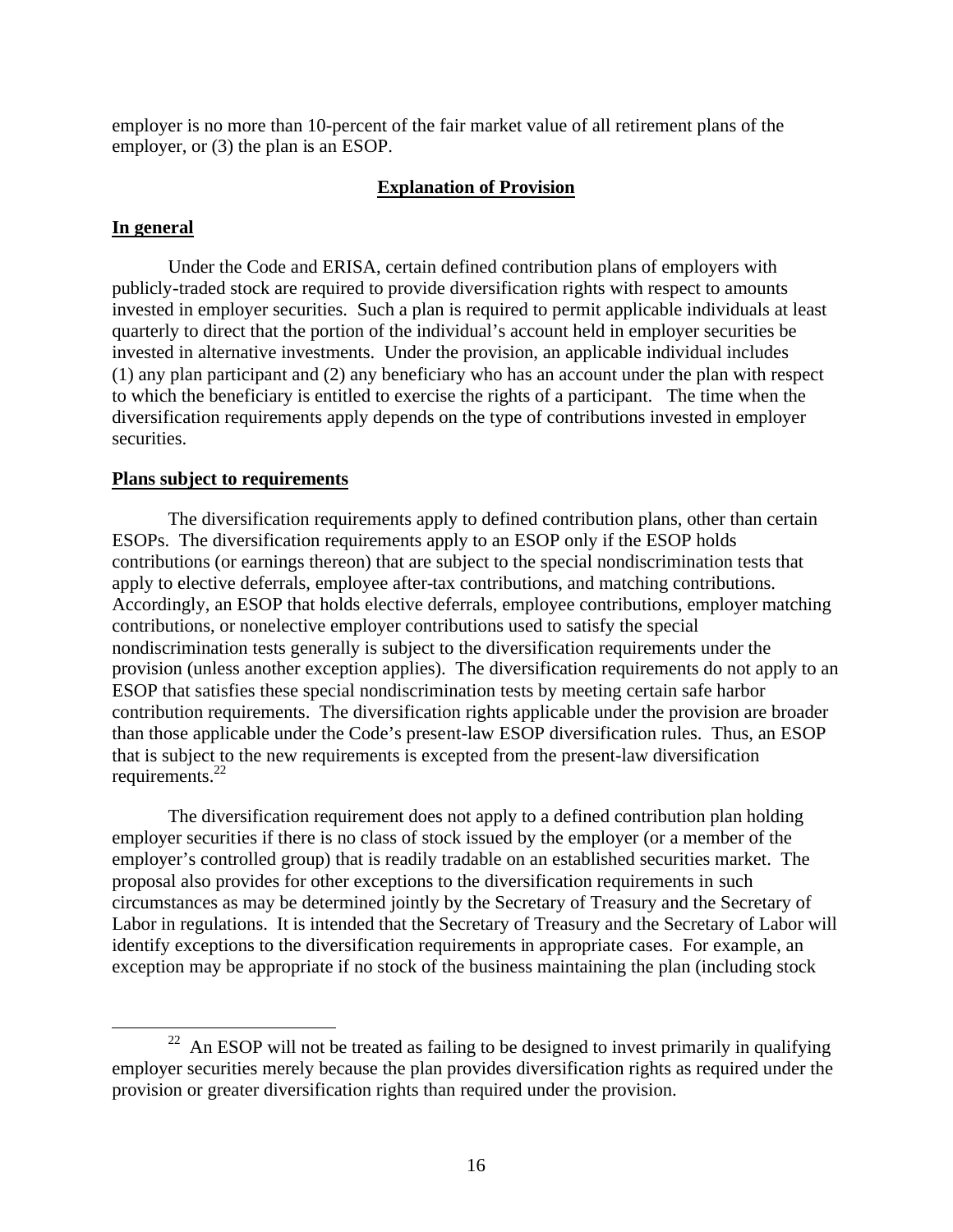employer is no more than 10-percent of the fair market value of all retirement plans of the employer, or (3) the plan is an ESOP.

## Explanation of Provision

### In general

Under the Code and ERISA, certain defined contribution plans of employers with publicly-traded stock are required to provide diversification rights with respect to amounts invested in employer securities. Such a plan is required to permit applicable individuals at least quarterly to direct that the portion of the individual's account held in employer securities be invested in alternative investments. Under the provision, an applicable individual includes (1) any plan participant and (2) any beneficiary who has an account under the plan with respect to which the beneficiary is entitled to exercise the rights of a participant. The time when the diversification requirements apply depends on the type of contributions invested in employer securities.

### Plans subject to requirements

The diversification requirements apply to defined contribution plans, other than certain ESOPs. The diversification requirements apply to an ESOP only if the ESOP holds contributions (or earnings thereon) that are subject to the special nondiscrimination tests that apply to elective deferrals, employee after-tax contributions, and matching contributions. Accordingly, an ESOP that holds elective deferrals, employee contributions, employer matching contributions, or nonelective employer contributions used to satisfy the special nondiscrimination tests generally is subject to the diversification requirements under the provision (unless another exception applies). The diversification requirements do not apply to an ESOP that satisfies these special nondiscrimination tests by meeting certain safe harbor contribution requirements. The diversification rights applicable under the provision are broader than those applicable under the Code's present-law ESOP diversification rules. Thus, an ESOP that is subject to the new requirements is excepted from the present-law diversification requirements.[22]

The diversification requirement does not apply to a defined contribution plan holding employer securities if there is no class of stock issued by the employer (or a member of the employer's controlled group) that is readily tradable on an established securities market. The proposal also provides for other exceptions to the diversification requirements in such circumstances as may be determined jointly by the Secretary of Treasury and the Secretary of Labor in regulations. It is intended that the Secretary of Treasury and the Secretary of Labor will identify exceptions to the diversification requirements in appropriate cases. For example, an exception may be appropriate if no stock of the business maintaining the plan (including stock

[22] An ESOP will not be treated as failing to be designed to invest primarily in qualifying employer securities merely because the plan provides diversification rights as required under the provision or greater diversification rights than required under the provision.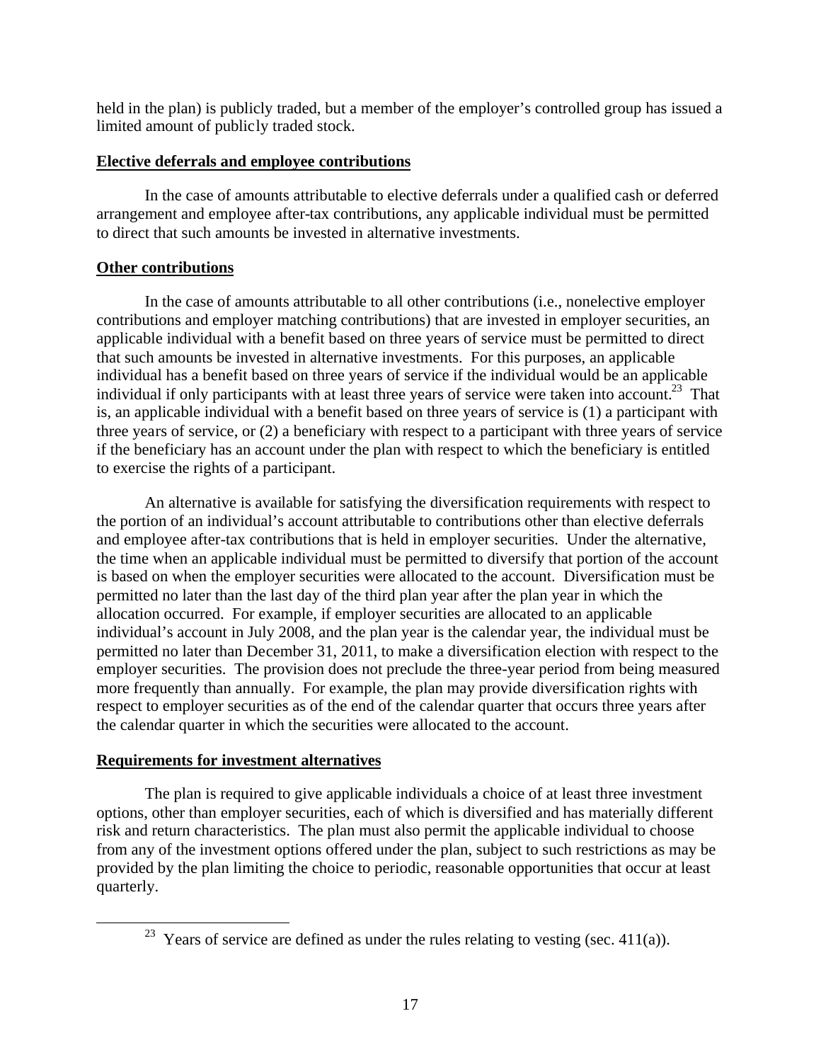held in the plan) is publicly traded, but a member of the employer's controlled group has issued a limited amount of publicly traded stock.

**Elective deferrals and employee contributions**

In the case of amounts attributable to elective deferrals under a qualified cash or deferred arrangement and employee after-tax contributions, any applicable individual must be permitted to direct that such amounts be invested in alternative investments.

**Other contributions**

In the case of amounts attributable to all other contributions (i.e., nonelective employer contributions and employer matching contributions) that are invested in employer securities, an applicable individual with a benefit based on three years of service must be permitted to direct that such amounts be invested in alternative investments. For this purposes, an applicable individual has a benefit based on three years of service if the individual would be an applicable individual if only participants with at least three years of service were taken into account.[23] That is, an applicable individual with a benefit based on three years of service is (1) a participant with three years of service, or (2) a beneficiary with respect to a participant with three years of service if the beneficiary has an account under the plan with respect to which the beneficiary is entitled to exercise the rights of a participant.

An alternative is available for satisfying the diversification requirements with respect to the portion of an individual's account attributable to contributions other than elective deferrals and employee after-tax contributions that is held in employer securities. Under the alternative, the time when an applicable individual must be permitted to diversify that portion of the account is based on when the employer securities were allocated to the account. Diversification must be permitted no later than the last day of the third plan year after the plan year in which the allocation occurred. For example, if employer securities are allocated to an applicable individual's account in July 2008, and the plan year is the calendar year, the individual must be permitted no later than December 31, 2011, to make a diversification election with respect to the employer securities. The provision does not preclude the three-year period from being measured more frequently than annually. For example, the plan may provide diversification rights with respect to employer securities as of the end of the calendar quarter that occurs three years after the calendar quarter in which the securities were allocated to the account.

**Requirements for investment alternatives**

The plan is required to give applicable individuals a choice of at least three investment options, other than employer securities, each of which is diversified and has materially different risk and return characteristics. The plan must also permit the applicable individual to choose from any of the investment options offered under the plan, subject to such restrictions as may be provided by the plan limiting the choice to periodic, reasonable opportunities that occur at least quarterly.

[23] Years of service are defined as under the rules relating to vesting (sec. 411(a)).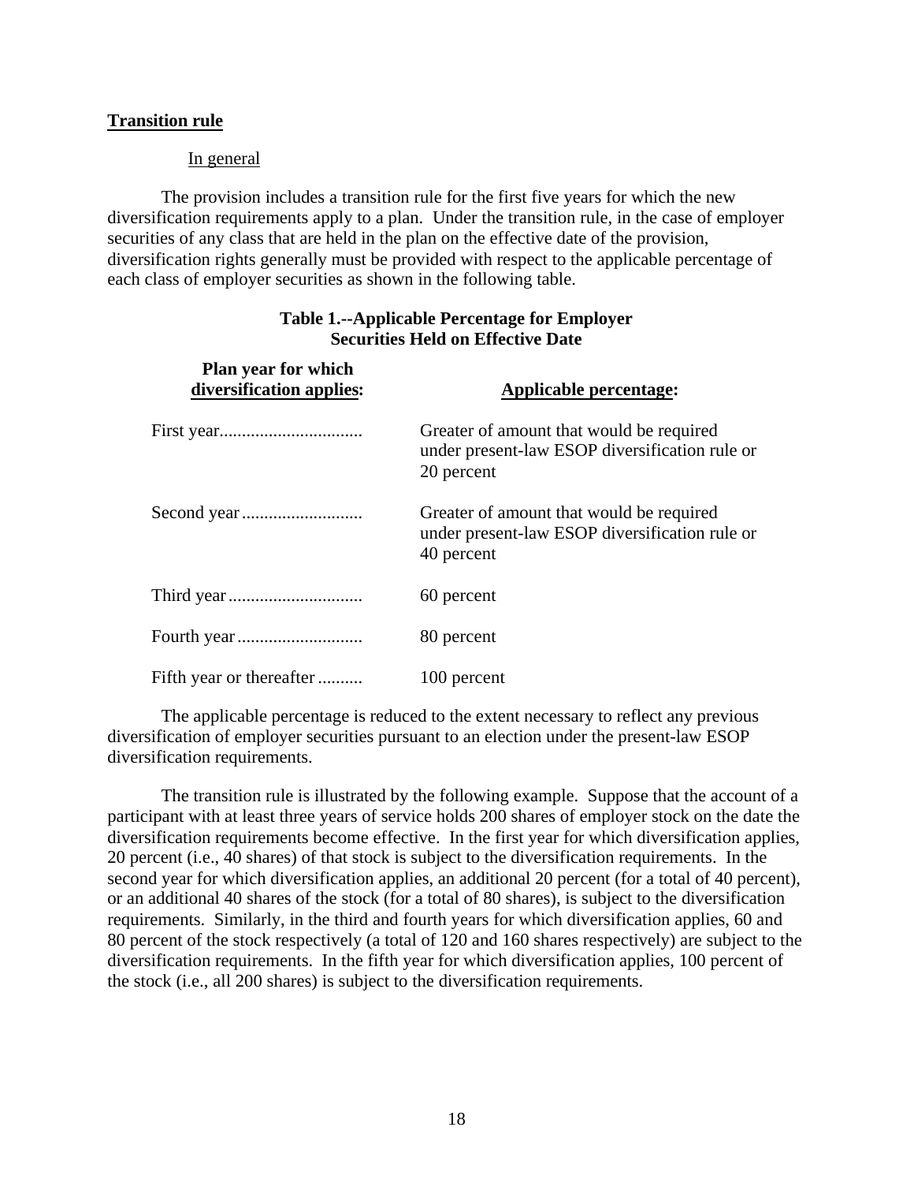**Transition rule**

In general

The provision includes a transition rule for the first five years for which the new diversification requirements apply to a plan. Under the transition rule, in the case of employer securities of any class that are held in the plan on the effective date of the provision, diversification rights generally must be provided with respect to the applicable percentage of each class of employer securities as shown in the following table.

**Table 1.--Applicable Percentage for Employer Securities Held on Effective Date**

| Plan year for which diversification applies: | Applicable percentage: |
|---|---|
| First year | Greater of amount that would be required under present-law ESOP diversification rule or 20 percent |
| Second year | Greater of amount that would be required under present-law ESOP diversification rule or 40 percent |
| Third year | 60 percent |
| Fourth year | 80 percent |
| Fifth year or thereafter | 100 percent |

The applicable percentage is reduced to the extent necessary to reflect any previous diversification of employer securities pursuant to an election under the present-law ESOP diversification requirements.

The transition rule is illustrated by the following example. Suppose that the account of a participant with at least three years of service holds 200 shares of employer stock on the date the diversification requirements become effective. In the first year for which diversification applies, 20 percent (i.e., 40 shares) of that stock is subject to the diversification requirements. In the second year for which diversification applies, an additional 20 percent (for a total of 40 percent), or an additional 40 shares of the stock (for a total of 80 shares), is subject to the diversification requirements. Similarly, in the third and fourth years for which diversification applies, 60 and 80 percent of the stock respectively (a total of 120 and 160 shares respectively) are subject to the diversification requirements. In the fifth year for which diversification applies, 100 percent of the stock (i.e., all 200 shares) is subject to the diversification requirements.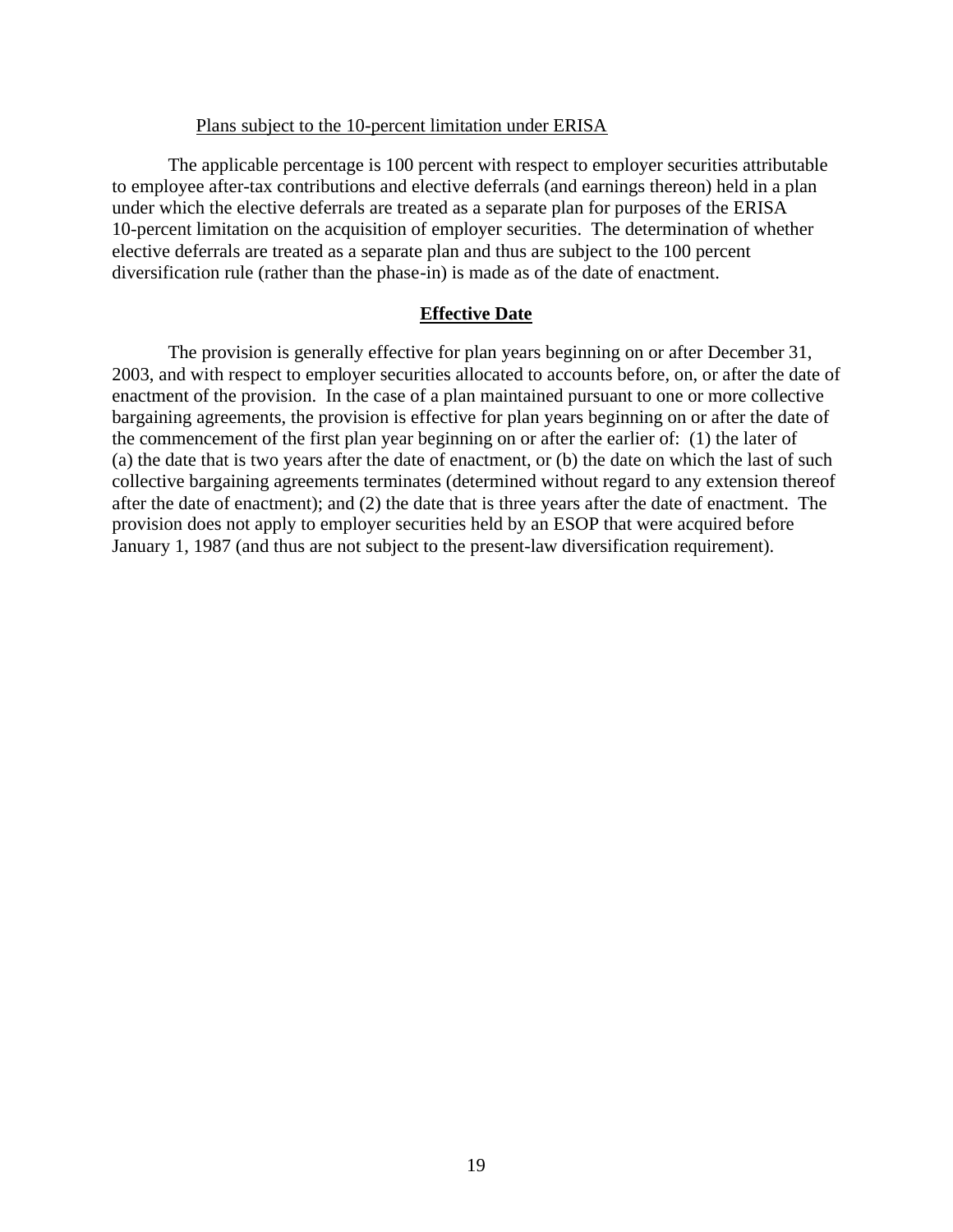Plans subject to the 10-percent limitation under ERISA

The applicable percentage is 100 percent with respect to employer securities attributable to employee after-tax contributions and elective deferrals (and earnings thereon) held in a plan under which the elective deferrals are treated as a separate plan for purposes of the ERISA 10-percent limitation on the acquisition of employer securities. The determination of whether elective deferrals are treated as a separate plan and thus are subject to the 100 percent diversification rule (rather than the phase-in) is made as of the date of enactment.

## Effective Date

The provision is generally effective for plan years beginning on or after December 31, 2003, and with respect to employer securities allocated to accounts before, on, or after the date of enactment of the provision. In the case of a plan maintained pursuant to one or more collective bargaining agreements, the provision is effective for plan years beginning on or after the date of the commencement of the first plan year beginning on or after the earlier of: (1) the later of (a) the date that is two years after the date of enactment, or (b) the date on which the last of such collective bargaining agreements terminates (determined without regard to any extension thereof after the date of enactment); and (2) the date that is three years after the date of enactment. The provision does not apply to employer securities held by an ESOP that were acquired before January 1, 1987 (and thus are not subject to the present-law diversification requirement).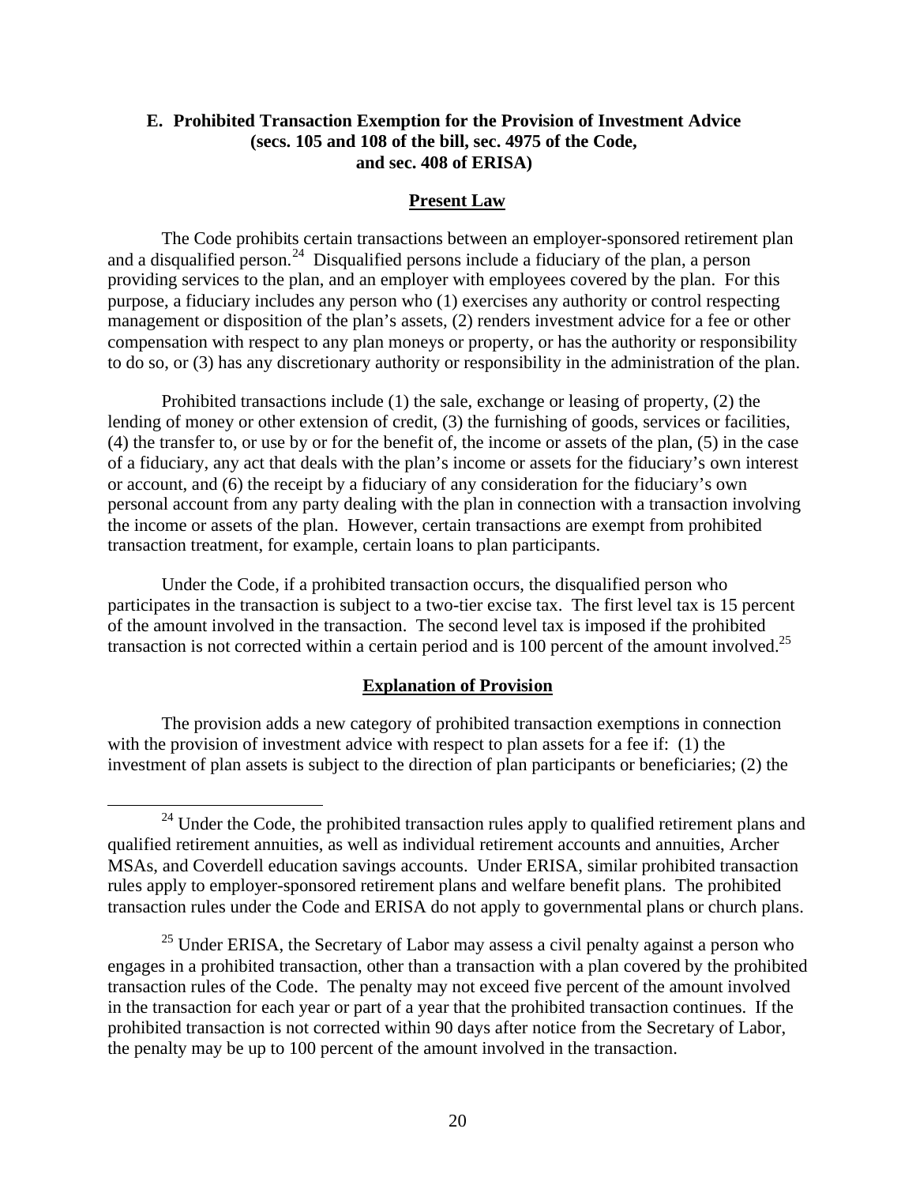### E. Prohibited Transaction Exemption for the Provision of Investment Advice (secs. 105 and 108 of the bill, sec. 4975 of the Code, and sec. 408 of ERISA)

#### Present Law

The Code prohibits certain transactions between an employer-sponsored retirement plan and a disqualified person.[24] Disqualified persons include a fiduciary of the plan, a person providing services to the plan, and an employer with employees covered by the plan. For this purpose, a fiduciary includes any person who (1) exercises any authority or control respecting management or disposition of the plan's assets, (2) renders investment advice for a fee or other compensation with respect to any plan moneys or property, or has the authority or responsibility to do so, or (3) has any discretionary authority or responsibility in the administration of the plan.

Prohibited transactions include (1) the sale, exchange or leasing of property, (2) the lending of money or other extension of credit, (3) the furnishing of goods, services or facilities, (4) the transfer to, or use by or for the benefit of, the income or assets of the plan, (5) in the case of a fiduciary, any act that deals with the plan's income or assets for the fiduciary's own interest or account, and (6) the receipt by a fiduciary of any consideration for the fiduciary's own personal account from any party dealing with the plan in connection with a transaction involving the income or assets of the plan. However, certain transactions are exempt from prohibited transaction treatment, for example, certain loans to plan participants.

Under the Code, if a prohibited transaction occurs, the disqualified person who participates in the transaction is subject to a two-tier excise tax. The first level tax is 15 percent of the amount involved in the transaction. The second level tax is imposed if the prohibited transaction is not corrected within a certain period and is 100 percent of the amount involved.[25]

#### Explanation of Provision

The provision adds a new category of prohibited transaction exemptions in connection with the provision of investment advice with respect to plan assets for a fee if: (1) the investment of plan assets is subject to the direction of plan participants or beneficiaries; (2) the

[24] Under the Code, the prohibited transaction rules apply to qualified retirement plans and qualified retirement annuities, as well as individual retirement accounts and annuities, Archer MSAs, and Coverdell education savings accounts. Under ERISA, similar prohibited transaction rules apply to employer-sponsored retirement plans and welfare benefit plans. The prohibited transaction rules under the Code and ERISA do not apply to governmental plans or church plans.

[25] Under ERISA, the Secretary of Labor may assess a civil penalty against a person who engages in a prohibited transaction, other than a transaction with a plan covered by the prohibited transaction rules of the Code. The penalty may not exceed five percent of the amount involved in the transaction for each year or part of a year that the prohibited transaction continues. If the prohibited transaction is not corrected within 90 days after notice from the Secretary of Labor, the penalty may be up to 100 percent of the amount involved in the transaction.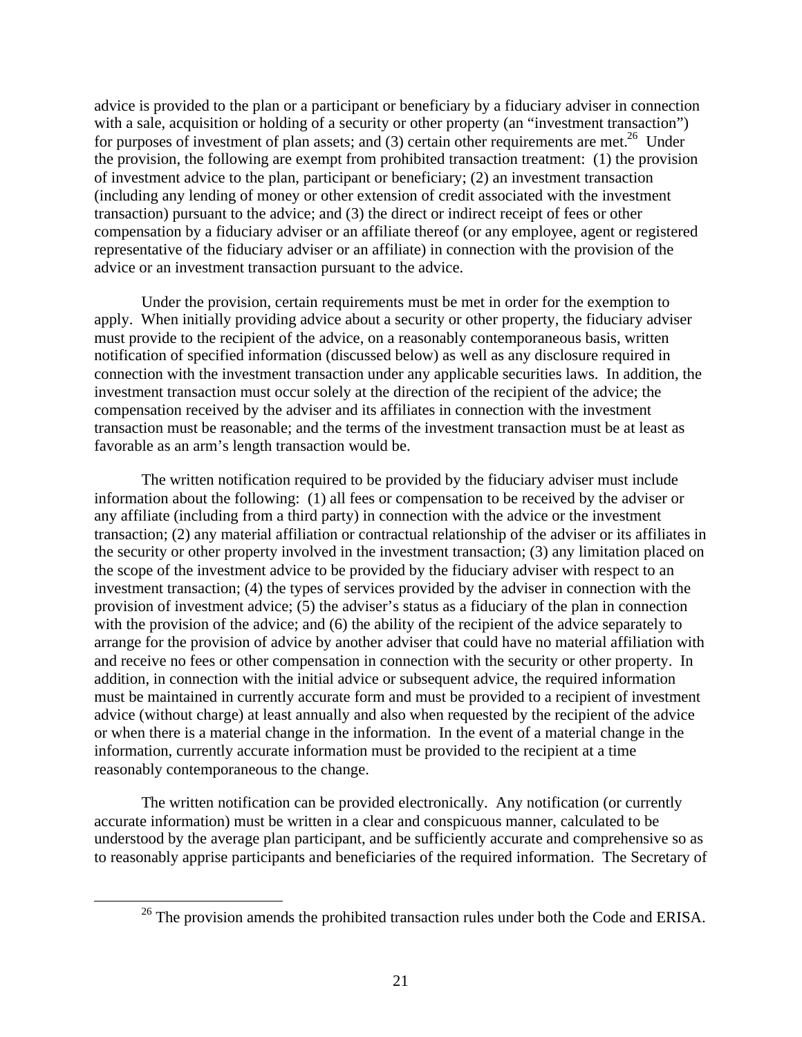advice is provided to the plan or a participant or beneficiary by a fiduciary adviser in connection with a sale, acquisition or holding of a security or other property (an "investment transaction") for purposes of investment of plan assets; and (3) certain other requirements are met.[26] Under the provision, the following are exempt from prohibited transaction treatment: (1) the provision of investment advice to the plan, participant or beneficiary; (2) an investment transaction (including any lending of money or other extension of credit associated with the investment transaction) pursuant to the advice; and (3) the direct or indirect receipt of fees or other compensation by a fiduciary adviser or an affiliate thereof (or any employee, agent or registered representative of the fiduciary adviser or an affiliate) in connection with the provision of the advice or an investment transaction pursuant to the advice.

Under the provision, certain requirements must be met in order for the exemption to apply. When initially providing advice about a security or other property, the fiduciary adviser must provide to the recipient of the advice, on a reasonably contemporaneous basis, written notification of specified information (discussed below) as well as any disclosure required in connection with the investment transaction under any applicable securities laws. In addition, the investment transaction must occur solely at the direction of the recipient of the advice; the compensation received by the adviser and its affiliates in connection with the investment transaction must be reasonable; and the terms of the investment transaction must be at least as favorable as an arm's length transaction would be.

The written notification required to be provided by the fiduciary adviser must include information about the following: (1) all fees or compensation to be received by the adviser or any affiliate (including from a third party) in connection with the advice or the investment transaction; (2) any material affiliation or contractual relationship of the adviser or its affiliates in the security or other property involved in the investment transaction; (3) any limitation placed on the scope of the investment advice to be provided by the fiduciary adviser with respect to an investment transaction; (4) the types of services provided by the adviser in connection with the provision of investment advice; (5) the adviser's status as a fiduciary of the plan in connection with the provision of the advice; and (6) the ability of the recipient of the advice separately to arrange for the provision of advice by another adviser that could have no material affiliation with and receive no fees or other compensation in connection with the security or other property. In addition, in connection with the initial advice or subsequent advice, the required information must be maintained in currently accurate form and must be provided to a recipient of investment advice (without charge) at least annually and also when requested by the recipient of the advice or when there is a material change in the information. In the event of a material change in the information, currently accurate information must be provided to the recipient at a time reasonably contemporaneous to the change.

The written notification can be provided electronically. Any notification (or currently accurate information) must be written in a clear and conspicuous manner, calculated to be understood by the average plan participant, and be sufficiently accurate and comprehensive so as to reasonably apprise participants and beneficiaries of the required information. The Secretary of

---

[26] The provision amends the prohibited transaction rules under both the Code and ERISA.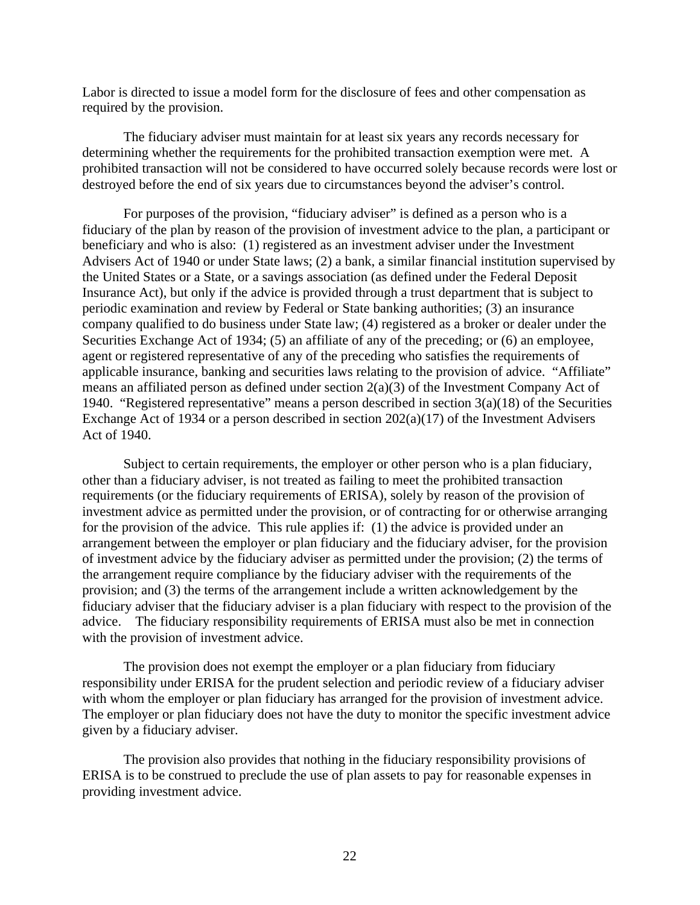Labor is directed to issue a model form for the disclosure of fees and other compensation as required by the provision.

The fiduciary adviser must maintain for at least six years any records necessary for determining whether the requirements for the prohibited transaction exemption were met. A prohibited transaction will not be considered to have occurred solely because records were lost or destroyed before the end of six years due to circumstances beyond the adviser's control.

For purposes of the provision, "fiduciary adviser" is defined as a person who is a fiduciary of the plan by reason of the provision of investment advice to the plan, a participant or beneficiary and who is also: (1) registered as an investment adviser under the Investment Advisers Act of 1940 or under State laws; (2) a bank, a similar financial institution supervised by the United States or a State, or a savings association (as defined under the Federal Deposit Insurance Act), but only if the advice is provided through a trust department that is subject to periodic examination and review by Federal or State banking authorities; (3) an insurance company qualified to do business under State law; (4) registered as a broker or dealer under the Securities Exchange Act of 1934; (5) an affiliate of any of the preceding; or (6) an employee, agent or registered representative of any of the preceding who satisfies the requirements of applicable insurance, banking and securities laws relating to the provision of advice. "Affiliate" means an affiliated person as defined under section 2(a)(3) of the Investment Company Act of 1940. "Registered representative" means a person described in section 3(a)(18) of the Securities Exchange Act of 1934 or a person described in section 202(a)(17) of the Investment Advisers Act of 1940.

Subject to certain requirements, the employer or other person who is a plan fiduciary, other than a fiduciary adviser, is not treated as failing to meet the prohibited transaction requirements (or the fiduciary requirements of ERISA), solely by reason of the provision of investment advice as permitted under the provision, or of contracting for or otherwise arranging for the provision of the advice. This rule applies if: (1) the advice is provided under an arrangement between the employer or plan fiduciary and the fiduciary adviser, for the provision of investment advice by the fiduciary adviser as permitted under the provision; (2) the terms of the arrangement require compliance by the fiduciary adviser with the requirements of the provision; and (3) the terms of the arrangement include a written acknowledgement by the fiduciary adviser that the fiduciary adviser is a plan fiduciary with respect to the provision of the advice. The fiduciary responsibility requirements of ERISA must also be met in connection with the provision of investment advice.

The provision does not exempt the employer or a plan fiduciary from fiduciary responsibility under ERISA for the prudent selection and periodic review of a fiduciary adviser with whom the employer or plan fiduciary has arranged for the provision of investment advice. The employer or plan fiduciary does not have the duty to monitor the specific investment advice given by a fiduciary adviser.

The provision also provides that nothing in the fiduciary responsibility provisions of ERISA is to be construed to preclude the use of plan assets to pay for reasonable expenses in providing investment advice.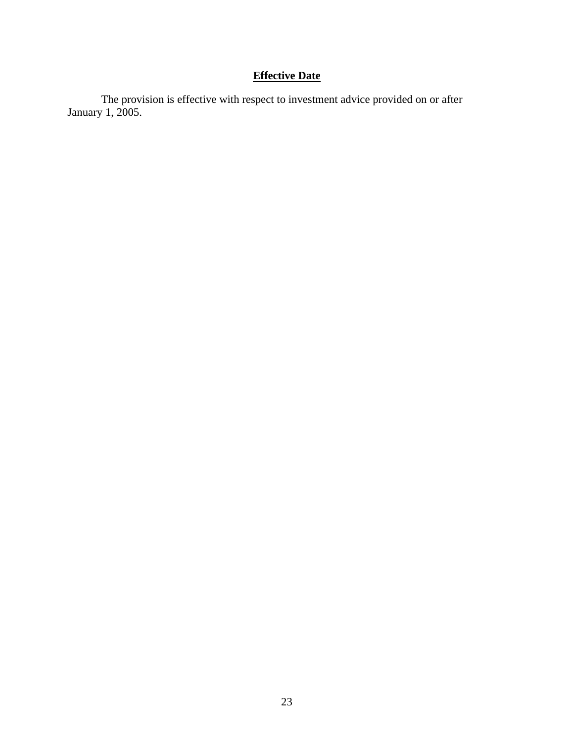**Effective Date**

The provision is effective with respect to investment advice provided on or after January 1, 2005.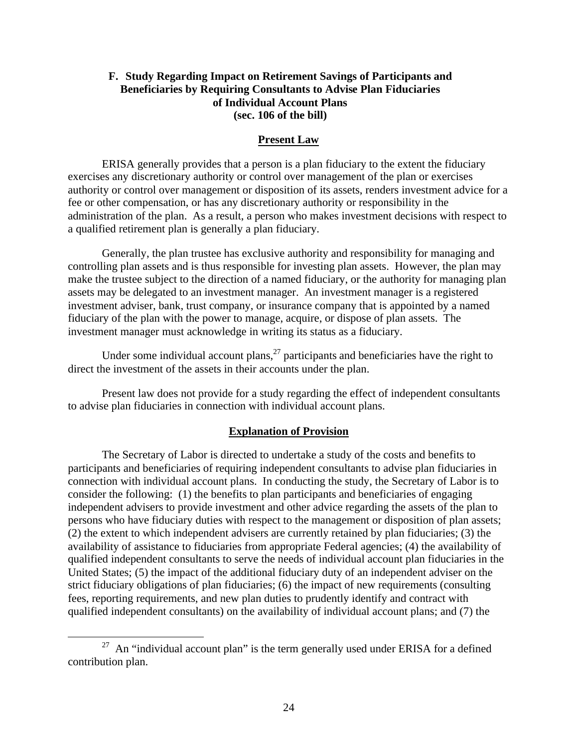### F. Study Regarding Impact on Retirement Savings of Participants and Beneficiaries by Requiring Consultants to Advise Plan Fiduciaries of Individual Account Plans (sec. 106 of the bill)

#### Present Law

ERISA generally provides that a person is a plan fiduciary to the extent the fiduciary exercises any discretionary authority or control over management of the plan or exercises authority or control over management or disposition of its assets, renders investment advice for a fee or other compensation, or has any discretionary authority or responsibility in the administration of the plan. As a result, a person who makes investment decisions with respect to a qualified retirement plan is generally a plan fiduciary.

Generally, the plan trustee has exclusive authority and responsibility for managing and controlling plan assets and is thus responsible for investing plan assets. However, the plan may make the trustee subject to the direction of a named fiduciary, or the authority for managing plan assets may be delegated to an investment manager. An investment manager is a registered investment adviser, bank, trust company, or insurance company that is appointed by a named fiduciary of the plan with the power to manage, acquire, or dispose of plan assets. The investment manager must acknowledge in writing its status as a fiduciary.

Under some individual account plans,[27] participants and beneficiaries have the right to direct the investment of the assets in their accounts under the plan.

Present law does not provide for a study regarding the effect of independent consultants to advise plan fiduciaries in connection with individual account plans.

#### Explanation of Provision

The Secretary of Labor is directed to undertake a study of the costs and benefits to participants and beneficiaries of requiring independent consultants to advise plan fiduciaries in connection with individual account plans. In conducting the study, the Secretary of Labor is to consider the following: (1) the benefits to plan participants and beneficiaries of engaging independent advisers to provide investment and other advice regarding the assets of the plan to persons who have fiduciary duties with respect to the management or disposition of plan assets; (2) the extent to which independent advisers are currently retained by plan fiduciaries; (3) the availability of assistance to fiduciaries from appropriate Federal agencies; (4) the availability of qualified independent consultants to serve the needs of individual account plan fiduciaries in the United States; (5) the impact of the additional fiduciary duty of an independent adviser on the strict fiduciary obligations of plan fiduciaries; (6) the impact of new requirements (consulting fees, reporting requirements, and new plan duties to prudently identify and contract with qualified independent consultants) on the availability of individual account plans; and (7) the

[27] An "individual account plan" is the term generally used under ERISA for a defined contribution plan.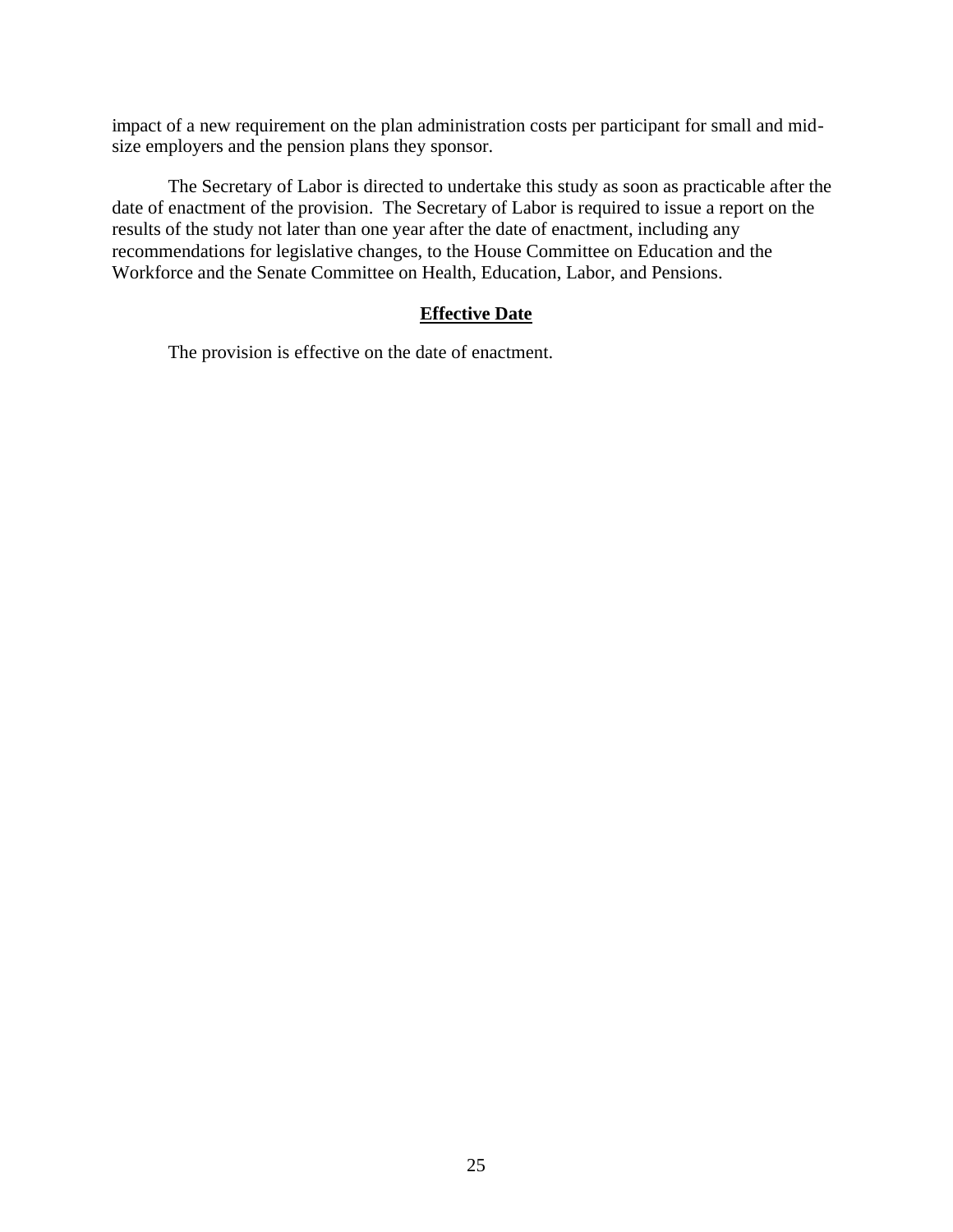impact of a new requirement on the plan administration costs per participant for small and mid-size employers and the pension plans they sponsor.

The Secretary of Labor is directed to undertake this study as soon as practicable after the date of enactment of the provision. The Secretary of Labor is required to issue a report on the results of the study not later than one year after the date of enactment, including any recommendations for legislative changes, to the House Committee on Education and the Workforce and the Senate Committee on Health, Education, Labor, and Pensions.

## Effective Date

The provision is effective on the date of enactment.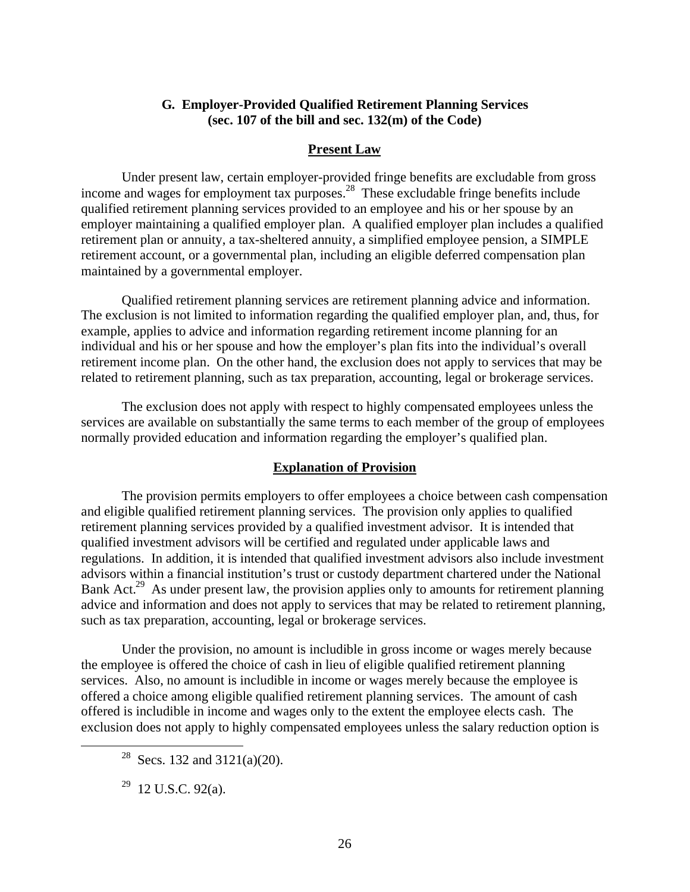## G. Employer-Provided Qualified Retirement Planning Services (sec. 107 of the bill and sec. 132(m) of the Code)

### Present Law

Under present law, certain employer-provided fringe benefits are excludable from gross income and wages for employment tax purposes.[28] These excludable fringe benefits include qualified retirement planning services provided to an employee and his or her spouse by an employer maintaining a qualified employer plan. A qualified employer plan includes a qualified retirement plan or annuity, a tax-sheltered annuity, a simplified employee pension, a SIMPLE retirement account, or a governmental plan, including an eligible deferred compensation plan maintained by a governmental employer.

Qualified retirement planning services are retirement planning advice and information. The exclusion is not limited to information regarding the qualified employer plan, and, thus, for example, applies to advice and information regarding retirement income planning for an individual and his or her spouse and how the employer's plan fits into the individual's overall retirement income plan. On the other hand, the exclusion does not apply to services that may be related to retirement planning, such as tax preparation, accounting, legal or brokerage services.

The exclusion does not apply with respect to highly compensated employees unless the services are available on substantially the same terms to each member of the group of employees normally provided education and information regarding the employer's qualified plan.

### Explanation of Provision

The provision permits employers to offer employees a choice between cash compensation and eligible qualified retirement planning services. The provision only applies to qualified retirement planning services provided by a qualified investment advisor. It is intended that qualified investment advisors will be certified and regulated under applicable laws and regulations. In addition, it is intended that qualified investment advisors also include investment advisors within a financial institution's trust or custody department chartered under the National Bank Act.[29] As under present law, the provision applies only to amounts for retirement planning advice and information and does not apply to services that may be related to retirement planning, such as tax preparation, accounting, legal or brokerage services.

Under the provision, no amount is includible in gross income or wages merely because the employee is offered the choice of cash in lieu of eligible qualified retirement planning services. Also, no amount is includible in income or wages merely because the employee is offered a choice among eligible qualified retirement planning services. The amount of cash offered is includible in income and wages only to the extent the employee elects cash. The exclusion does not apply to highly compensated employees unless the salary reduction option is

---

[28] Secs. 132 and 3121(a)(20).

[29] 12 U.S.C. 92(a).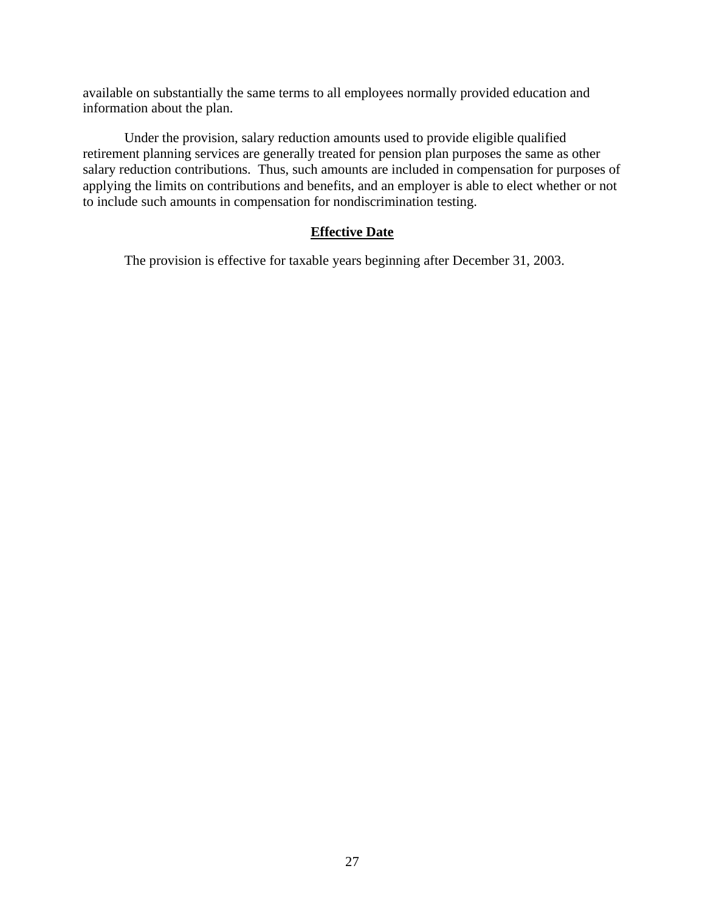available on substantially the same terms to all employees normally provided education and information about the plan.

Under the provision, salary reduction amounts used to provide eligible qualified retirement planning services are generally treated for pension plan purposes the same as other salary reduction contributions. Thus, such amounts are included in compensation for purposes of applying the limits on contributions and benefits, and an employer is able to elect whether or not to include such amounts in compensation for nondiscrimination testing.

**Effective Date**

The provision is effective for taxable years beginning after December 31, 2003.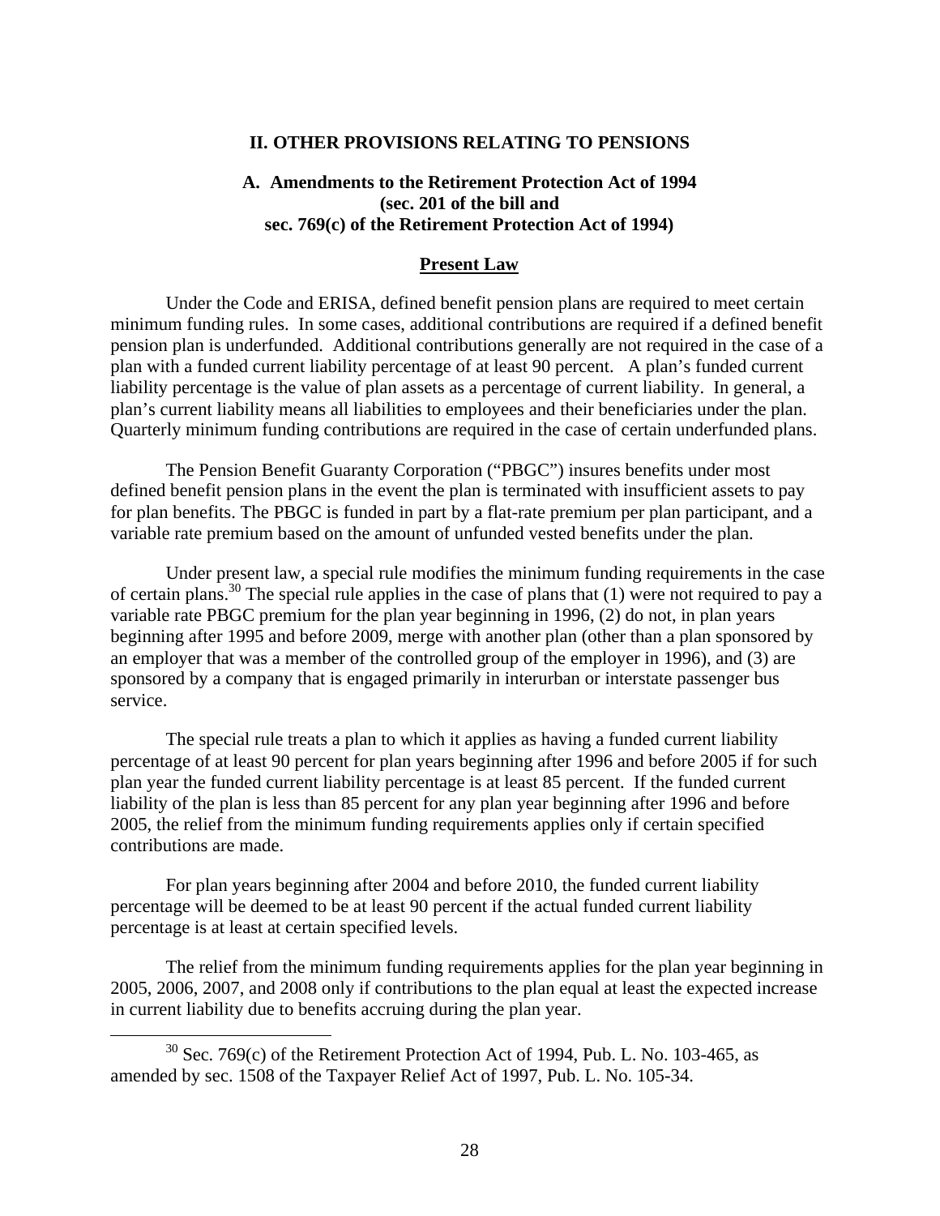## II. OTHER PROVISIONS RELATING TO PENSIONS

### A. Amendments to the Retirement Protection Act of 1994 (sec. 201 of the bill and sec. 769(c) of the Retirement Protection Act of 1994)

#### Present Law

Under the Code and ERISA, defined benefit pension plans are required to meet certain minimum funding rules. In some cases, additional contributions are required if a defined benefit pension plan is underfunded. Additional contributions generally are not required in the case of a plan with a funded current liability percentage of at least 90 percent. A plan's funded current liability percentage is the value of plan assets as a percentage of current liability. In general, a plan's current liability means all liabilities to employees and their beneficiaries under the plan. Quarterly minimum funding contributions are required in the case of certain underfunded plans.

The Pension Benefit Guaranty Corporation ("PBGC") insures benefits under most defined benefit pension plans in the event the plan is terminated with insufficient assets to pay for plan benefits. The PBGC is funded in part by a flat-rate premium per plan participant, and a variable rate premium based on the amount of unfunded vested benefits under the plan.

Under present law, a special rule modifies the minimum funding requirements in the case of certain plans.[30] The special rule applies in the case of plans that (1) were not required to pay a variable rate PBGC premium for the plan year beginning in 1996, (2) do not, in plan years beginning after 1995 and before 2009, merge with another plan (other than a plan sponsored by an employer that was a member of the controlled group of the employer in 1996), and (3) are sponsored by a company that is engaged primarily in interurban or interstate passenger bus service.

The special rule treats a plan to which it applies as having a funded current liability percentage of at least 90 percent for plan years beginning after 1996 and before 2005 if for such plan year the funded current liability percentage is at least 85 percent. If the funded current liability of the plan is less than 85 percent for any plan year beginning after 1996 and before 2005, the relief from the minimum funding requirements applies only if certain specified contributions are made.

For plan years beginning after 2004 and before 2010, the funded current liability percentage will be deemed to be at least 90 percent if the actual funded current liability percentage is at least at certain specified levels.

The relief from the minimum funding requirements applies for the plan year beginning in 2005, 2006, 2007, and 2008 only if contributions to the plan equal at least the expected increase in current liability due to benefits accruing during the plan year.

---

[30] Sec. 769(c) of the Retirement Protection Act of 1994, Pub. L. No. 103-465, as amended by sec. 1508 of the Taxpayer Relief Act of 1997, Pub. L. No. 105-34.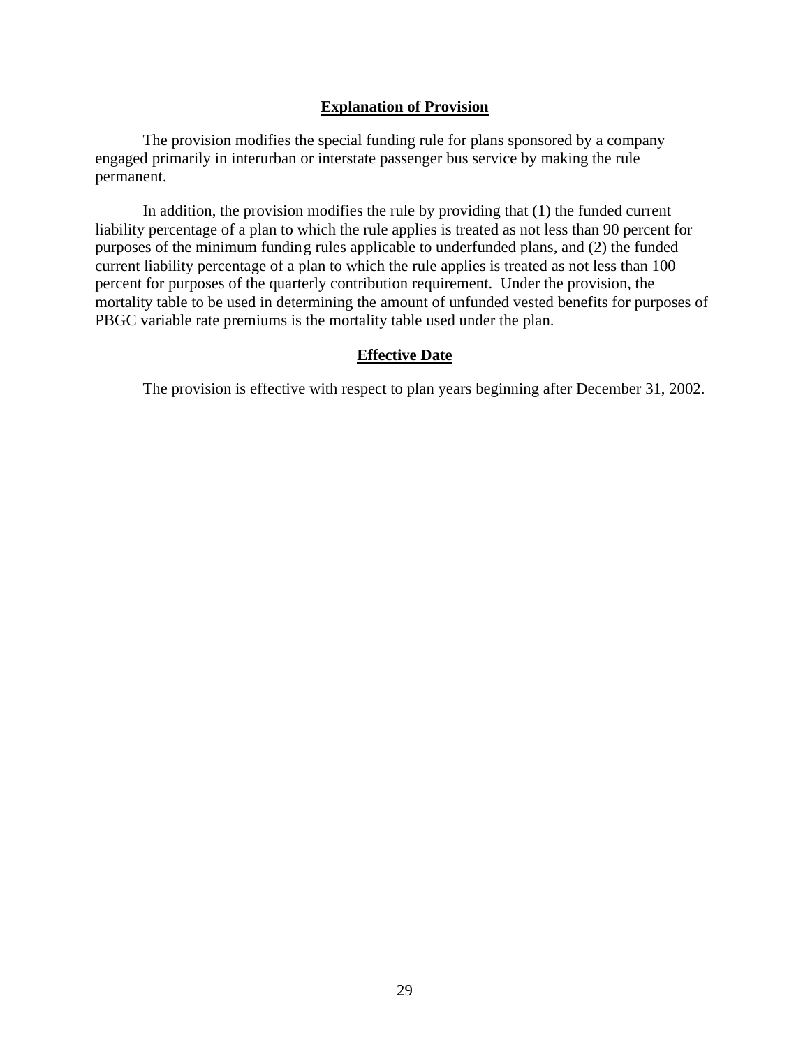## Explanation of Provision

The provision modifies the special funding rule for plans sponsored by a company engaged primarily in interurban or interstate passenger bus service by making the rule permanent.

In addition, the provision modifies the rule by providing that (1) the funded current liability percentage of a plan to which the rule applies is treated as not less than 90 percent for purposes of the minimum funding rules applicable to underfunded plans, and (2) the funded current liability percentage of a plan to which the rule applies is treated as not less than 100 percent for purposes of the quarterly contribution requirement. Under the provision, the mortality table to be used in determining the amount of unfunded vested benefits for purposes of PBGC variable rate premiums is the mortality table used under the plan.

## Effective Date

The provision is effective with respect to plan years beginning after December 31, 2002.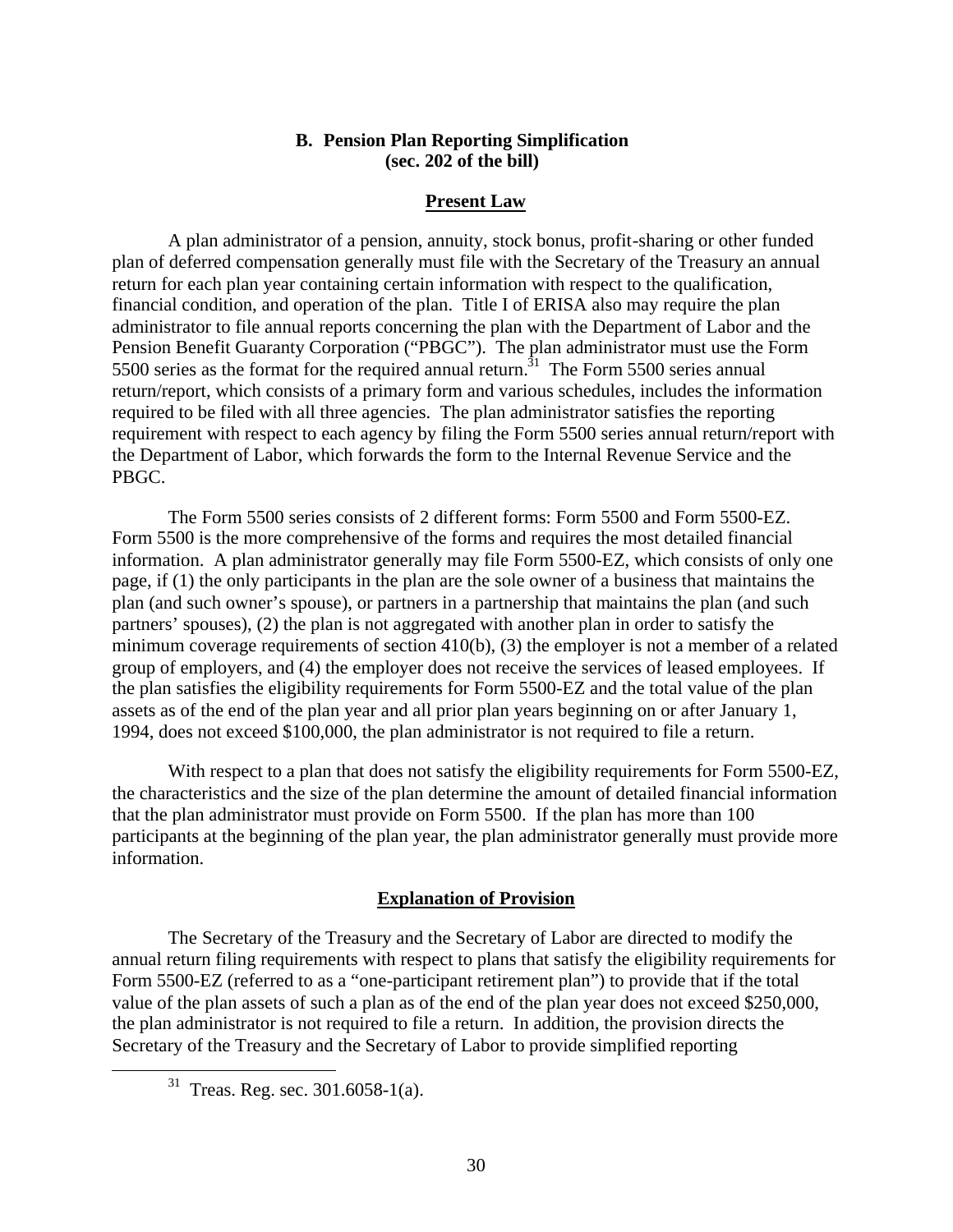### B. Pension Plan Reporting Simplification (sec. 202 of the bill)

#### Present Law

A plan administrator of a pension, annuity, stock bonus, profit-sharing or other funded plan of deferred compensation generally must file with the Secretary of the Treasury an annual return for each plan year containing certain information with respect to the qualification, financial condition, and operation of the plan. Title I of ERISA also may require the plan administrator to file annual reports concerning the plan with the Department of Labor and the Pension Benefit Guaranty Corporation ("PBGC"). The plan administrator must use the Form 5500 series as the format for the required annual return.[31] The Form 5500 series annual return/report, which consists of a primary form and various schedules, includes the information required to be filed with all three agencies. The plan administrator satisfies the reporting requirement with respect to each agency by filing the Form 5500 series annual return/report with the Department of Labor, which forwards the form to the Internal Revenue Service and the PBGC.

The Form 5500 series consists of 2 different forms: Form 5500 and Form 5500-EZ. Form 5500 is the more comprehensive of the forms and requires the most detailed financial information. A plan administrator generally may file Form 5500-EZ, which consists of only one page, if (1) the only participants in the plan are the sole owner of a business that maintains the plan (and such owner's spouse), or partners in a partnership that maintains the plan (and such partners' spouses), (2) the plan is not aggregated with another plan in order to satisfy the minimum coverage requirements of section 410(b), (3) the employer is not a member of a related group of employers, and (4) the employer does not receive the services of leased employees. If the plan satisfies the eligibility requirements for Form 5500-EZ and the total value of the plan assets as of the end of the plan year and all prior plan years beginning on or after January 1, 1994, does not exceed $100,000, the plan administrator is not required to file a return.

With respect to a plan that does not satisfy the eligibility requirements for Form 5500-EZ, the characteristics and the size of the plan determine the amount of detailed financial information that the plan administrator must provide on Form 5500. If the plan has more than 100 participants at the beginning of the plan year, the plan administrator generally must provide more information.

#### Explanation of Provision

The Secretary of the Treasury and the Secretary of Labor are directed to modify the annual return filing requirements with respect to plans that satisfy the eligibility requirements for Form 5500-EZ (referred to as a "one-participant retirement plan") to provide that if the total value of the plan assets of such a plan as of the end of the plan year does not exceed $250,000, the plan administrator is not required to file a return. In addition, the provision directs the Secretary of the Treasury and the Secretary of Labor to provide simplified reporting

---

[31] Treas. Reg. sec. 301.6058-1(a).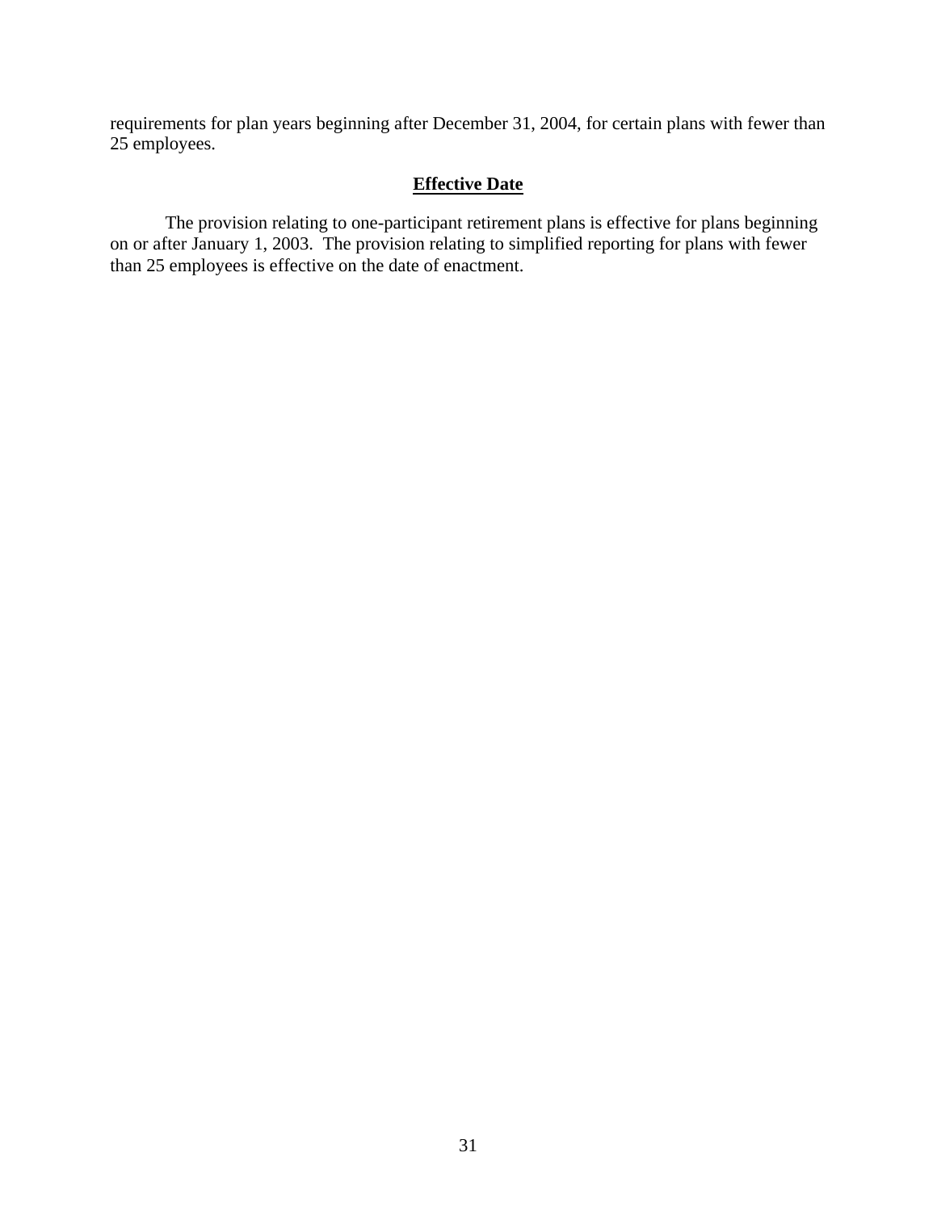requirements for plan years beginning after December 31, 2004, for certain plans with fewer than 25 employees.

**Effective Date**

The provision relating to one-participant retirement plans is effective for plans beginning on or after January 1, 2003. The provision relating to simplified reporting for plans with fewer than 25 employees is effective on the date of enactment.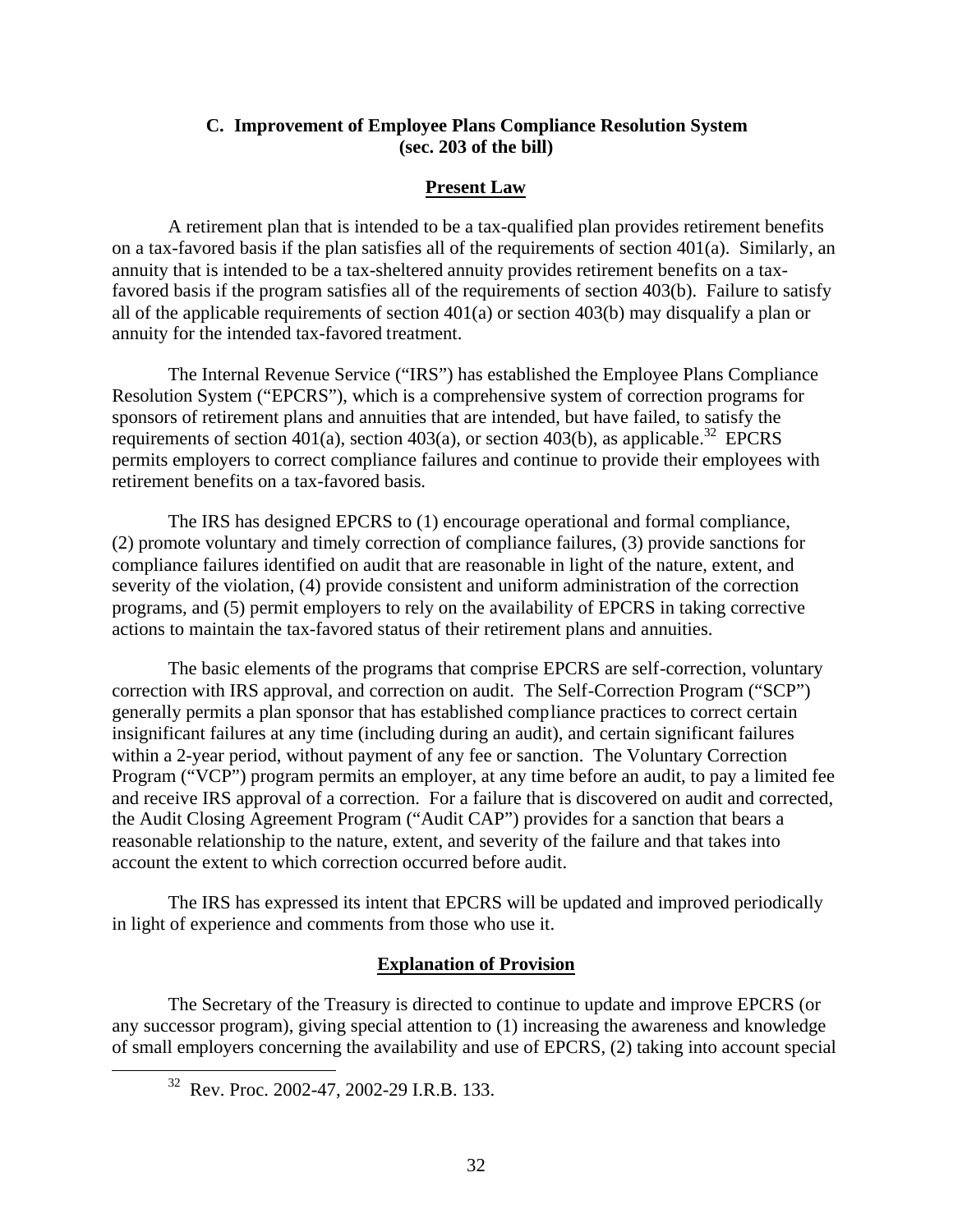### C. Improvement of Employee Plans Compliance Resolution System (sec. 203 of the bill)

#### Present Law

A retirement plan that is intended to be a tax-qualified plan provides retirement benefits on a tax-favored basis if the plan satisfies all of the requirements of section 401(a). Similarly, an annuity that is intended to be a tax-sheltered annuity provides retirement benefits on a tax-favored basis if the program satisfies all of the requirements of section 403(b). Failure to satisfy all of the applicable requirements of section 401(a) or section 403(b) may disqualify a plan or annuity for the intended tax-favored treatment.

The Internal Revenue Service ("IRS") has established the Employee Plans Compliance Resolution System ("EPCRS"), which is a comprehensive system of correction programs for sponsors of retirement plans and annuities that are intended, but have failed, to satisfy the requirements of section 401(a), section 403(a), or section 403(b), as applicable.[32] EPCRS permits employers to correct compliance failures and continue to provide their employees with retirement benefits on a tax-favored basis.

The IRS has designed EPCRS to (1) encourage operational and formal compliance, (2) promote voluntary and timely correction of compliance failures, (3) provide sanctions for compliance failures identified on audit that are reasonable in light of the nature, extent, and severity of the violation, (4) provide consistent and uniform administration of the correction programs, and (5) permit employers to rely on the availability of EPCRS in taking corrective actions to maintain the tax-favored status of their retirement plans and annuities.

The basic elements of the programs that comprise EPCRS are self-correction, voluntary correction with IRS approval, and correction on audit. The Self-Correction Program ("SCP") generally permits a plan sponsor that has established compliance practices to correct certain insignificant failures at any time (including during an audit), and certain significant failures within a 2-year period, without payment of any fee or sanction. The Voluntary Correction Program ("VCP") program permits an employer, at any time before an audit, to pay a limited fee and receive IRS approval of a correction. For a failure that is discovered on audit and corrected, the Audit Closing Agreement Program ("Audit CAP") provides for a sanction that bears a reasonable relationship to the nature, extent, and severity of the failure and that takes into account the extent to which correction occurred before audit.

The IRS has expressed its intent that EPCRS will be updated and improved periodically in light of experience and comments from those who use it.

#### Explanation of Provision

The Secretary of the Treasury is directed to continue to update and improve EPCRS (or any successor program), giving special attention to (1) increasing the awareness and knowledge of small employers concerning the availability and use of EPCRS, (2) taking into account special

[32] Rev. Proc. 2002-47, 2002-29 I.R.B. 133.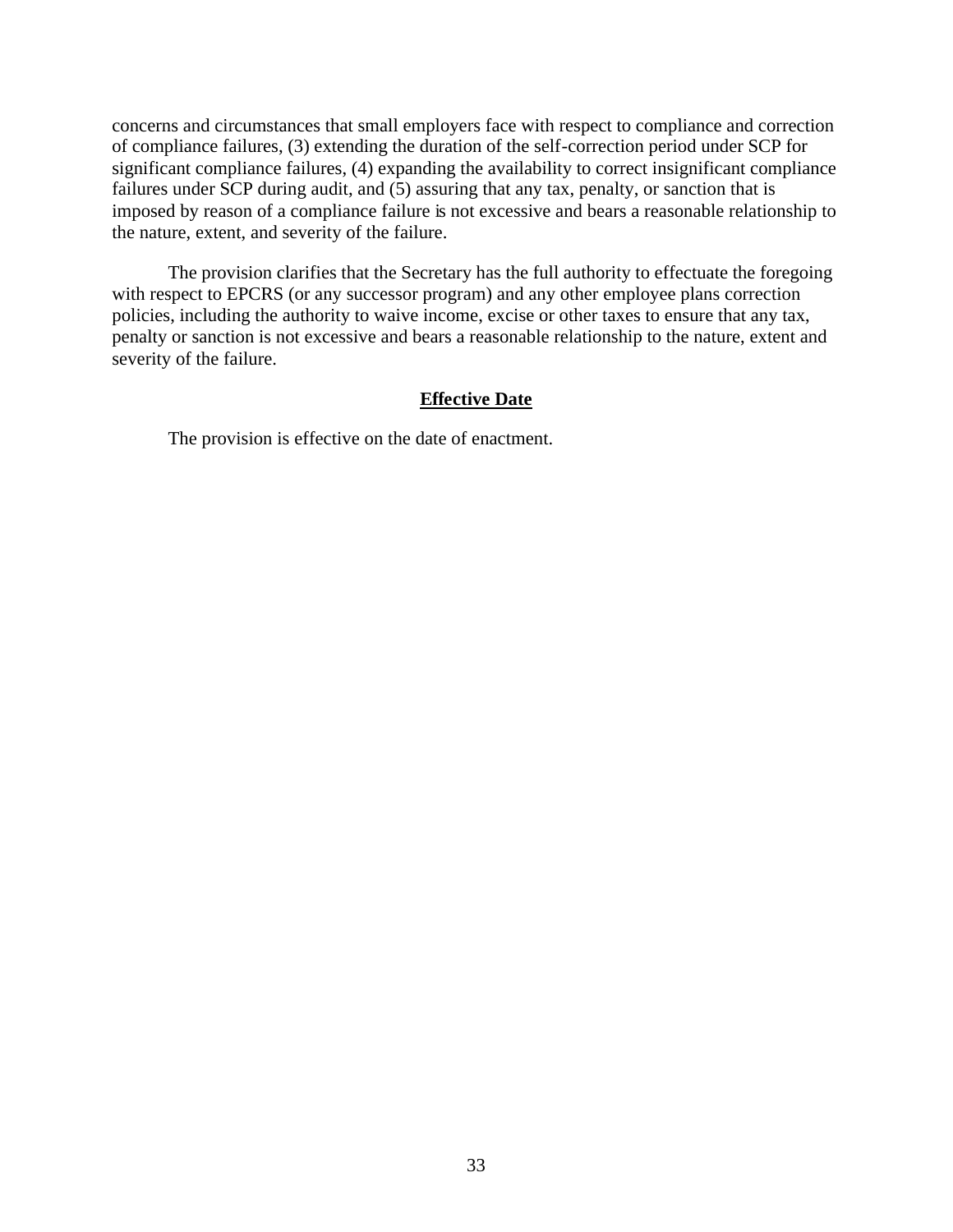concerns and circumstances that small employers face with respect to compliance and correction of compliance failures, (3) extending the duration of the self-correction period under SCP for significant compliance failures, (4) expanding the availability to correct insignificant compliance failures under SCP during audit, and (5) assuring that any tax, penalty, or sanction that is imposed by reason of a compliance failure is not excessive and bears a reasonable relationship to the nature, extent, and severity of the failure.

The provision clarifies that the Secretary has the full authority to effectuate the foregoing with respect to EPCRS (or any successor program) and any other employee plans correction policies, including the authority to waive income, excise or other taxes to ensure that any tax, penalty or sanction is not excessive and bears a reasonable relationship to the nature, extent and severity of the failure.

**Effective Date**

The provision is effective on the date of enactment.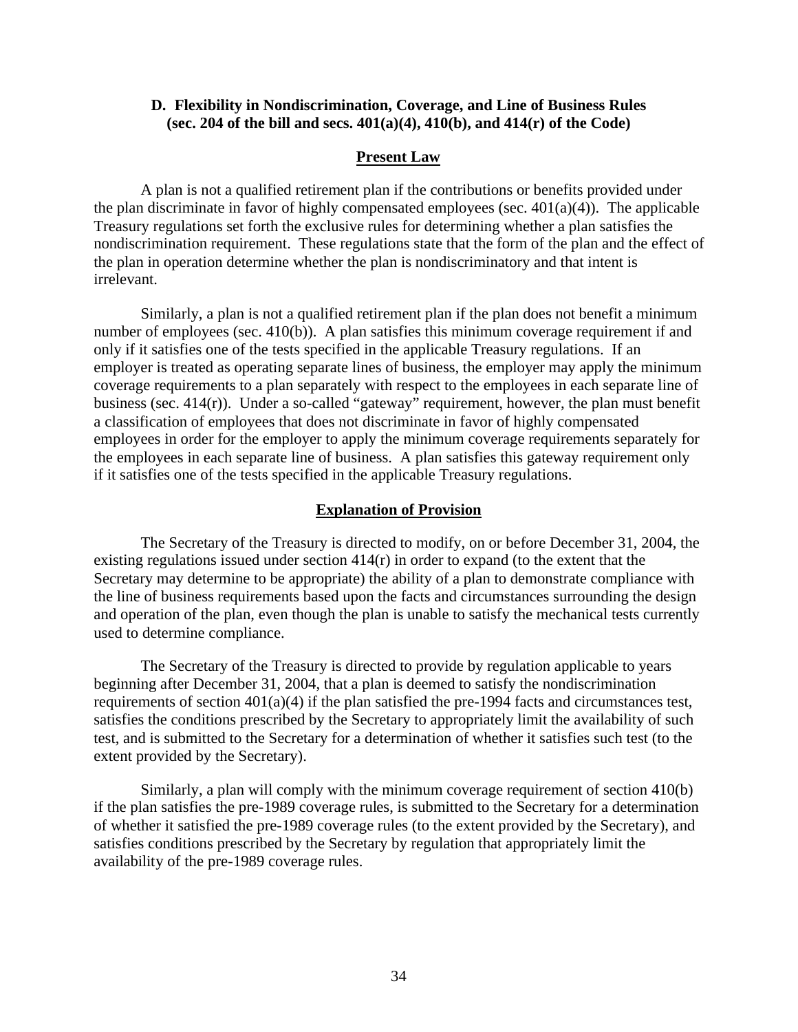### D. Flexibility in Nondiscrimination, Coverage, and Line of Business Rules (sec. 204 of the bill and secs. 401(a)(4), 410(b), and 414(r) of the Code)

#### Present Law

A plan is not a qualified retirement plan if the contributions or benefits provided under the plan discriminate in favor of highly compensated employees (sec. 401(a)(4)). The applicable Treasury regulations set forth the exclusive rules for determining whether a plan satisfies the nondiscrimination requirement. These regulations state that the form of the plan and the effect of the plan in operation determine whether the plan is nondiscriminatory and that intent is irrelevant.

Similarly, a plan is not a qualified retirement plan if the plan does not benefit a minimum number of employees (sec. 410(b)). A plan satisfies this minimum coverage requirement if and only if it satisfies one of the tests specified in the applicable Treasury regulations. If an employer is treated as operating separate lines of business, the employer may apply the minimum coverage requirements to a plan separately with respect to the employees in each separate line of business (sec. 414(r)). Under a so-called "gateway" requirement, however, the plan must benefit a classification of employees that does not discriminate in favor of highly compensated employees in order for the employer to apply the minimum coverage requirements separately for the employees in each separate line of business. A plan satisfies this gateway requirement only if it satisfies one of the tests specified in the applicable Treasury regulations.

#### Explanation of Provision

The Secretary of the Treasury is directed to modify, on or before December 31, 2004, the existing regulations issued under section 414(r) in order to expand (to the extent that the Secretary may determine to be appropriate) the ability of a plan to demonstrate compliance with the line of business requirements based upon the facts and circumstances surrounding the design and operation of the plan, even though the plan is unable to satisfy the mechanical tests currently used to determine compliance.

The Secretary of the Treasury is directed to provide by regulation applicable to years beginning after December 31, 2004, that a plan is deemed to satisfy the nondiscrimination requirements of section 401(a)(4) if the plan satisfied the pre-1994 facts and circumstances test, satisfies the conditions prescribed by the Secretary to appropriately limit the availability of such test, and is submitted to the Secretary for a determination of whether it satisfies such test (to the extent provided by the Secretary).

Similarly, a plan will comply with the minimum coverage requirement of section 410(b) if the plan satisfies the pre-1989 coverage rules, is submitted to the Secretary for a determination of whether it satisfied the pre-1989 coverage rules (to the extent provided by the Secretary), and satisfies conditions prescribed by the Secretary by regulation that appropriately limit the availability of the pre-1989 coverage rules.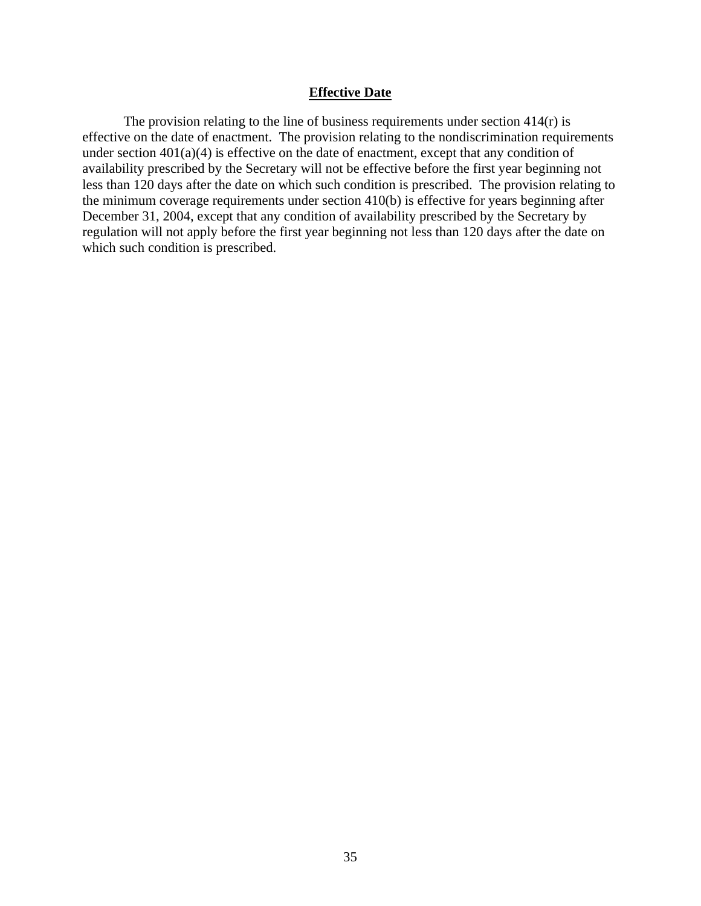### Effective Date

The provision relating to the line of business requirements under section 414(r) is effective on the date of enactment. The provision relating to the nondiscrimination requirements under section 401(a)(4) is effective on the date of enactment, except that any condition of availability prescribed by the Secretary will not be effective before the first year beginning not less than 120 days after the date on which such condition is prescribed. The provision relating to the minimum coverage requirements under section 410(b) is effective for years beginning after December 31, 2004, except that any condition of availability prescribed by the Secretary by regulation will not apply before the first year beginning not less than 120 days after the date on which such condition is prescribed.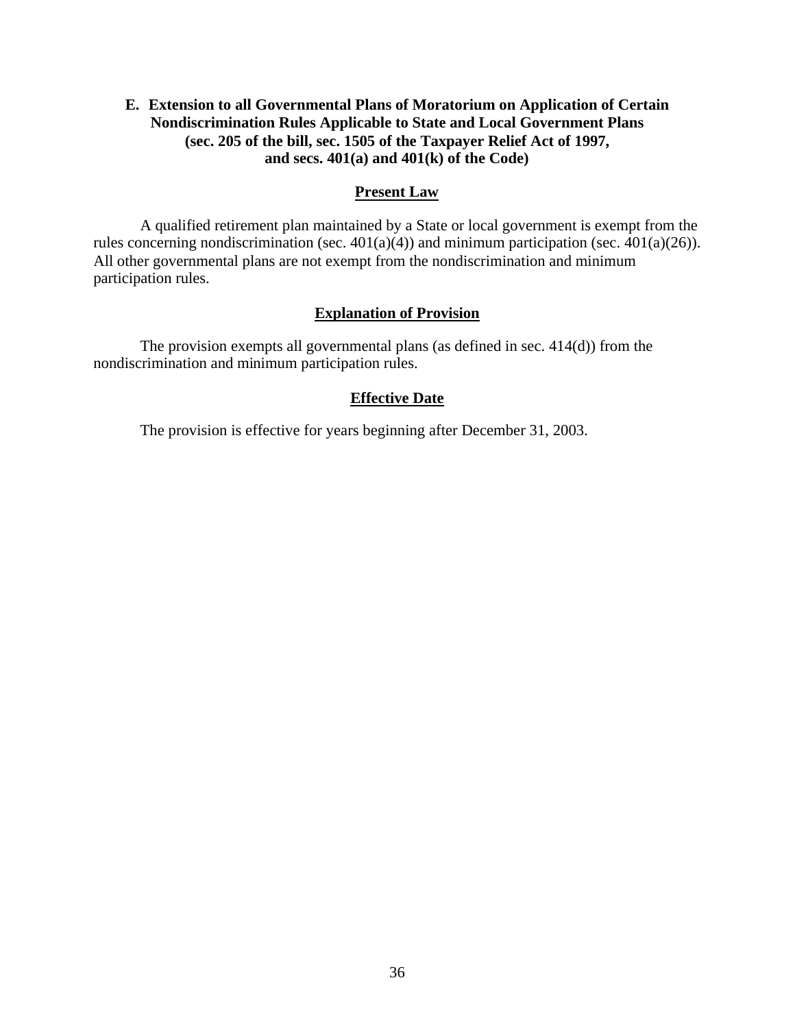### E. Extension to all Governmental Plans of Moratorium on Application of Certain Nondiscrimination Rules Applicable to State and Local Government Plans (sec. 205 of the bill, sec. 1505 of the Taxpayer Relief Act of 1997, and secs. 401(a) and 401(k) of the Code)

#### Present Law

A qualified retirement plan maintained by a State or local government is exempt from the rules concerning nondiscrimination (sec. 401(a)(4)) and minimum participation (sec. 401(a)(26)). All other governmental plans are not exempt from the nondiscrimination and minimum participation rules.

#### Explanation of Provision

The provision exempts all governmental plans (as defined in sec. 414(d)) from the nondiscrimination and minimum participation rules.

#### Effective Date

The provision is effective for years beginning after December 31, 2003.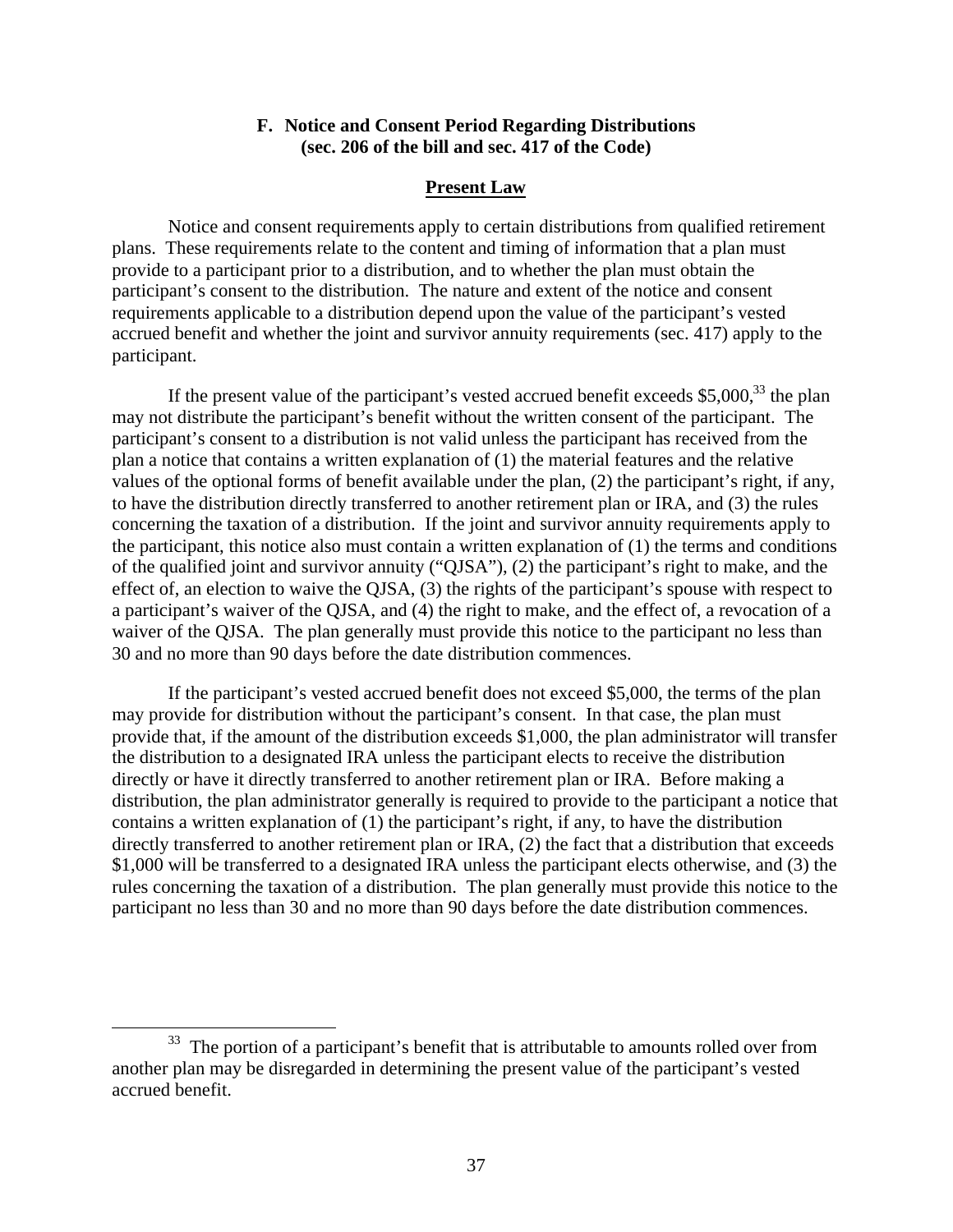### F. Notice and Consent Period Regarding Distributions (sec. 206 of the bill and sec. 417 of the Code)

**Present Law**

Notice and consent requirements apply to certain distributions from qualified retirement plans. These requirements relate to the content and timing of information that a plan must provide to a participant prior to a distribution, and to whether the plan must obtain the participant's consent to the distribution. The nature and extent of the notice and consent requirements applicable to a distribution depend upon the value of the participant's vested accrued benefit and whether the joint and survivor annuity requirements (sec. 417) apply to the participant.

If the present value of the participant's vested accrued benefit exceeds $5,000,[33] the plan may not distribute the participant's benefit without the written consent of the participant. The participant's consent to a distribution is not valid unless the participant has received from the plan a notice that contains a written explanation of (1) the material features and the relative values of the optional forms of benefit available under the plan, (2) the participant's right, if any, to have the distribution directly transferred to another retirement plan or IRA, and (3) the rules concerning the taxation of a distribution. If the joint and survivor annuity requirements apply to the participant, this notice also must contain a written explanation of (1) the terms and conditions of the qualified joint and survivor annuity ("QJSA"), (2) the participant's right to make, and the effect of, an election to waive the QJSA, (3) the rights of the participant's spouse with respect to a participant's waiver of the QJSA, and (4) the right to make, and the effect of, a revocation of a waiver of the QJSA. The plan generally must provide this notice to the participant no less than 30 and no more than 90 days before the date distribution commences.

If the participant's vested accrued benefit does not exceed $5,000, the terms of the plan may provide for distribution without the participant's consent. In that case, the plan must provide that, if the amount of the distribution exceeds $1,000, the plan administrator will transfer the distribution to a designated IRA unless the participant elects to receive the distribution directly or have it directly transferred to another retirement plan or IRA. Before making a distribution, the plan administrator generally is required to provide to the participant a notice that contains a written explanation of (1) the participant's right, if any, to have the distribution directly transferred to another retirement plan or IRA, (2) the fact that a distribution that exceeds $1,000 will be transferred to a designated IRA unless the participant elects otherwise, and (3) the rules concerning the taxation of a distribution. The plan generally must provide this notice to the participant no less than 30 and no more than 90 days before the date distribution commences.

---

[33] The portion of a participant's benefit that is attributable to amounts rolled over from another plan may be disregarded in determining the present value of the participant's vested accrued benefit.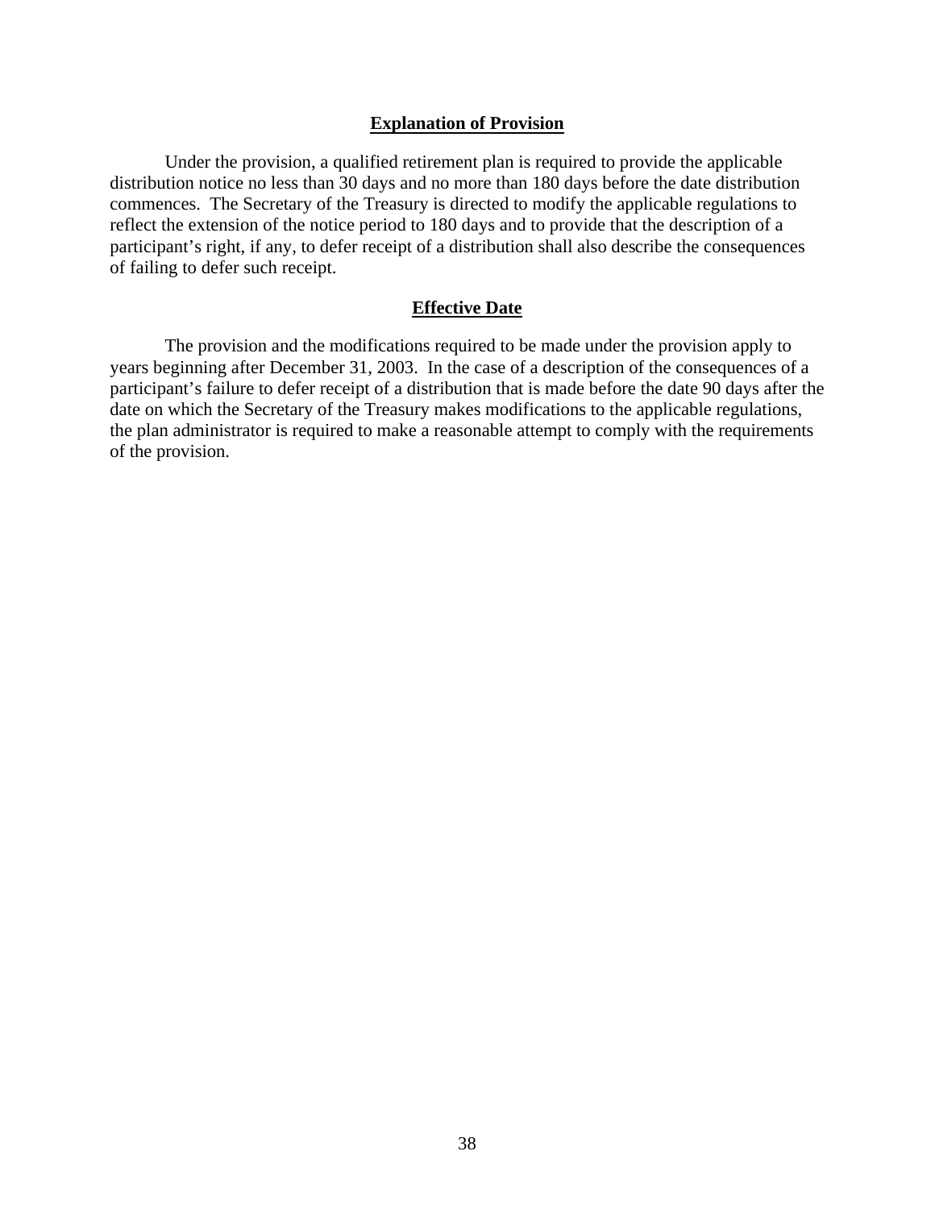### Explanation of Provision

Under the provision, a qualified retirement plan is required to provide the applicable distribution notice no less than 30 days and no more than 180 days before the date distribution commences. The Secretary of the Treasury is directed to modify the applicable regulations to reflect the extension of the notice period to 180 days and to provide that the description of a participant's right, if any, to defer receipt of a distribution shall also describe the consequences of failing to defer such receipt.

### Effective Date

The provision and the modifications required to be made under the provision apply to years beginning after December 31, 2003. In the case of a description of the consequences of a participant's failure to defer receipt of a distribution that is made before the date 90 days after the date on which the Secretary of the Treasury makes modifications to the applicable regulations, the plan administrator is required to make a reasonable attempt to comply with the requirements of the provision.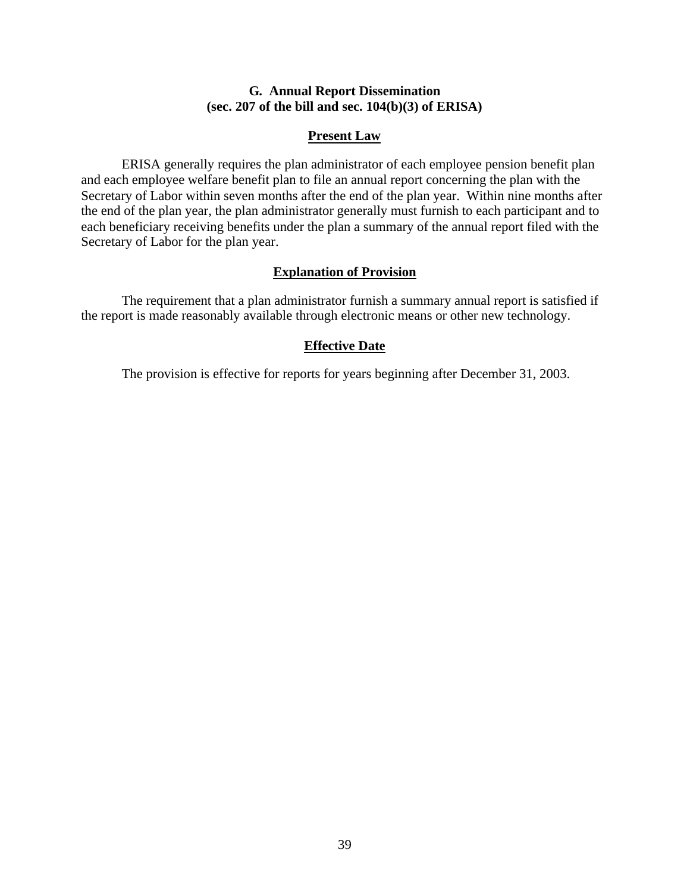### G. Annual Report Dissemination
### (sec. 207 of the bill and sec. 104(b)(3) of ERISA)

#### Present Law

ERISA generally requires the plan administrator of each employee pension benefit plan and each employee welfare benefit plan to file an annual report concerning the plan with the Secretary of Labor within seven months after the end of the plan year. Within nine months after the end of the plan year, the plan administrator generally must furnish to each participant and to each beneficiary receiving benefits under the plan a summary of the annual report filed with the Secretary of Labor for the plan year.

#### Explanation of Provision

The requirement that a plan administrator furnish a summary annual report is satisfied if the report is made reasonably available through electronic means or other new technology.

#### Effective Date

The provision is effective for reports for years beginning after December 31, 2003.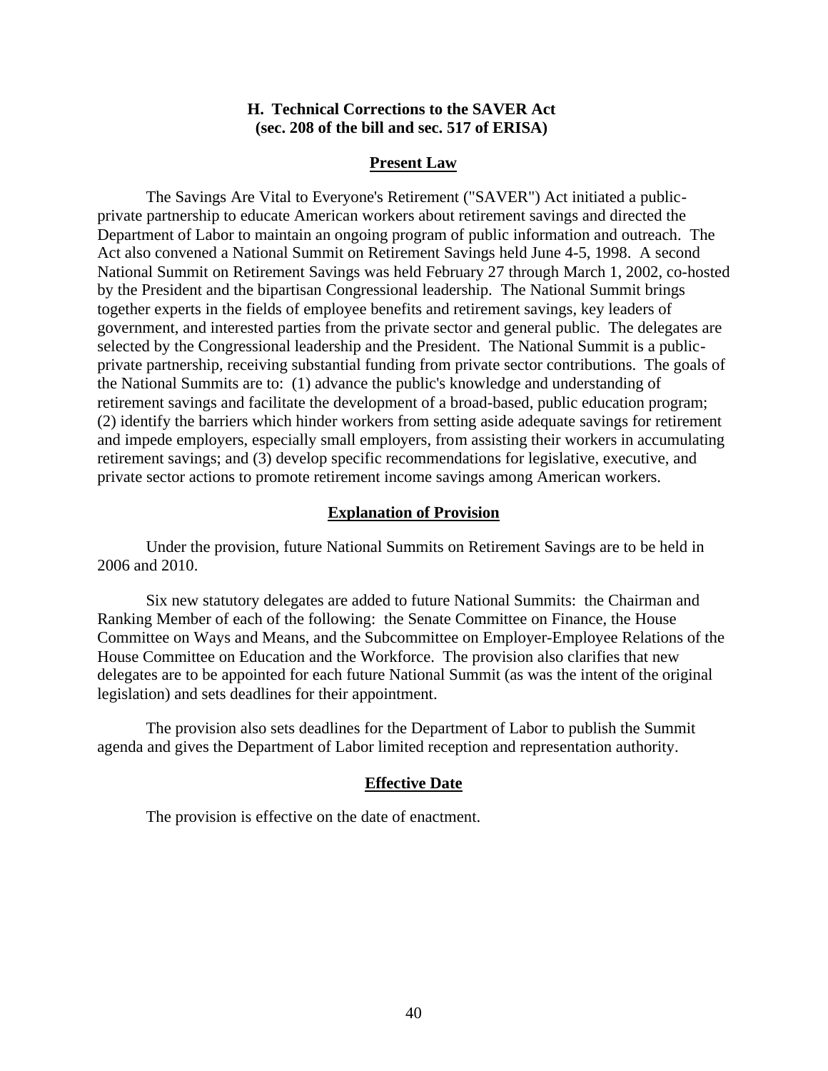## H. Technical Corrections to the SAVER Act (sec. 208 of the bill and sec. 517 of ERISA)

### Present Law

The Savings Are Vital to Everyone's Retirement ("SAVER") Act initiated a public-private partnership to educate American workers about retirement savings and directed the Department of Labor to maintain an ongoing program of public information and outreach. The Act also convened a National Summit on Retirement Savings held June 4-5, 1998. A second National Summit on Retirement Savings was held February 27 through March 1, 2002, co-hosted by the President and the bipartisan Congressional leadership. The National Summit brings together experts in the fields of employee benefits and retirement savings, key leaders of government, and interested parties from the private sector and general public. The delegates are selected by the Congressional leadership and the President. The National Summit is a public-private partnership, receiving substantial funding from private sector contributions. The goals of the National Summits are to: (1) advance the public's knowledge and understanding of retirement savings and facilitate the development of a broad-based, public education program; (2) identify the barriers which hinder workers from setting aside adequate savings for retirement and impede employers, especially small employers, from assisting their workers in accumulating retirement savings; and (3) develop specific recommendations for legislative, executive, and private sector actions to promote retirement income savings among American workers.

### Explanation of Provision

Under the provision, future National Summits on Retirement Savings are to be held in 2006 and 2010.

Six new statutory delegates are added to future National Summits: the Chairman and Ranking Member of each of the following: the Senate Committee on Finance, the House Committee on Ways and Means, and the Subcommittee on Employer-Employee Relations of the House Committee on Education and the Workforce. The provision also clarifies that new delegates are to be appointed for each future National Summit (as was the intent of the original legislation) and sets deadlines for their appointment.

The provision also sets deadlines for the Department of Labor to publish the Summit agenda and gives the Department of Labor limited reception and representation authority.

### Effective Date

The provision is effective on the date of enactment.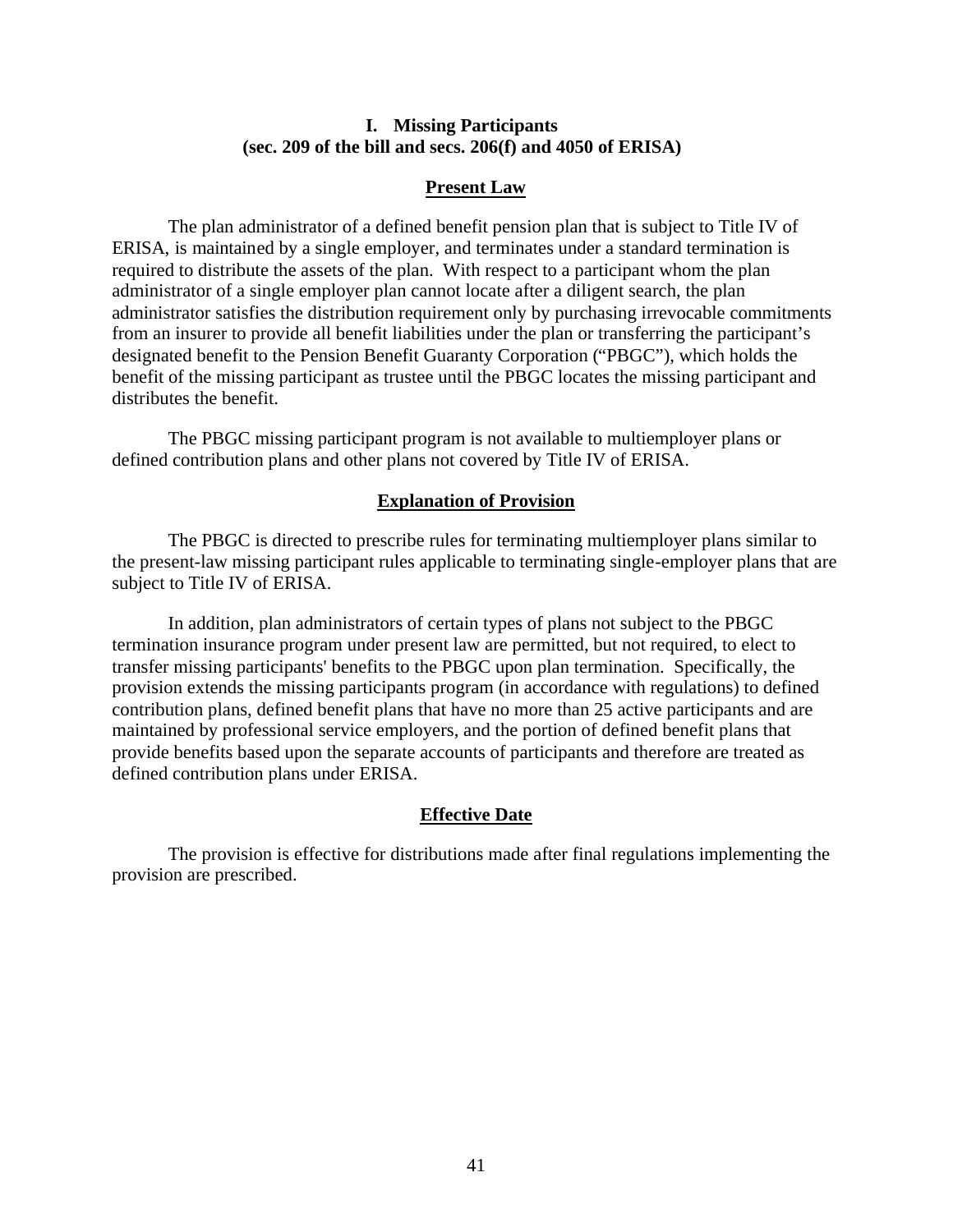## I. Missing Participants
## (sec. 209 of the bill and secs. 206(f) and 4050 of ERISA)

### Present Law

The plan administrator of a defined benefit pension plan that is subject to Title IV of ERISA, is maintained by a single employer, and terminates under a standard termination is required to distribute the assets of the plan. With respect to a participant whom the plan administrator of a single employer plan cannot locate after a diligent search, the plan administrator satisfies the distribution requirement only by purchasing irrevocable commitments from an insurer to provide all benefit liabilities under the plan or transferring the participant's designated benefit to the Pension Benefit Guaranty Corporation ("PBGC"), which holds the benefit of the missing participant as trustee until the PBGC locates the missing participant and distributes the benefit.

The PBGC missing participant program is not available to multiemployer plans or defined contribution plans and other plans not covered by Title IV of ERISA.

### Explanation of Provision

The PBGC is directed to prescribe rules for terminating multiemployer plans similar to the present-law missing participant rules applicable to terminating single-employer plans that are subject to Title IV of ERISA.

In addition, plan administrators of certain types of plans not subject to the PBGC termination insurance program under present law are permitted, but not required, to elect to transfer missing participants' benefits to the PBGC upon plan termination. Specifically, the provision extends the missing participants program (in accordance with regulations) to defined contribution plans, defined benefit plans that have no more than 25 active participants and are maintained by professional service employers, and the portion of defined benefit plans that provide benefits based upon the separate accounts of participants and therefore are treated as defined contribution plans under ERISA.

### Effective Date

The provision is effective for distributions made after final regulations implementing the provision are prescribed.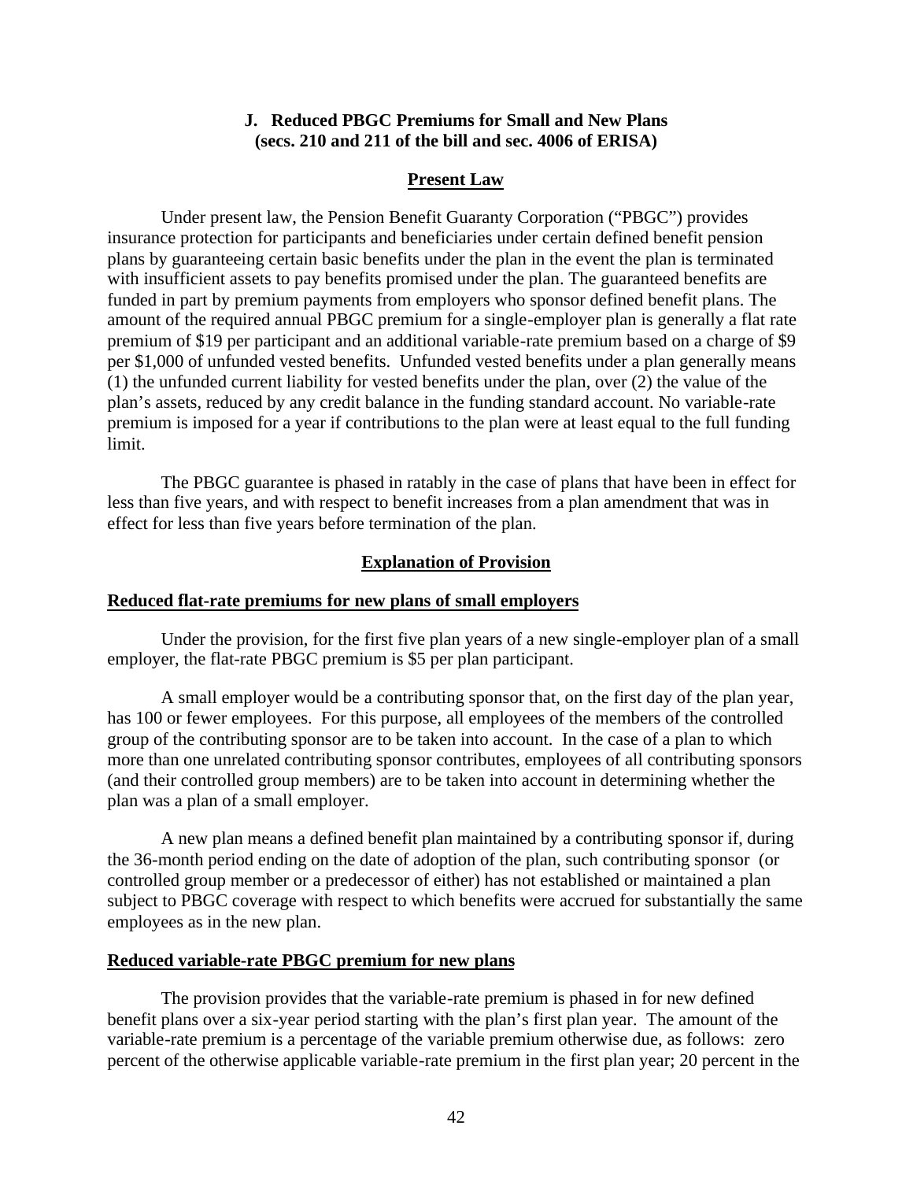### J. Reduced PBGC Premiums for Small and New Plans (secs. 210 and 211 of the bill and sec. 4006 of ERISA)

#### Present Law

Under present law, the Pension Benefit Guaranty Corporation ("PBGC") provides insurance protection for participants and beneficiaries under certain defined benefit pension plans by guaranteeing certain basic benefits under the plan in the event the plan is terminated with insufficient assets to pay benefits promised under the plan. The guaranteed benefits are funded in part by premium payments from employers who sponsor defined benefit plans. The amount of the required annual PBGC premium for a single-employer plan is generally a flat rate premium of $19 per participant and an additional variable-rate premium based on a charge of $9 per $1,000 of unfunded vested benefits. Unfunded vested benefits under a plan generally means (1) the unfunded current liability for vested benefits under the plan, over (2) the value of the plan's assets, reduced by any credit balance in the funding standard account. No variable-rate premium is imposed for a year if contributions to the plan were at least equal to the full funding limit.

The PBGC guarantee is phased in ratably in the case of plans that have been in effect for less than five years, and with respect to benefit increases from a plan amendment that was in effect for less than five years before termination of the plan.

#### Explanation of Provision

**Reduced flat-rate premiums for new plans of small employers**

Under the provision, for the first five plan years of a new single-employer plan of a small employer, the flat-rate PBGC premium is $5 per plan participant.

A small employer would be a contributing sponsor that, on the first day of the plan year, has 100 or fewer employees. For this purpose, all employees of the members of the controlled group of the contributing sponsor are to be taken into account. In the case of a plan to which more than one unrelated contributing sponsor contributes, employees of all contributing sponsors (and their controlled group members) are to be taken into account in determining whether the plan was a plan of a small employer.

A new plan means a defined benefit plan maintained by a contributing sponsor if, during the 36-month period ending on the date of adoption of the plan, such contributing sponsor (or controlled group member or a predecessor of either) has not established or maintained a plan subject to PBGC coverage with respect to which benefits were accrued for substantially the same employees as in the new plan.

**Reduced variable-rate PBGC premium for new plans**

The provision provides that the variable-rate premium is phased in for new defined benefit plans over a six-year period starting with the plan's first plan year. The amount of the variable-rate premium is a percentage of the variable premium otherwise due, as follows: zero percent of the otherwise applicable variable-rate premium in the first plan year; 20 percent in the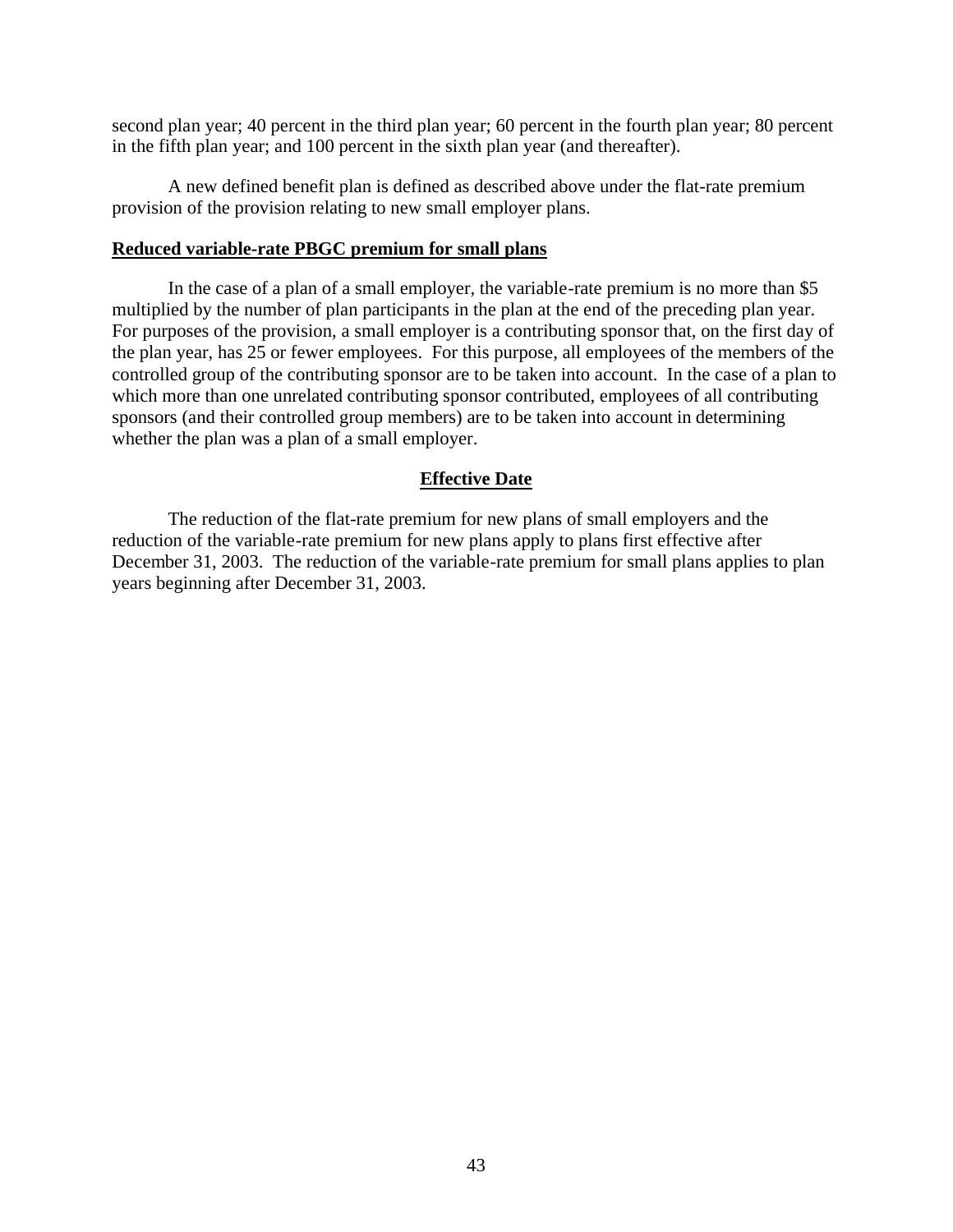second plan year; 40 percent in the third plan year; 60 percent in the fourth plan year; 80 percent in the fifth plan year; and 100 percent in the sixth plan year (and thereafter).

A new defined benefit plan is defined as described above under the flat-rate premium provision of the provision relating to new small employer plans.

**Reduced variable-rate PBGC premium for small plans**

In the case of a plan of a small employer, the variable-rate premium is no more than $5 multiplied by the number of plan participants in the plan at the end of the preceding plan year. For purposes of the provision, a small employer is a contributing sponsor that, on the first day of the plan year, has 25 or fewer employees. For this purpose, all employees of the members of the controlled group of the contributing sponsor are to be taken into account. In the case of a plan to which more than one unrelated contributing sponsor contributed, employees of all contributing sponsors (and their controlled group members) are to be taken into account in determining whether the plan was a plan of a small employer.

## Effective Date

The reduction of the flat-rate premium for new plans of small employers and the reduction of the variable-rate premium for new plans apply to plans first effective after December 31, 2003. The reduction of the variable-rate premium for small plans applies to plan years beginning after December 31, 2003.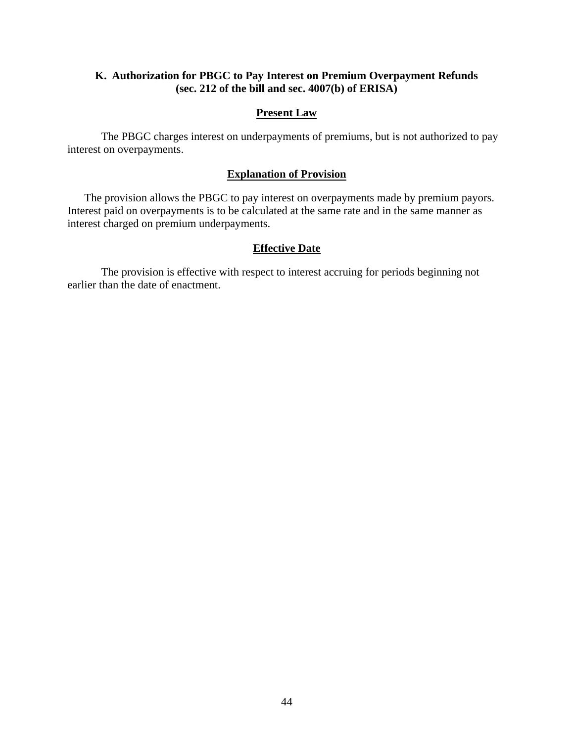### K. Authorization for PBGC to Pay Interest on Premium Overpayment Refunds (sec. 212 of the bill and sec. 4007(b) of ERISA)

#### Present Law

The PBGC charges interest on underpayments of premiums, but is not authorized to pay interest on overpayments.

#### Explanation of Provision

The provision allows the PBGC to pay interest on overpayments made by premium payors. Interest paid on overpayments is to be calculated at the same rate and in the same manner as interest charged on premium underpayments.

#### Effective Date

The provision is effective with respect to interest accruing for periods beginning not earlier than the date of enactment.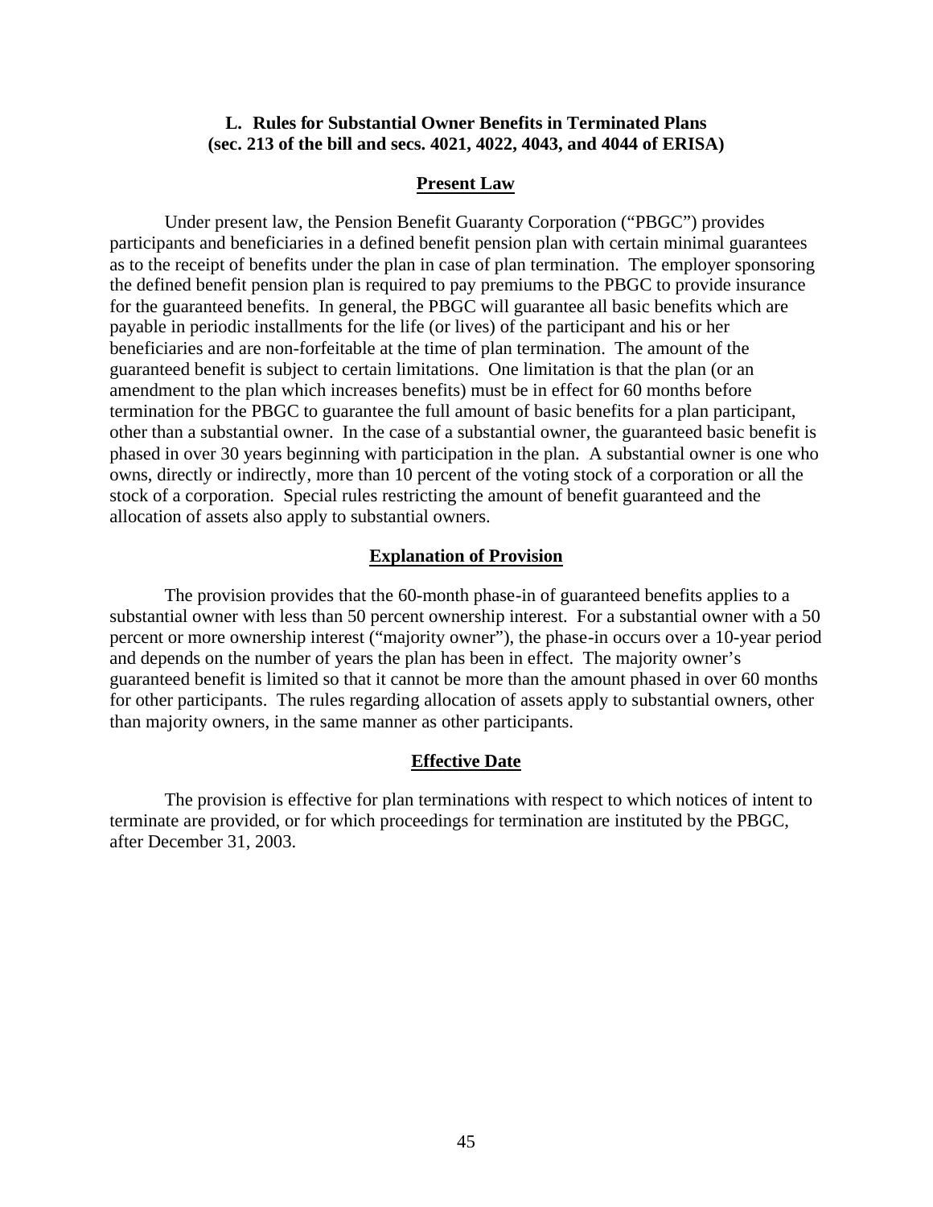### L. Rules for Substantial Owner Benefits in Terminated Plans (sec. 213 of the bill and secs. 4021, 4022, 4043, and 4044 of ERISA)

**Present Law**

Under present law, the Pension Benefit Guaranty Corporation ("PBGC") provides participants and beneficiaries in a defined benefit pension plan with certain minimal guarantees as to the receipt of benefits under the plan in case of plan termination. The employer sponsoring the defined benefit pension plan is required to pay premiums to the PBGC to provide insurance for the guaranteed benefits. In general, the PBGC will guarantee all basic benefits which are payable in periodic installments for the life (or lives) of the participant and his or her beneficiaries and are non-forfeitable at the time of plan termination. The amount of the guaranteed benefit is subject to certain limitations. One limitation is that the plan (or an amendment to the plan which increases benefits) must be in effect for 60 months before termination for the PBGC to guarantee the full amount of basic benefits for a plan participant, other than a substantial owner. In the case of a substantial owner, the guaranteed basic benefit is phased in over 30 years beginning with participation in the plan. A substantial owner is one who owns, directly or indirectly, more than 10 percent of the voting stock of a corporation or all the stock of a corporation. Special rules restricting the amount of benefit guaranteed and the allocation of assets also apply to substantial owners.

**Explanation of Provision**

The provision provides that the 60-month phase-in of guaranteed benefits applies to a substantial owner with less than 50 percent ownership interest. For a substantial owner with a 50 percent or more ownership interest ("majority owner"), the phase-in occurs over a 10-year period and depends on the number of years the plan has been in effect. The majority owner's guaranteed benefit is limited so that it cannot be more than the amount phased in over 60 months for other participants. The rules regarding allocation of assets apply to substantial owners, other than majority owners, in the same manner as other participants.

**Effective Date**

The provision is effective for plan terminations with respect to which notices of intent to terminate are provided, or for which proceedings for termination are instituted by the PBGC, after December 31, 2003.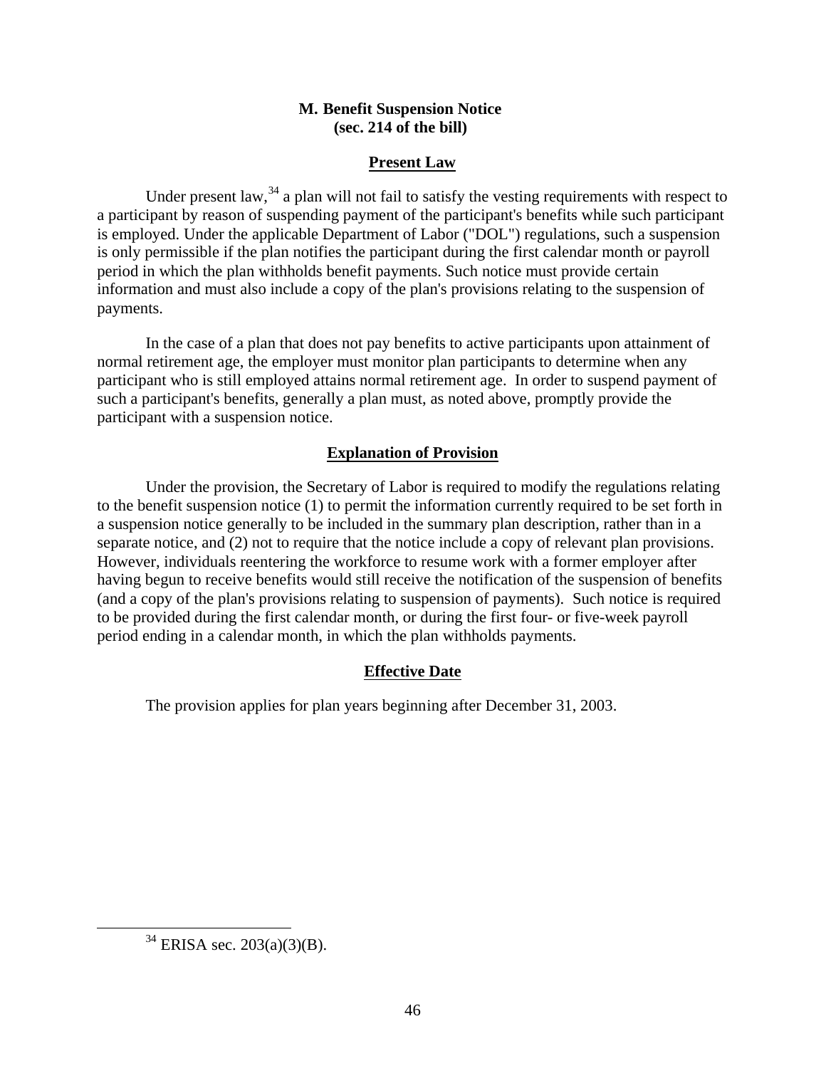## M. Benefit Suspension Notice (sec. 214 of the bill)

### Present Law

Under present law,[34] a plan will not fail to satisfy the vesting requirements with respect to a participant by reason of suspending payment of the participant's benefits while such participant is employed. Under the applicable Department of Labor ("DOL") regulations, such a suspension is only permissible if the plan notifies the participant during the first calendar month or payroll period in which the plan withholds benefit payments. Such notice must provide certain information and must also include a copy of the plan's provisions relating to the suspension of payments.

In the case of a plan that does not pay benefits to active participants upon attainment of normal retirement age, the employer must monitor plan participants to determine when any participant who is still employed attains normal retirement age. In order to suspend payment of such a participant's benefits, generally a plan must, as noted above, promptly provide the participant with a suspension notice.

### Explanation of Provision

Under the provision, the Secretary of Labor is required to modify the regulations relating to the benefit suspension notice (1) to permit the information currently required to be set forth in a suspension notice generally to be included in the summary plan description, rather than in a separate notice, and (2) not to require that the notice include a copy of relevant plan provisions. However, individuals reentering the workforce to resume work with a former employer after having begun to receive benefits would still receive the notification of the suspension of benefits (and a copy of the plan's provisions relating to suspension of payments). Such notice is required to be provided during the first calendar month, or during the first four- or five-week payroll period ending in a calendar month, in which the plan withholds payments.

### Effective Date

The provision applies for plan years beginning after December 31, 2003.

[34] ERISA sec. 203(a)(3)(B).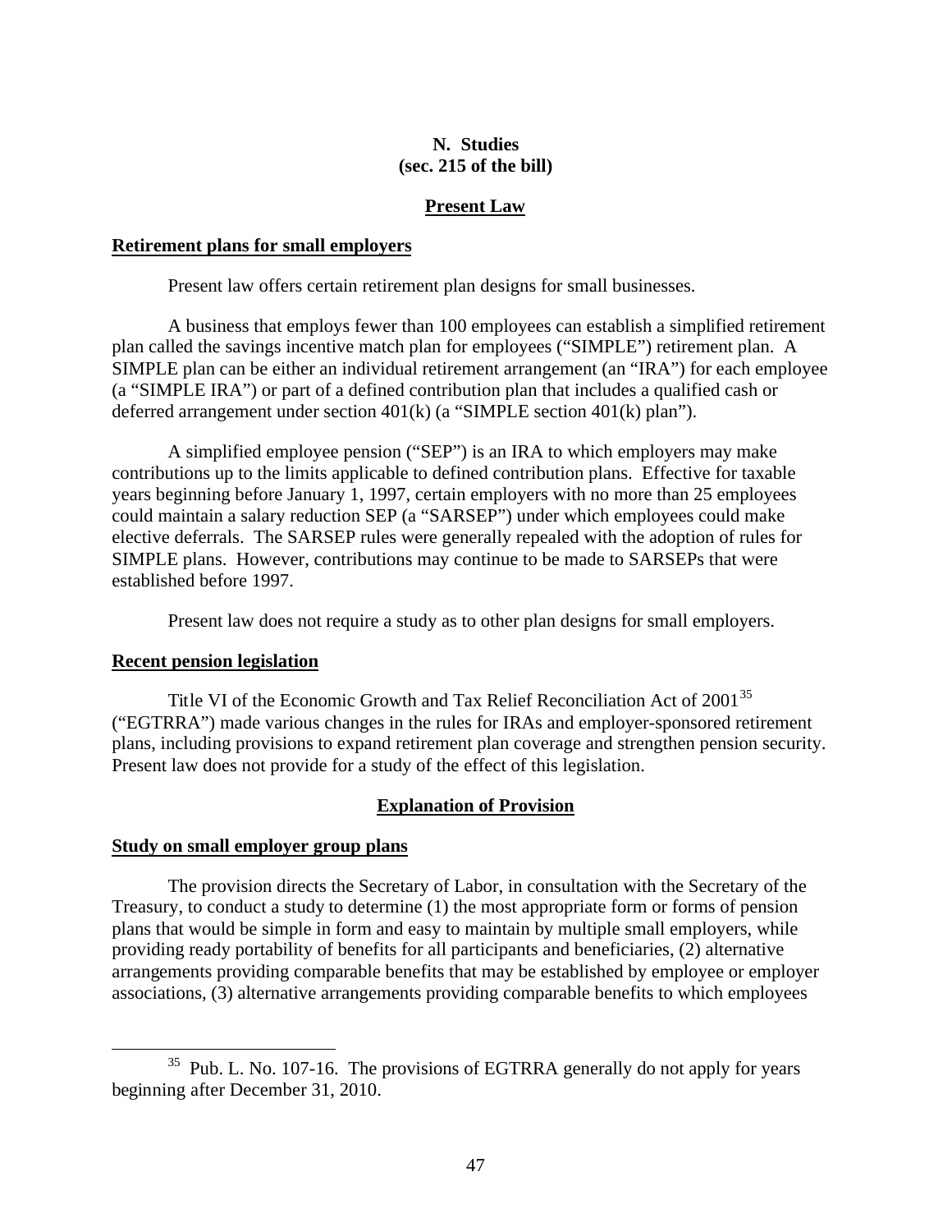## N. Studies
## (sec. 215 of the bill)

### Present Law

**Retirement plans for small employers**

Present law offers certain retirement plan designs for small businesses.

A business that employs fewer than 100 employees can establish a simplified retirement plan called the savings incentive match plan for employees ("SIMPLE") retirement plan. A SIMPLE plan can be either an individual retirement arrangement (an "IRA") for each employee (a "SIMPLE IRA") or part of a defined contribution plan that includes a qualified cash or deferred arrangement under section 401(k) (a "SIMPLE section 401(k) plan").

A simplified employee pension ("SEP") is an IRA to which employers may make contributions up to the limits applicable to defined contribution plans. Effective for taxable years beginning before January 1, 1997, certain employers with no more than 25 employees could maintain a salary reduction SEP (a "SARSEP") under which employees could make elective deferrals. The SARSEP rules were generally repealed with the adoption of rules for SIMPLE plans. However, contributions may continue to be made to SARSEPs that were established before 1997.

Present law does not require a study as to other plan designs for small employers.

**Recent pension legislation**

Title VI of the Economic Growth and Tax Relief Reconciliation Act of 2001[35] ("EGTRRA") made various changes in the rules for IRAs and employer-sponsored retirement plans, including provisions to expand retirement plan coverage and strengthen pension security. Present law does not provide for a study of the effect of this legislation.

### Explanation of Provision

**Study on small employer group plans**

The provision directs the Secretary of Labor, in consultation with the Secretary of the Treasury, to conduct a study to determine (1) the most appropriate form or forms of pension plans that would be simple in form and easy to maintain by multiple small employers, while providing ready portability of benefits for all participants and beneficiaries, (2) alternative arrangements providing comparable benefits that may be established by employee or employer associations, (3) alternative arrangements providing comparable benefits to which employees

[35] Pub. L. No. 107-16. The provisions of EGTRRA generally do not apply for years beginning after December 31, 2010.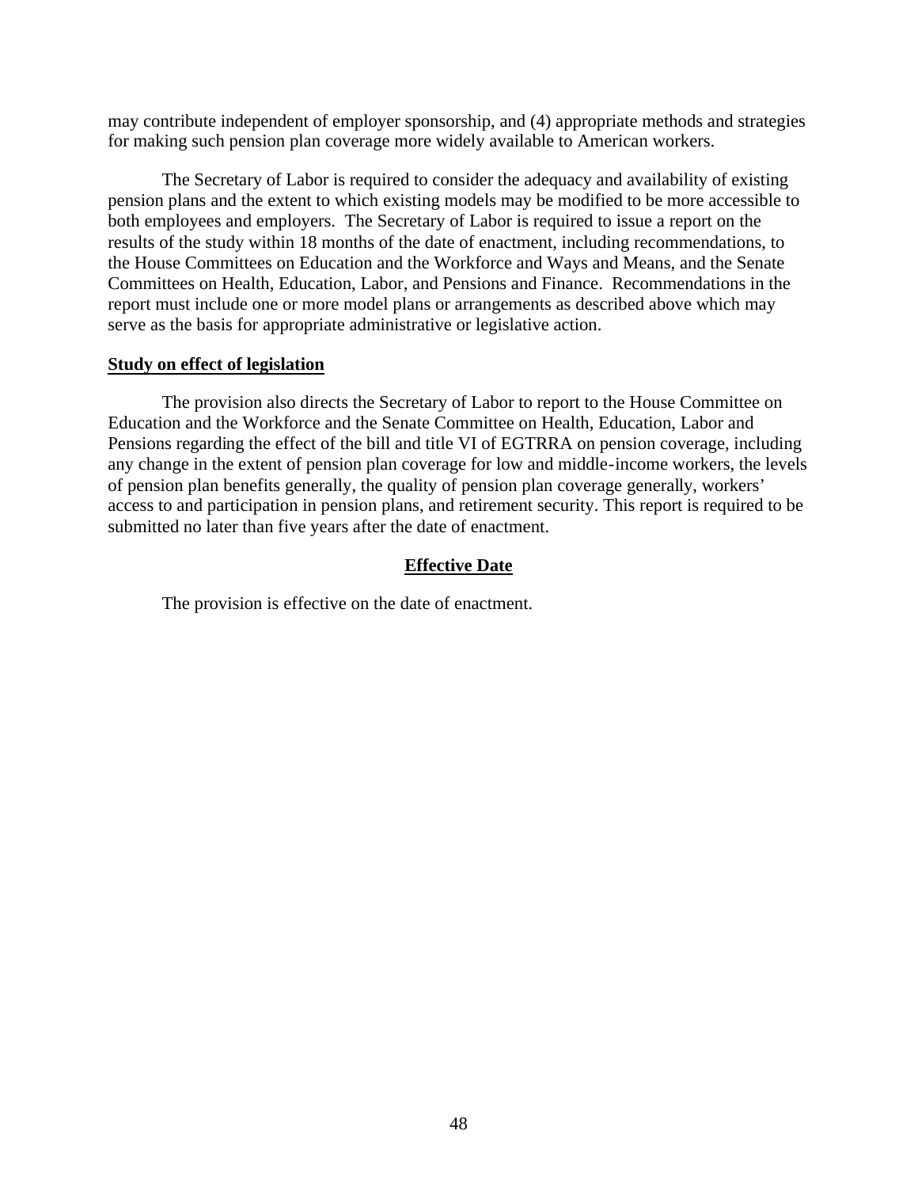may contribute independent of employer sponsorship, and (4) appropriate methods and strategies for making such pension plan coverage more widely available to American workers.

The Secretary of Labor is required to consider the adequacy and availability of existing pension plans and the extent to which existing models may be modified to be more accessible to both employees and employers. The Secretary of Labor is required to issue a report on the results of the study within 18 months of the date of enactment, including recommendations, to the House Committees on Education and the Workforce and Ways and Means, and the Senate Committees on Health, Education, Labor, and Pensions and Finance. Recommendations in the report must include one or more model plans or arrangements as described above which may serve as the basis for appropriate administrative or legislative action.

**Study on effect of legislation**

The provision also directs the Secretary of Labor to report to the House Committee on Education and the Workforce and the Senate Committee on Health, Education, Labor and Pensions regarding the effect of the bill and title VI of EGTRRA on pension coverage, including any change in the extent of pension plan coverage for low and middle-income workers, the levels of pension plan benefits generally, the quality of pension plan coverage generally, workers' access to and participation in pension plans, and retirement security. This report is required to be submitted no later than five years after the date of enactment.

## Effective Date

The provision is effective on the date of enactment.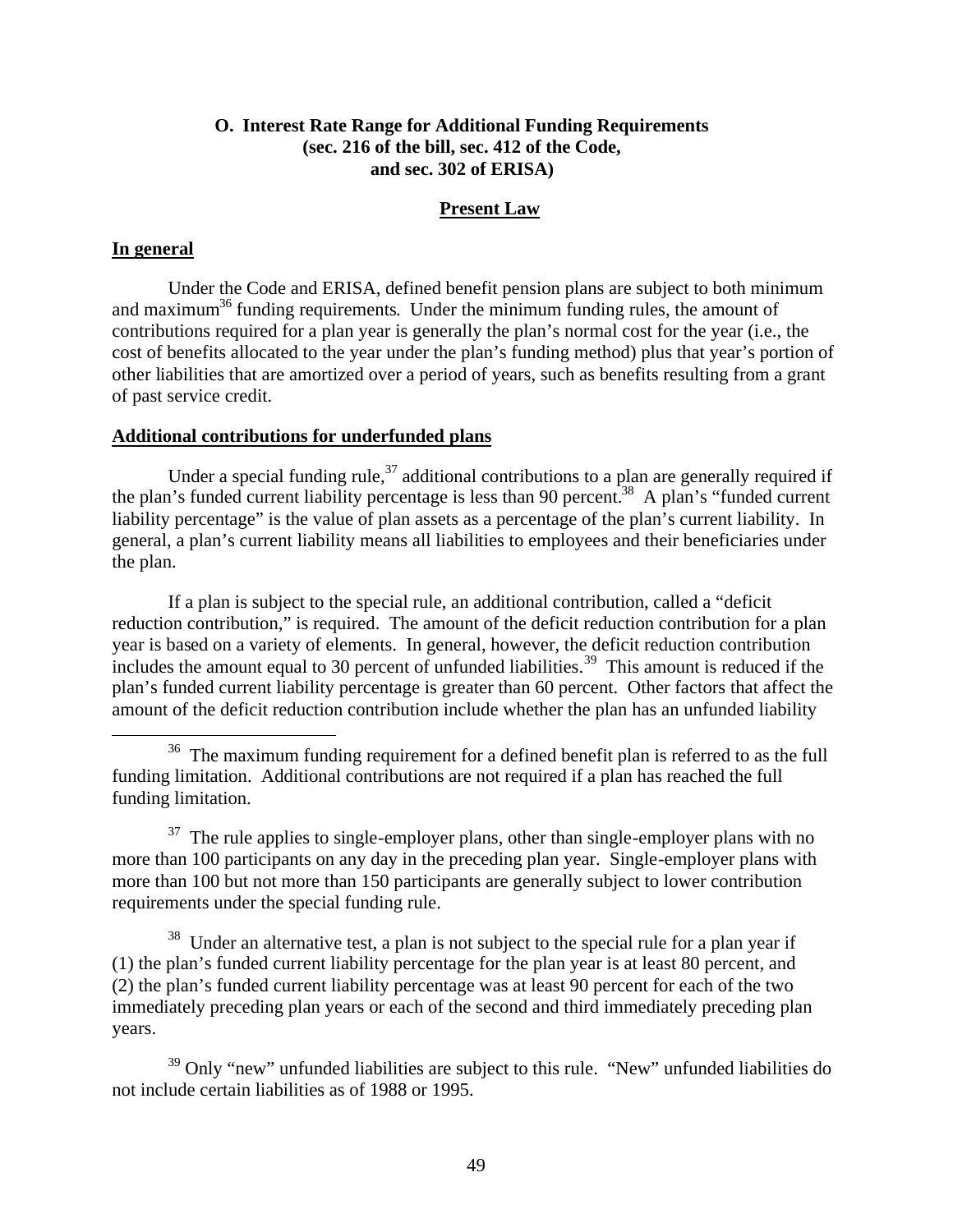### O. Interest Rate Range for Additional Funding Requirements (sec. 216 of the bill, sec. 412 of the Code, and sec. 302 of ERISA)

#### Present Law

**In general**

Under the Code and ERISA, defined benefit pension plans are subject to both minimum and maximum[36] funding requirements. Under the minimum funding rules, the amount of contributions required for a plan year is generally the plan's normal cost for the year (i.e., the cost of benefits allocated to the year under the plan's funding method) plus that year's portion of other liabilities that are amortized over a period of years, such as benefits resulting from a grant of past service credit.

**Additional contributions for underfunded plans**

Under a special funding rule,[37] additional contributions to a plan are generally required if the plan's funded current liability percentage is less than 90 percent.[38] A plan's "funded current liability percentage" is the value of plan assets as a percentage of the plan's current liability. In general, a plan's current liability means all liabilities to employees and their beneficiaries under the plan.

If a plan is subject to the special rule, an additional contribution, called a "deficit reduction contribution," is required. The amount of the deficit reduction contribution for a plan year is based on a variety of elements. In general, however, the deficit reduction contribution includes the amount equal to 30 percent of unfunded liabilities.[39] This amount is reduced if the plan's funded current liability percentage is greater than 60 percent. Other factors that affect the amount of the deficit reduction contribution include whether the plan has an unfunded liability

---

[36] The maximum funding requirement for a defined benefit plan is referred to as the full funding limitation. Additional contributions are not required if a plan has reached the full funding limitation.

[37] The rule applies to single-employer plans, other than single-employer plans with no more than 100 participants on any day in the preceding plan year. Single-employer plans with more than 100 but not more than 150 participants are generally subject to lower contribution requirements under the special funding rule.

[38] Under an alternative test, a plan is not subject to the special rule for a plan year if (1) the plan's funded current liability percentage for the plan year is at least 80 percent, and (2) the plan's funded current liability percentage was at least 90 percent for each of the two immediately preceding plan years or each of the second and third immediately preceding plan years.

[39] Only "new" unfunded liabilities are subject to this rule. "New" unfunded liabilities do not include certain liabilities as of 1988 or 1995.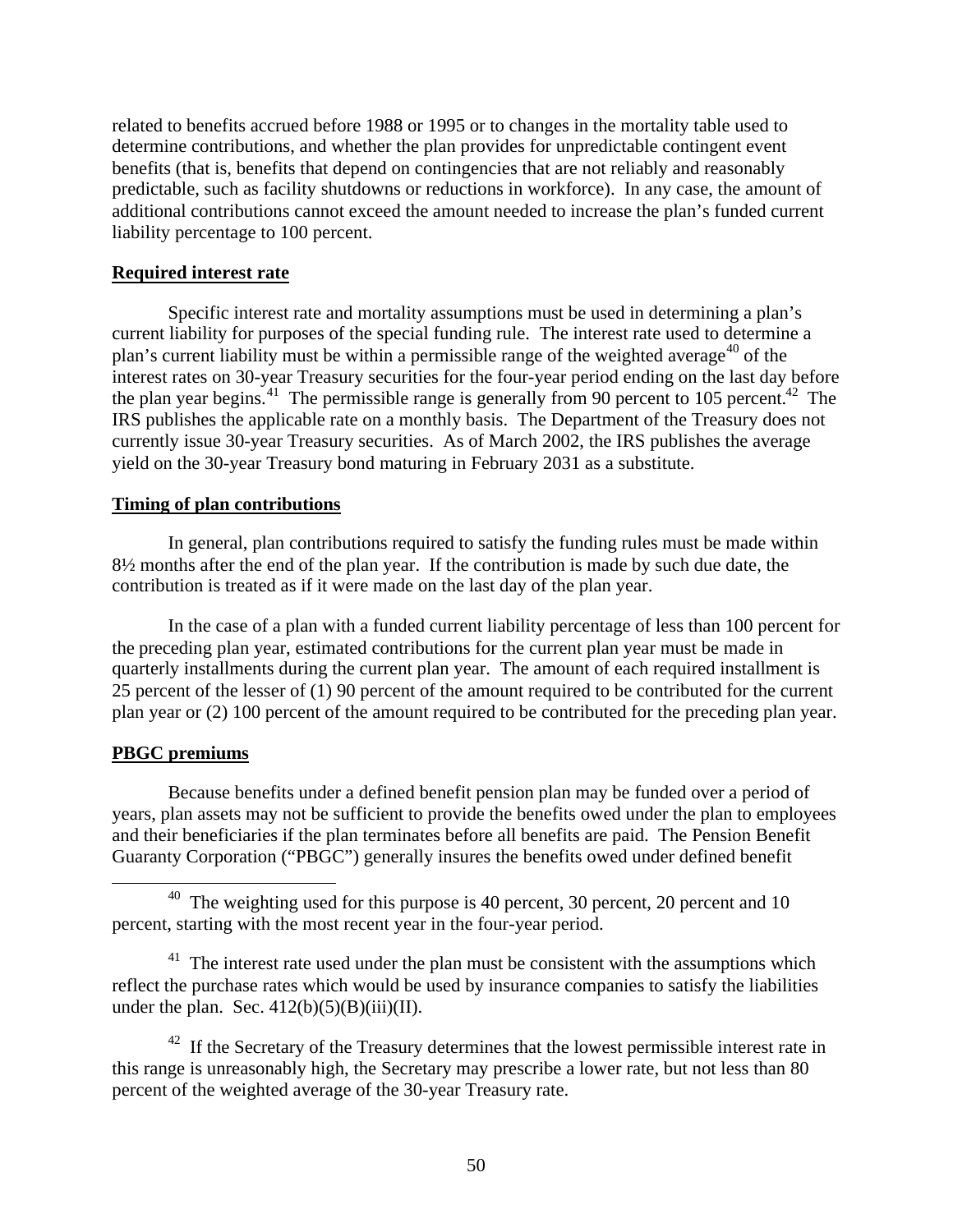related to benefits accrued before 1988 or 1995 or to changes in the mortality table used to determine contributions, and whether the plan provides for unpredictable contingent event benefits (that is, benefits that depend on contingencies that are not reliably and reasonably predictable, such as facility shutdowns or reductions in workforce). In any case, the amount of additional contributions cannot exceed the amount needed to increase the plan's funded current liability percentage to 100 percent.

**Required interest rate**

Specific interest rate and mortality assumptions must be used in determining a plan's current liability for purposes of the special funding rule. The interest rate used to determine a plan's current liability must be within a permissible range of the weighted average[40] of the interest rates on 30-year Treasury securities for the four-year period ending on the last day before the plan year begins.[41] The permissible range is generally from 90 percent to 105 percent.[42] The IRS publishes the applicable rate on a monthly basis. The Department of the Treasury does not currently issue 30-year Treasury securities. As of March 2002, the IRS publishes the average yield on the 30-year Treasury bond maturing in February 2031 as a substitute.

**Timing of plan contributions**

In general, plan contributions required to satisfy the funding rules must be made within 8½ months after the end of the plan year. If the contribution is made by such due date, the contribution is treated as if it were made on the last day of the plan year.

In the case of a plan with a funded current liability percentage of less than 100 percent for the preceding plan year, estimated contributions for the current plan year must be made in quarterly installments during the current plan year. The amount of each required installment is 25 percent of the lesser of (1) 90 percent of the amount required to be contributed for the current plan year or (2) 100 percent of the amount required to be contributed for the preceding plan year.

**PBGC premiums**

Because benefits under a defined benefit pension plan may be funded over a period of years, plan assets may not be sufficient to provide the benefits owed under the plan to employees and their beneficiaries if the plan terminates before all benefits are paid. The Pension Benefit Guaranty Corporation ("PBGC") generally insures the benefits owed under defined benefit

---

[40] The weighting used for this purpose is 40 percent, 30 percent, 20 percent and 10 percent, starting with the most recent year in the four-year period.

[41] The interest rate used under the plan must be consistent with the assumptions which reflect the purchase rates which would be used by insurance companies to satisfy the liabilities under the plan. Sec. 412(b)(5)(B)(iii)(II).

[42] If the Secretary of the Treasury determines that the lowest permissible interest rate in this range is unreasonably high, the Secretary may prescribe a lower rate, but not less than 80 percent of the weighted average of the 30-year Treasury rate.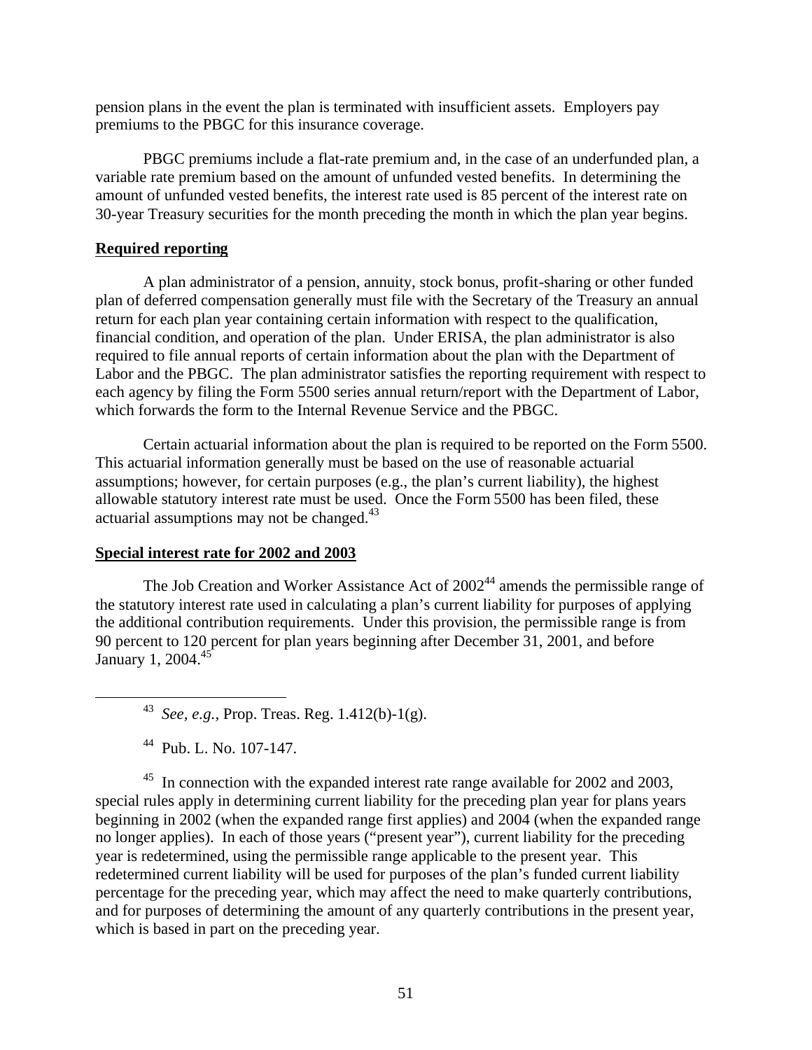pension plans in the event the plan is terminated with insufficient assets. Employers pay premiums to the PBGC for this insurance coverage.

PBGC premiums include a flat-rate premium and, in the case of an underfunded plan, a variable rate premium based on the amount of unfunded vested benefits. In determining the amount of unfunded vested benefits, the interest rate used is 85 percent of the interest rate on 30-year Treasury securities for the month preceding the month in which the plan year begins.

**Required reporting**

A plan administrator of a pension, annuity, stock bonus, profit-sharing or other funded plan of deferred compensation generally must file with the Secretary of the Treasury an annual return for each plan year containing certain information with respect to the qualification, financial condition, and operation of the plan. Under ERISA, the plan administrator is also required to file annual reports of certain information about the plan with the Department of Labor and the PBGC. The plan administrator satisfies the reporting requirement with respect to each agency by filing the Form 5500 series annual return/report with the Department of Labor, which forwards the form to the Internal Revenue Service and the PBGC.

Certain actuarial information about the plan is required to be reported on the Form 5500. This actuarial information generally must be based on the use of reasonable actuarial assumptions; however, for certain purposes (e.g., the plan's current liability), the highest allowable statutory interest rate must be used. Once the Form 5500 has been filed, these actuarial assumptions may not be changed.[43]

**Special interest rate for 2002 and 2003**

The Job Creation and Worker Assistance Act of 2002[44] amends the permissible range of the statutory interest rate used in calculating a plan's current liability for purposes of applying the additional contribution requirements. Under this provision, the permissible range is from 90 percent to 120 percent for plan years beginning after December 31, 2001, and before January 1, 2004.[45]

---

[43] *See, e.g.,* Prop. Treas. Reg. 1.412(b)-1(g).

[44] Pub. L. No. 107-147.

[45] In connection with the expanded interest rate range available for 2002 and 2003, special rules apply in determining current liability for the preceding plan year for plans years beginning in 2002 (when the expanded range first applies) and 2004 (when the expanded range no longer applies). In each of those years ("present year"), current liability for the preceding year is redetermined, using the permissible range applicable to the present year. This redetermined current liability will be used for purposes of the plan's funded current liability percentage for the preceding year, which may affect the need to make quarterly contributions, and for purposes of determining the amount of any quarterly contributions in the present year, which is based in part on the preceding year.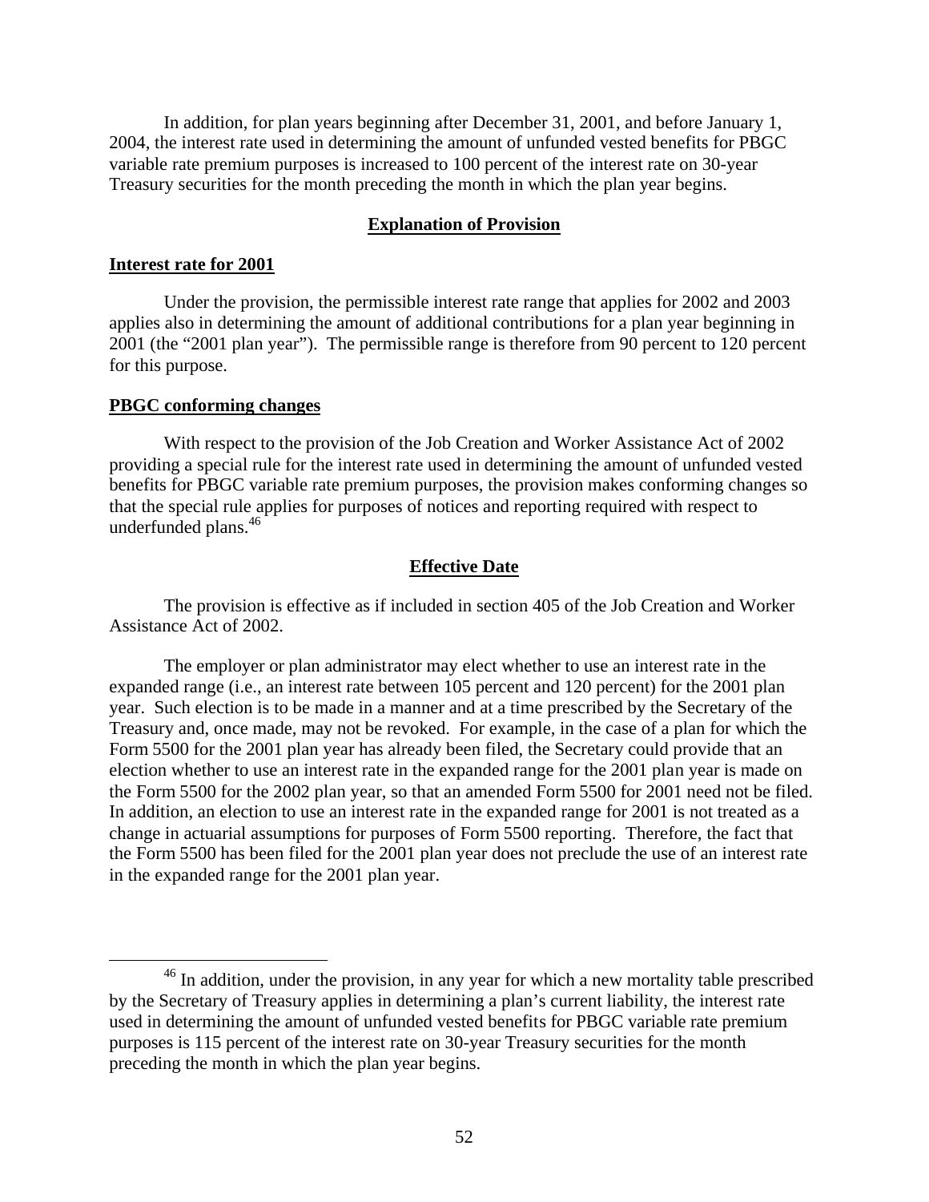In addition, for plan years beginning after December 31, 2001, and before January 1, 2004, the interest rate used in determining the amount of unfunded vested benefits for PBGC variable rate premium purposes is increased to 100 percent of the interest rate on 30-year Treasury securities for the month preceding the month in which the plan year begins.

## Explanation of Provision

### Interest rate for 2001

Under the provision, the permissible interest rate range that applies for 2002 and 2003 applies also in determining the amount of additional contributions for a plan year beginning in 2001 (the "2001 plan year"). The permissible range is therefore from 90 percent to 120 percent for this purpose.

### PBGC conforming changes

With respect to the provision of the Job Creation and Worker Assistance Act of 2002 providing a special rule for the interest rate used in determining the amount of unfunded vested benefits for PBGC variable rate premium purposes, the provision makes conforming changes so that the special rule applies for purposes of notices and reporting required with respect to underfunded plans.[46]

## Effective Date

The provision is effective as if included in section 405 of the Job Creation and Worker Assistance Act of 2002.

The employer or plan administrator may elect whether to use an interest rate in the expanded range (i.e., an interest rate between 105 percent and 120 percent) for the 2001 plan year. Such election is to be made in a manner and at a time prescribed by the Secretary of the Treasury and, once made, may not be revoked. For example, in the case of a plan for which the Form 5500 for the 2001 plan year has already been filed, the Secretary could provide that an election whether to use an interest rate in the expanded range for the 2001 plan year is made on the Form 5500 for the 2002 plan year, so that an amended Form 5500 for 2001 need not be filed. In addition, an election to use an interest rate in the expanded range for 2001 is not treated as a change in actuarial assumptions for purposes of Form 5500 reporting. Therefore, the fact that the Form 5500 has been filed for the 2001 plan year does not preclude the use of an interest rate in the expanded range for the 2001 plan year.

---

[46] In addition, under the provision, in any year for which a new mortality table prescribed by the Secretary of Treasury applies in determining a plan's current liability, the interest rate used in determining the amount of unfunded vested benefits for PBGC variable rate premium purposes is 115 percent of the interest rate on 30-year Treasury securities for the month preceding the month in which the plan year begins.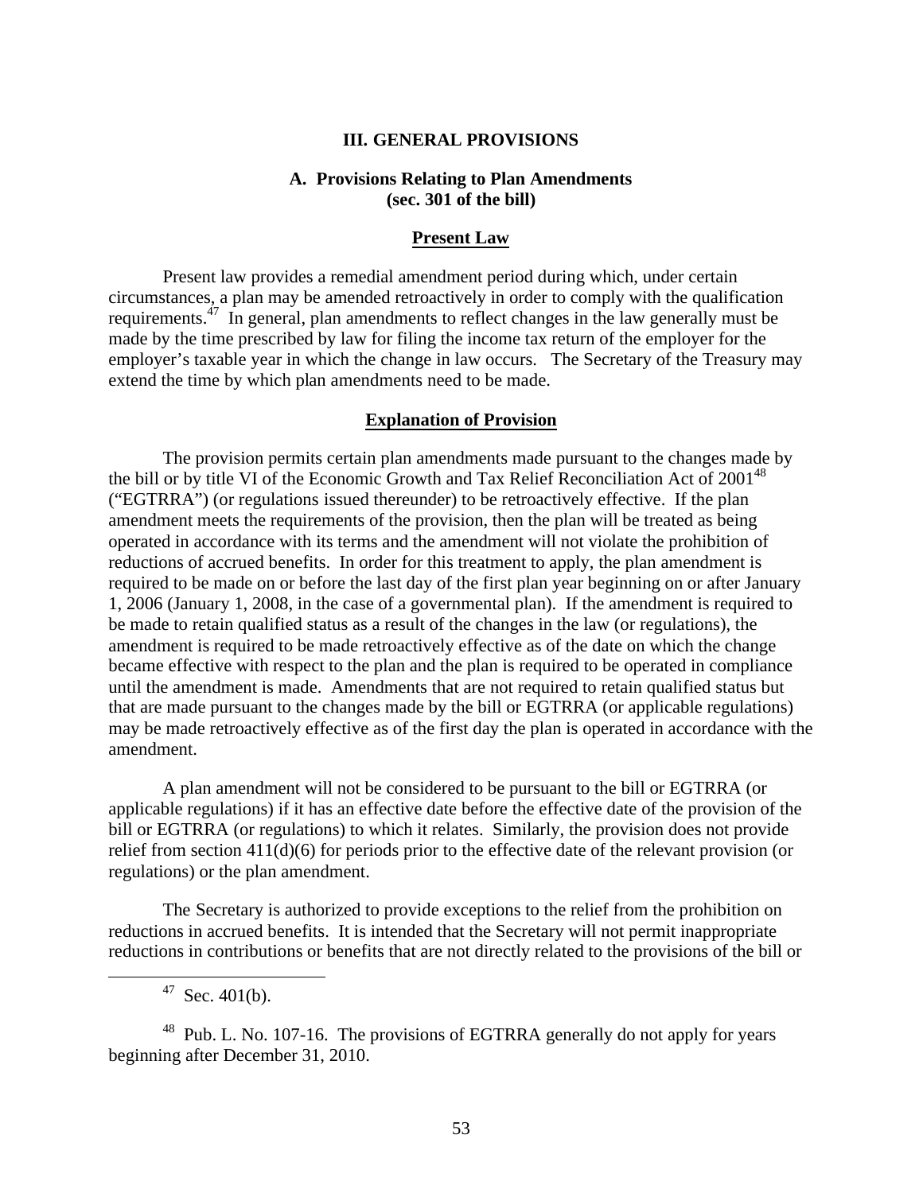## III. GENERAL PROVISIONS

### A. Provisions Relating to Plan Amendments (sec. 301 of the bill)

#### Present Law

Present law provides a remedial amendment period during which, under certain circumstances, a plan may be amended retroactively in order to comply with the qualification requirements.[47] In general, plan amendments to reflect changes in the law generally must be made by the time prescribed by law for filing the income tax return of the employer for the employer's taxable year in which the change in law occurs. The Secretary of the Treasury may extend the time by which plan amendments need to be made.

#### Explanation of Provision

The provision permits certain plan amendments made pursuant to the changes made by the bill or by title VI of the Economic Growth and Tax Relief Reconciliation Act of 2001[48] ("EGTRRA") (or regulations issued thereunder) to be retroactively effective. If the plan amendment meets the requirements of the provision, then the plan will be treated as being operated in accordance with its terms and the amendment will not violate the prohibition of reductions of accrued benefits. In order for this treatment to apply, the plan amendment is required to be made on or before the last day of the first plan year beginning on or after January 1, 2006 (January 1, 2008, in the case of a governmental plan). If the amendment is required to be made to retain qualified status as a result of the changes in the law (or regulations), the amendment is required to be made retroactively effective as of the date on which the change became effective with respect to the plan and the plan is required to be operated in compliance until the amendment is made. Amendments that are not required to retain qualified status but that are made pursuant to the changes made by the bill or EGTRRA (or applicable regulations) may be made retroactively effective as of the first day the plan is operated in accordance with the amendment.

A plan amendment will not be considered to be pursuant to the bill or EGTRRA (or applicable regulations) if it has an effective date before the effective date of the provision of the bill or EGTRRA (or regulations) to which it relates. Similarly, the provision does not provide relief from section 411(d)(6) for periods prior to the effective date of the relevant provision (or regulations) or the plan amendment.

The Secretary is authorized to provide exceptions to the relief from the prohibition on reductions in accrued benefits. It is intended that the Secretary will not permit inappropriate reductions in contributions or benefits that are not directly related to the provisions of the bill or

---

[47] Sec. 401(b).

[48] Pub. L. No. 107-16. The provisions of EGTRRA generally do not apply for years beginning after December 31, 2010.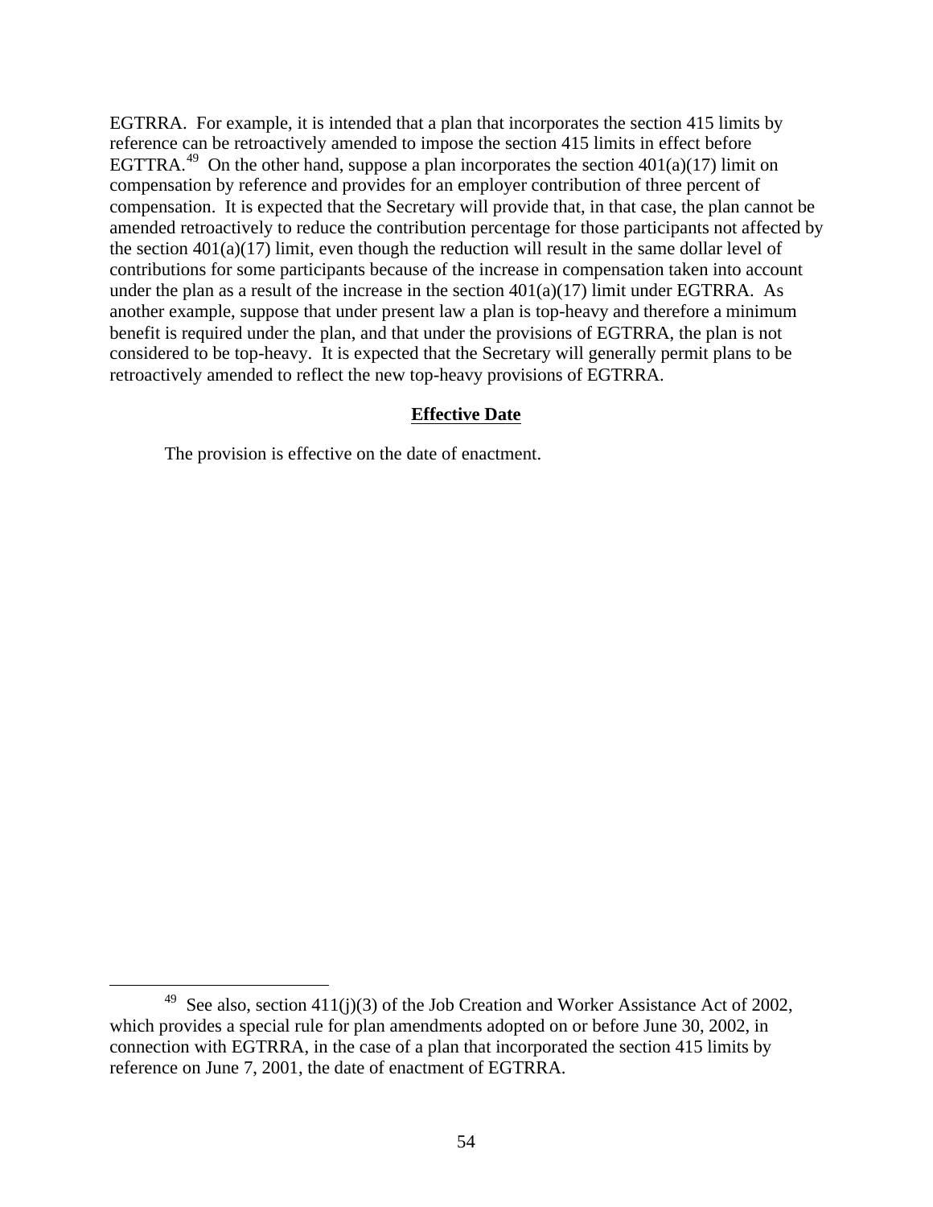EGTRRA. For example, it is intended that a plan that incorporates the section 415 limits by reference can be retroactively amended to impose the section 415 limits in effect before EGTTRA.[49] On the other hand, suppose a plan incorporates the section 401(a)(17) limit on compensation by reference and provides for an employer contribution of three percent of compensation. It is expected that the Secretary will provide that, in that case, the plan cannot be amended retroactively to reduce the contribution percentage for those participants not affected by the section 401(a)(17) limit, even though the reduction will result in the same dollar level of contributions for some participants because of the increase in compensation taken into account under the plan as a result of the increase in the section 401(a)(17) limit under EGTRRA. As another example, suppose that under present law a plan is top-heavy and therefore a minimum benefit is required under the plan, and that under the provisions of EGTRRA, the plan is not considered to be top-heavy. It is expected that the Secretary will generally permit plans to be retroactively amended to reflect the new top-heavy provisions of EGTRRA.

**Effective Date**

The provision is effective on the date of enactment.

---

[49] See also, section 411(j)(3) of the Job Creation and Worker Assistance Act of 2002, which provides a special rule for plan amendments adopted on or before June 30, 2002, in connection with EGTRRA, in the case of a plan that incorporated the section 415 limits by reference on June 7, 2001, the date of enactment of EGTRRA.